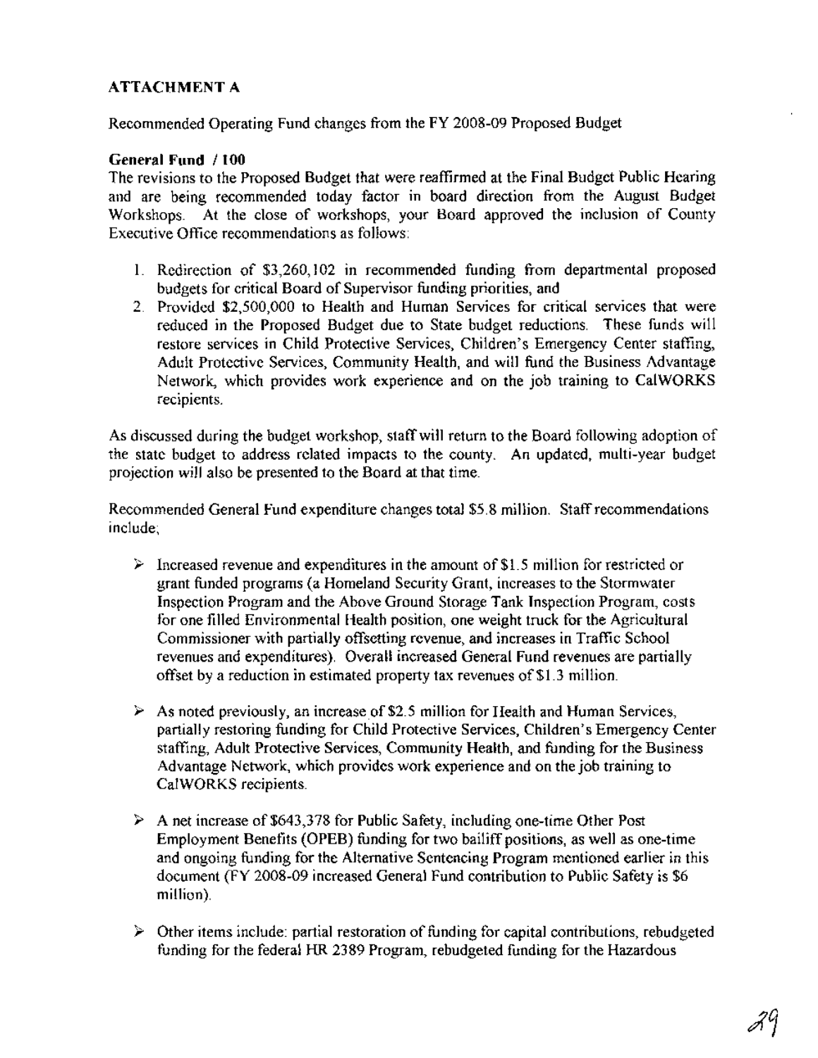## ATTACHMENT A

Recommended Operating Fund changes from the FY 2008-09 Proposed Budget

**General Fund / 100**

The revisions to the Proposed Budget that were reaffirmed at the Final Budget Public Hearing and are being recommended today factor in board direction from the August Budget Workshops. At the close of workshops, your Board approved the inclusion of County Executive Office recommendations as follows:

1. Redirection of $3,260,102 in recommended funding from departmental proposed budgets for critical Board of Supervisor funding priorities, and
2. Provided $2,500,000 to Health and Human Services for critical services that were reduced in the Proposed Budget due to State budget reductions. These funds will restore services in Child Protective Services, Children's Emergency Center staffing, Adult Protective Services, Community Health, and will fund the Business Advantage Network, which provides work experience and on the job training to CalWORKS recipients.

As discussed during the budget workshop, staff will return to the Board following adoption of the state budget to address related impacts to the county. An updated, multi-year budget projection will also be presented to the Board at that time.

Recommended General Fund expenditure changes total $5.8 million. Staff recommendations include;

- Increased revenue and expenditures in the amount of $1.5 million for restricted or grant funded programs (a Homeland Security Grant, increases to the Stormwater Inspection Program and the Above Ground Storage Tank Inspection Program, costs for one filled Environmental Health position, one weight truck for the Agricultural Commissioner with partially offsetting revenue, and increases in Traffic School revenues and expenditures). Overall increased General Fund revenues are partially offset by a reduction in estimated property tax revenues of $1.3 million.
- As noted previously, an increase of $2.5 million for Health and Human Services, partially restoring funding for Child Protective Services, Children's Emergency Center staffing, Adult Protective Services, Community Health, and funding for the Business Advantage Network, which provides work experience and on the job training to CalWORKS recipients.
- A net increase of $643,378 for Public Safety, including one-time Other Post Employment Benefits (OPEB) funding for two bailiff positions, as well as one-time and ongoing funding for the Alternative Sentencing Program mentioned earlier in this document (FY 2008-09 increased General Fund contribution to Public Safety is $6 million).
- Other items include: partial restoration of funding for capital contributions, rebudgeted funding for the federal HR 2389 Program, rebudgeted funding for the Hazardous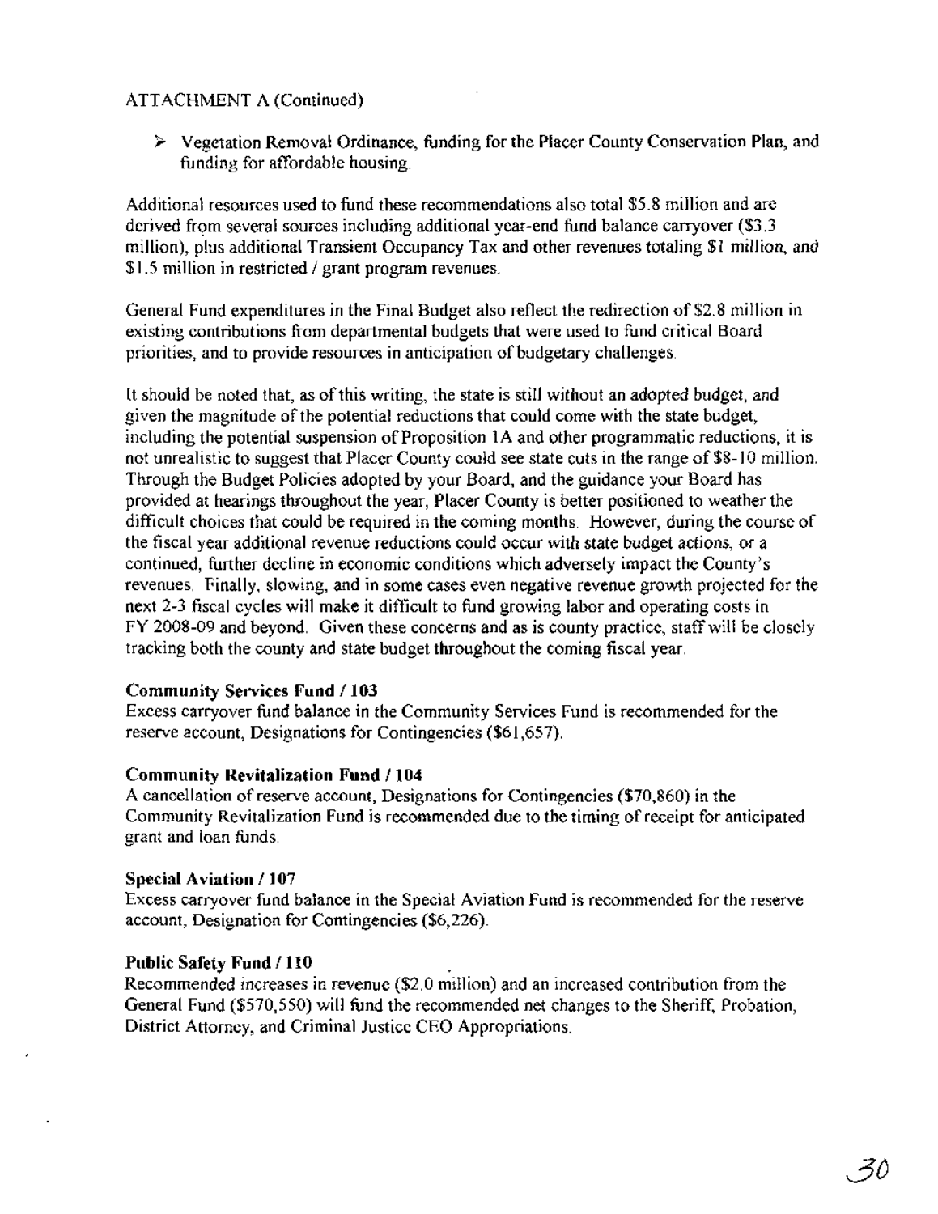ATTACHMENT A (Continued)

- Vegetation Removal Ordinance, funding for the Placer County Conservation Plan, and funding for affordable housing.

Additional resources used to fund these recommendations also total $5.8 million and are derived from several sources including additional year-end fund balance carryover ($3.3 million), plus additional Transient Occupancy Tax and other revenues totaling $1 million, and $1.5 million in restricted / grant program revenues.

General Fund expenditures in the Final Budget also reflect the redirection of $2.8 million in existing contributions from departmental budgets that were used to fund critical Board priorities, and to provide resources in anticipation of budgetary challenges.

It should be noted that, as of this writing, the state is still without an adopted budget, and given the magnitude of the potential reductions that could come with the state budget, including the potential suspension of Proposition 1A and other programmatic reductions, it is not unrealistic to suggest that Placer County could see state cuts in the range of $8-10 million. Through the Budget Policies adopted by your Board, and the guidance your Board has provided at hearings throughout the year, Placer County is better positioned to weather the difficult choices that could be required in the coming months. However, during the course of the fiscal year additional revenue reductions could occur with state budget actions, or a continued, further decline in economic conditions which adversely impact the County's revenues. Finally, slowing, and in some cases even negative revenue growth projected for the next 2-3 fiscal cycles will make it difficult to fund growing labor and operating costs in FY 2008-09 and beyond. Given these concerns and as is county practice, staff will be closely tracking both the county and state budget throughout the coming fiscal year.

**Community Services Fund / 103**
Excess carryover fund balance in the Community Services Fund is recommended for the reserve account, Designations for Contingencies ($61,657).

**Community Revitalization Fund / 104**
A cancellation of reserve account, Designations for Contingencies ($70,860) in the Community Revitalization Fund is recommended due to the timing of receipt for anticipated grant and loan funds.

**Special Aviation / 107**
Excess carryover fund balance in the Special Aviation Fund is recommended for the reserve account, Designation for Contingencies ($6,226).

**Public Safety Fund / 110**
Recommended increases in revenue ($2.0 million) and an increased contribution from the General Fund ($570,550) will fund the recommended net changes to the Sheriff, Probation, District Attorney, and Criminal Justice CEO Appropriations.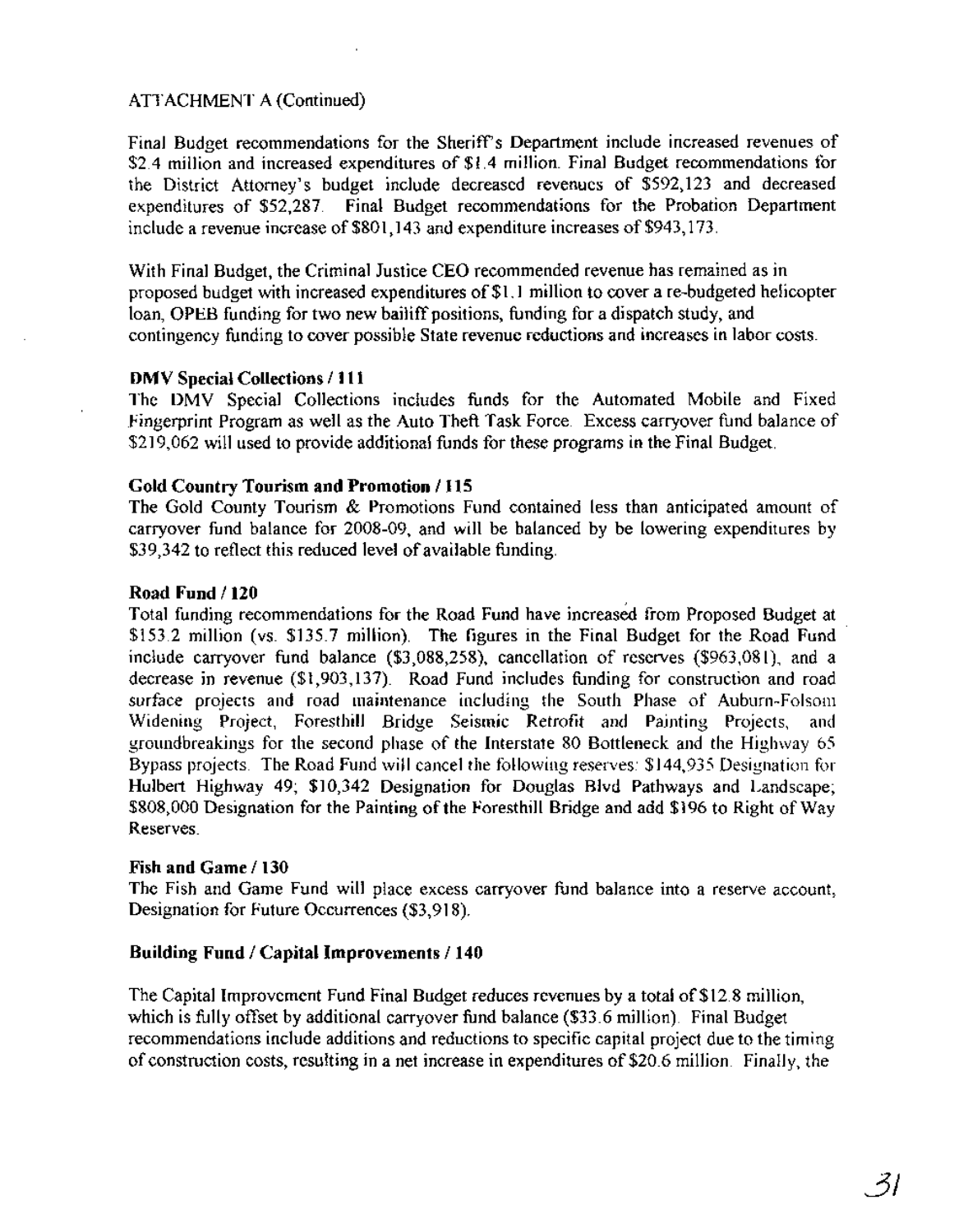ATTACHMENT A (Continued)

Final Budget recommendations for the Sheriff's Department include increased revenues of $2.4 million and increased expenditures of $1.4 million. Final Budget recommendations for the District Attorney's budget include decreased revenues of $592,123 and decreased expenditures of $52,287. Final Budget recommendations for the Probation Department include a revenue increase of $801,143 and expenditure increases of $943,173.

With Final Budget, the Criminal Justice CEO recommended revenue has remained as in proposed budget with increased expenditures of $1.1 million to cover a re-budgeted helicopter loan, OPEB funding for two new bailiff positions, funding for a dispatch study, and contingency funding to cover possible State revenue reductions and increases in labor costs.

**DMV Special Collections / 111**
The DMV Special Collections includes funds for the Automated Mobile and Fixed Fingerprint Program as well as the Auto Theft Task Force. Excess carryover fund balance of $219,062 will used to provide additional funds for these programs in the Final Budget.

**Gold Country Tourism and Promotion / 115**
The Gold County Tourism & Promotions Fund contained less than anticipated amount of carryover fund balance for 2008-09, and will be balanced by be lowering expenditures by $39,342 to reflect this reduced level of available funding.

**Road Fund / 120**
Total funding recommendations for the Road Fund have increased from Proposed Budget at $153.2 million (vs. $135.7 million). The figures in the Final Budget for the Road Fund include carryover fund balance ($3,088,258), cancellation of reserves ($963,081), and a decrease in revenue ($1,903,137). Road Fund includes funding for construction and road surface projects and road maintenance including the South Phase of Auburn-Folsom Widening Project, Foresthill Bridge Seismic Retrofit and Painting Projects, and groundbreakings for the second phase of the Interstate 80 Bottleneck and the Highway 65 Bypass projects. The Road Fund will cancel the following reserves: $144,935 Designation for Hulbert Highway 49; $10,342 Designation for Douglas Blvd Pathways and Landscape; $808,000 Designation for the Painting of the Foresthill Bridge and add $196 to Right of Way Reserves.

**Fish and Game / 130**
The Fish and Game Fund will place excess carryover fund balance into a reserve account, Designation for Future Occurrences ($3,918).

**Building Fund / Capital Improvements / 140**

The Capital Improvement Fund Final Budget reduces revenues by a total of $12.8 million, which is fully offset by additional carryover fund balance ($33.6 million). Final Budget recommendations include additions and reductions to specific capital project due to the timing of construction costs, resulting in a net increase in expenditures of $20.6 million. Finally, the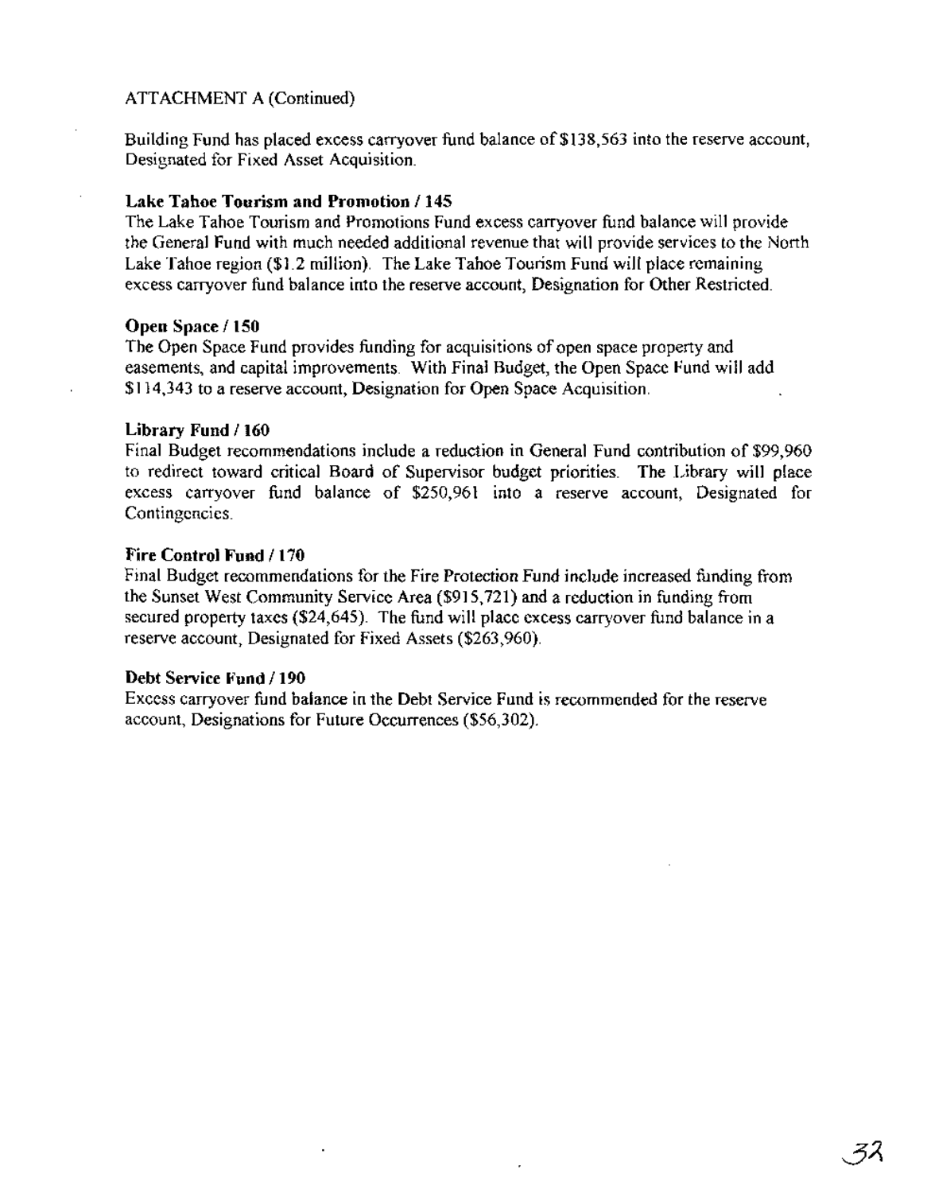ATTACHMENT A (Continued)

Building Fund has placed excess carryover fund balance of $138,563 into the reserve account, Designated for Fixed Asset Acquisition.

**Lake Tahoe Tourism and Promotion / 145**
The Lake Tahoe Tourism and Promotions Fund excess carryover fund balance will provide the General Fund with much needed additional revenue that will provide services to the North Lake Tahoe region ($1.2 million). The Lake Tahoe Tourism Fund will place remaining excess carryover fund balance into the reserve account, Designation for Other Restricted.

**Open Space / 150**
The Open Space Fund provides funding for acquisitions of open space property and easements, and capital improvements. With Final Budget, the Open Space Fund will add $114,343 to a reserve account, Designation for Open Space Acquisition.

**Library Fund / 160**
Final Budget recommendations include a reduction in General Fund contribution of $99,960 to redirect toward critical Board of Supervisor budget priorities. The Library will place excess carryover fund balance of $250,961 into a reserve account, Designated for Contingencies.

**Fire Control Fund / 170**
Final Budget recommendations for the Fire Protection Fund include increased funding from the Sunset West Community Service Area ($915,721) and a reduction in funding from secured property taxes ($24,645). The fund will place excess carryover fund balance in a reserve account, Designated for Fixed Assets ($263,960).

**Debt Service Fund / 190**
Excess carryover fund balance in the Debt Service Fund is recommended for the reserve account, Designations for Future Occurrences ($56,302).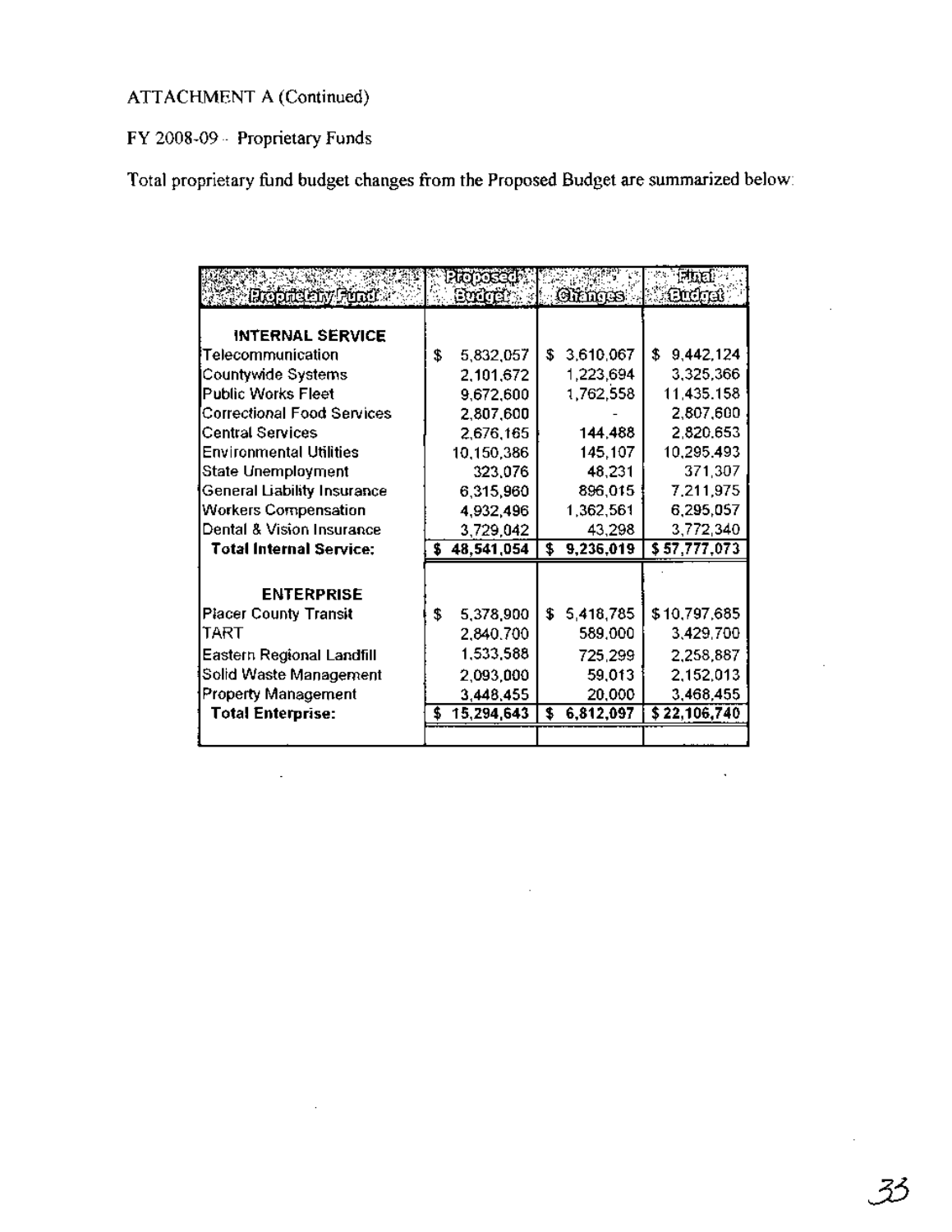ATTACHMENT A (Continued)

FY 2008-09 - Proprietary Funds

Total proprietary fund budget changes from the Proposed Budget are summarized below:

| Proprietary Fund | Proposed Budget | Changes | Final Budget |
|---|---|---|---|
| **INTERNAL SERVICE** | | | |
| Telecommunication | $ 5,832,057 | $ 3,610,067 | $ 9,442,124 |
| Countywide Systems | 2,101,672 | 1,223,694 | 3,325,366 |
| Public Works Fleet | 9,672,600 | 1,762,558 | 11,435,158 |
| Correctional Food Services | 2,807,600 | - | 2,807,600 |
| Central Services | 2,676,165 | 144,488 | 2,820,653 |
| Environmental Utilities | 10,150,386 | 145,107 | 10,295,493 |
| State Unemployment | 323,076 | 48,231 | 371,307 |
| General Liability Insurance | 6,315,960 | 896,015 | 7,211,975 |
| Workers Compensation | 4,932,496 | 1,362,561 | 6,295,057 |
| Dental & Vision Insurance | 3,729,042 | 43,298 | 3,772,340 |
| **Total Internal Service:** | **$ 48,541,054** | **$ 9,236,019** | **$ 57,777,073** |
| **ENTERPRISE** | | | |
| Placer County Transit | $ 5,378,900 | $ 5,418,785 | $ 10,797,685 |
| TART | 2,840,700 | 589,000 | 3,429,700 |
| Eastern Regional Landfill | 1,533,588 | 725,299 | 2,258,887 |
| Solid Waste Management | 2,093,000 | 59,013 | 2,152,013 |
| Property Management | 3,448,455 | 20,000 | 3,468,455 |
| **Total Enterprise:** | **$ 15,294,643** | **$ 6,812,097** | **$ 22,106,740** |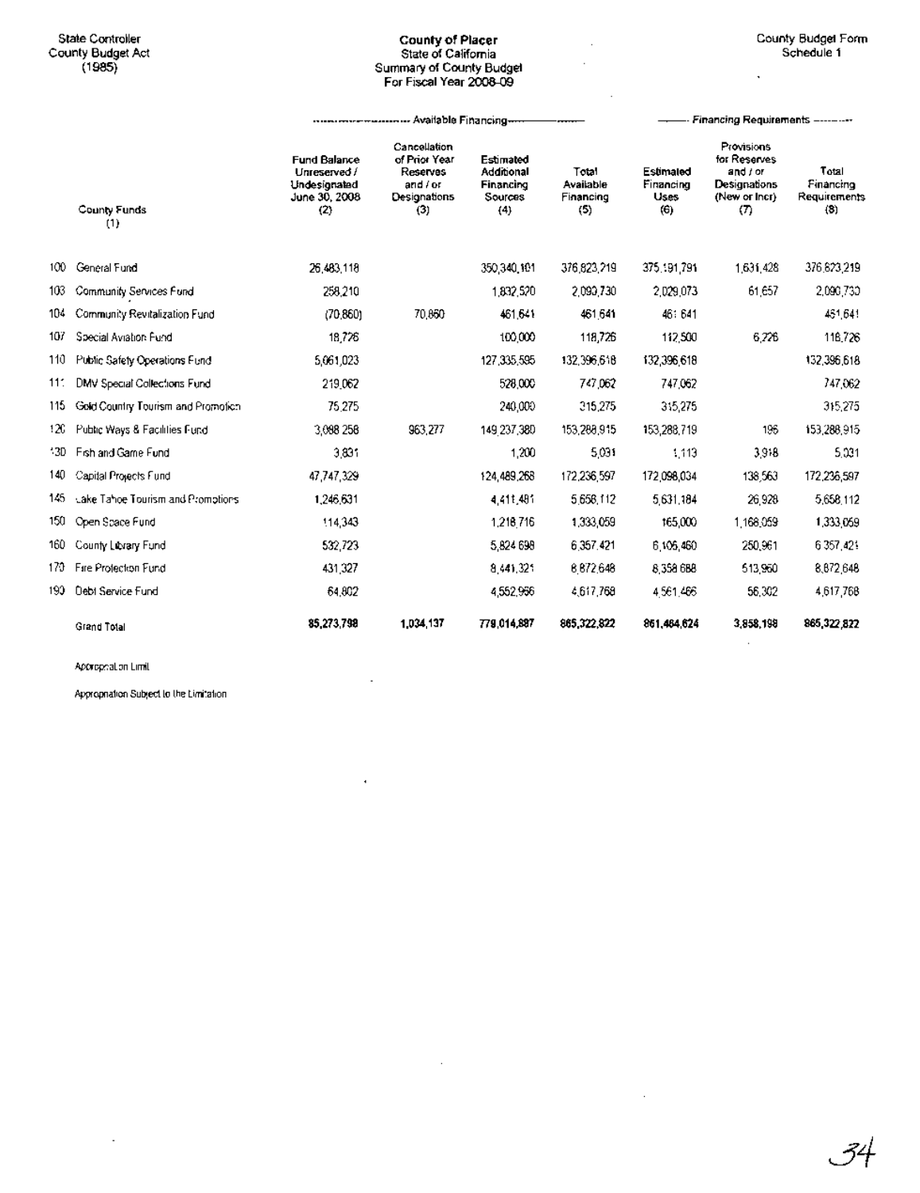State Controller
County Budget Act
(1985)

**County of Placer**
State of California
Summary of County Budget
For Fiscal Year 2008-09

County Budget Form
Schedule 1

| | County Funds (1) | Available Financing: Fund Balance Unreserved / Undesignated June 30, 2008 (2) | Available Financing: Cancellation of Prior Year Reserves and / or Designations (3) | Available Financing: Estimated Additional Financing Sources (4) | Available Financing: Total Available Financing (5) | Financing Requirements: Estimated Financing Uses (6) | Financing Requirements: Provisions for Reserves and / or Designations (New or Incr) (7) | Financing Requirements: Total Financing Requirements (8) |
|---|---|---|---|---|---|---|---|---|
| 100 | General Fund | 26,483,118 | | 350,340,101 | 376,823,219 | 375,191,791 | 1,631,428 | 376,823,219 |
| 103 | Community Services Fund | 258,210 | | 1,832,520 | 2,090,730 | 2,029,073 | 61,657 | 2,090,730 |
| 104 | Community Revitalization Fund | (70,860) | 70,860 | 461,641 | 461,641 | 461,641 | | 461,641 |
| 107 | Special Aviation Fund | 18,726 | | 100,000 | 118,726 | 112,500 | 6,226 | 118,726 |
| 110 | Public Safety Operations Fund | 5,061,023 | | 127,335,595 | 132,396,618 | 132,396,618 | | 132,396,618 |
| 111 | DMV Special Collections Fund | 219,062 | | 528,000 | 747,062 | 747,062 | | 747,062 |
| 115 | Gold Country Tourism and Promotion | 75,275 | | 240,000 | 315,275 | 315,275 | | 315,275 |
| 120 | Public Ways & Facilities Fund | 3,088,258 | 963,277 | 149,237,380 | 153,288,915 | 153,288,719 | 196 | 153,288,915 |
| 130 | Fish and Game Fund | 3,831 | | 1,200 | 5,031 | 1,113 | 3,918 | 5,031 |
| 140 | Capital Projects Fund | 47,747,329 | | 124,489,268 | 172,236,597 | 172,098,034 | 138,563 | 172,236,597 |
| 145 | Lake Tahoe Tourism and Promotions | 1,246,631 | | 4,411,481 | 5,658,112 | 5,631,184 | 26,928 | 5,658,112 |
| 150 | Open Space Fund | 114,343 | | 1,218,716 | 1,333,059 | 165,000 | 1,168,059 | 1,333,059 |
| 160 | County Library Fund | 532,723 | | 5,824,698 | 6,357,421 | 6,106,460 | 250,961 | 6,357,421 |
| 170 | Fire Protection Fund | 431,327 | | 8,441,321 | 8,872,648 | 8,358,688 | 513,960 | 8,872,648 |
| 190 | Debt Service Fund | 64,802 | | 4,552,966 | 4,617,768 | 4,561,466 | 56,302 | 4,617,768 |
| | Grand Total | **85,273,798** | **1,034,137** | **779,014,887** | **865,322,822** | **861,464,624** | **3,858,198** | **865,322,822** |

Appropriation Limit

Appropriation Subject to the Limitation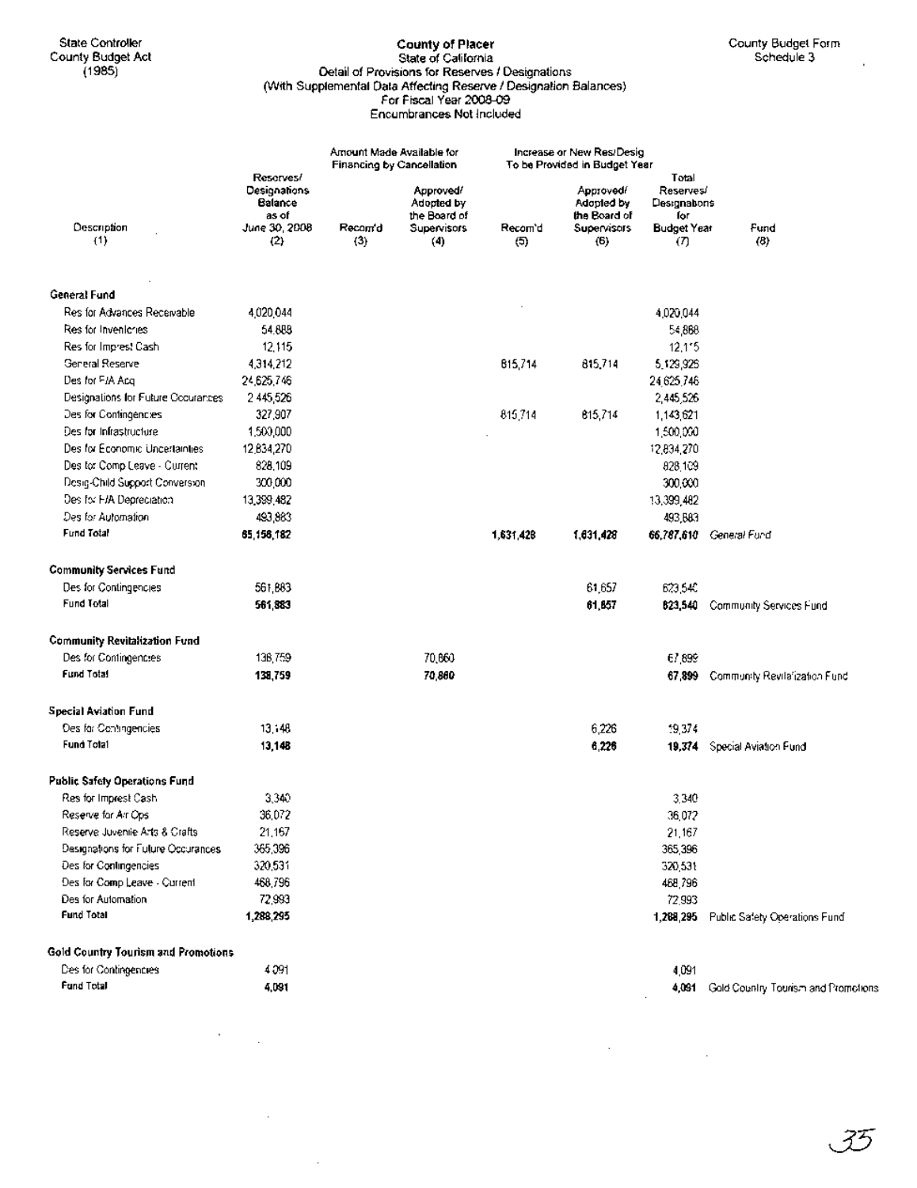State Controller
County Budget Act
(1985)

County Budget Form
Schedule 3

**County of Placer**
State of California
Detail of Provisions for Reserves / Designations
(With Supplemental Data Affecting Reserve / Designation Balances)
For Fiscal Year 2008-09
Encumbrances Not Included

| Description (1) | Reserves/ Designations Balance as of June 30, 2008 (2) | Amount Made Available for Financing by Cancellation: Recom'd (3) | Amount Made Available for Financing by Cancellation: Approved/ Adopted by the Board of Supervisors (4) | Increase or New Res/Desig To be Provided in Budget Year: Recom'd (5) | Increase or New Res/Desig To be Provided in Budget Year: Approved/ Adopted by the Board of Supervisors (6) | Total Reserves/ Designations for Budget Year (7) | Fund (8) |
|---|---|---|---|---|---|---|---|
| **General Fund** | | | | | | | |
| Res for Advances Receivable | 4,020,044 | | | | | 4,020,044 | |
| Res for Inventories | 54,888 | | | | | 54,888 | |
| Res for Imprest Cash | 12,115 | | | | | 12,115 | |
| General Reserve | 4,314,212 | | | 815,714 | 815,714 | 5,129,926 | |
| Des for F/A Acq | 24,625,746 | | | | | 24,625,746 | |
| Designations for Future Occurances | 2,445,526 | | | | | 2,445,526 | |
| Des for Contingencies | 327,907 | | | 815,714 | 815,714 | 1,143,621 | |
| Des for Infrastructure | 1,500,000 | | | | | 1,500,000 | |
| Des for Economic Uncertainties | 12,834,270 | | | | | 12,834,270 | |
| Des for Comp Leave - Current | 828,109 | | | | | 828,109 | |
| Desig-Child Support Conversion | 300,000 | | | | | 300,000 | |
| Des for F/A Depreciation | 13,399,482 | | | | | 13,399,482 | |
| Des for Automation | 493,883 | | | | | 493,883 | |
| **Fund Total** | **65,156,182** | | | **1,631,428** | **1,631,428** | **66,787,610** | General Fund |
| **Community Services Fund** | | | | | | | |
| Des for Contingencies | 561,883 | | | | 61,657 | 623,540 | |
| **Fund Total** | **561,883** | | | | **61,657** | **623,540** | Community Services Fund |
| **Community Revitalization Fund** | | | | | | | |
| Des for Contingencies | 138,759 | | 70,860 | | | 67,899 | |
| **Fund Total** | **138,759** | | **70,860** | | | **67,899** | Community Revitalization Fund |
| **Special Aviation Fund** | | | | | | | |
| Des for Contingencies | 13,148 | | | | 6,226 | 19,374 | |
| **Fund Total** | **13,148** | | | | **6,226** | **19,374** | Special Aviation Fund |
| **Public Safety Operations Fund** | | | | | | | |
| Res for Imprest Cash | 3,340 | | | | | 3,340 | |
| Reserve for Air Ops | 36,072 | | | | | 36,072 | |
| Reserve Juvenile Arts & Crafts | 21,167 | | | | | 21,167 | |
| Designations for Future Occurances | 365,396 | | | | | 365,396 | |
| Des for Contingencies | 320,531 | | | | | 320,531 | |
| Des for Comp Leave - Current | 468,796 | | | | | 468,796 | |
| Des for Automation | 72,993 | | | | | 72,993 | |
| **Fund Total** | **1,288,295** | | | | | **1,288,295** | Public Safety Operations Fund |
| **Gold Country Tourism and Promotions** | | | | | | | |
| Des for Contingencies | 4,091 | | | | | 4,091 | |
| **Fund Total** | **4,091** | | | | | **4,091** | Gold Country Tourism and Promotions |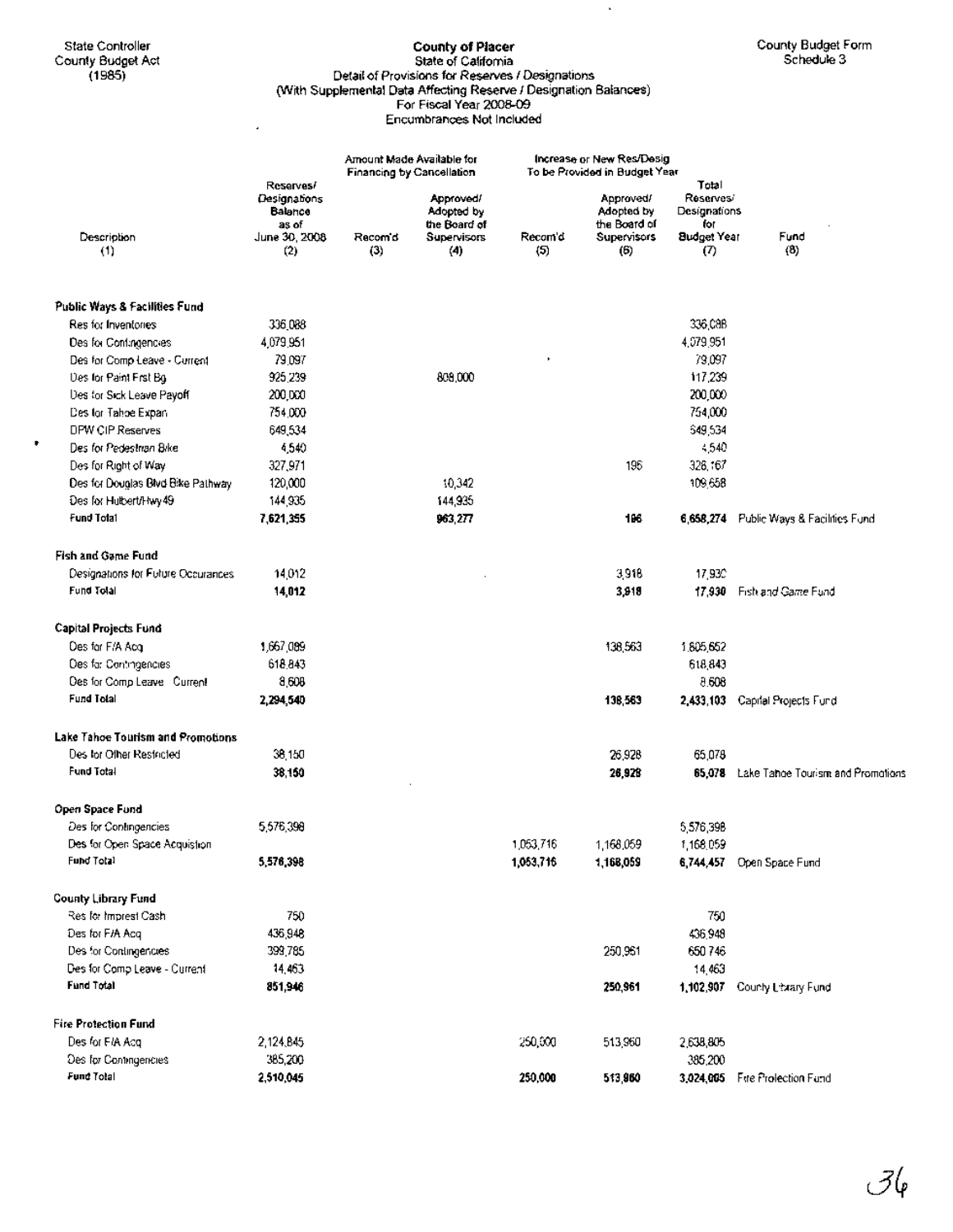State Controller
County Budget Act
(1985)

**County of Placer**
State of California
Detail of Provisions for Reserves / Designations
(With Supplemental Data Affecting Reserve / Designation Balances)
For Fiscal Year 2008-09
Encumbrances Not Included

County Budget Form
Schedule 3

| Description (1) | Reserves/ Designations Balance as of June 30, 2008 (2) | Amount Made Available for Financing by Cancellation | | Increase or New Res/Desig To be Provided in Budget Year | | Total Reserves/ Designations for Budget Year (7) | Fund (8) |
|---|---|---|---|---|---|---|---|
| | | Recom'd (3) | Approved/ Adopted by the Board of Supervisors (4) | Recom'd (5) | Approved/ Adopted by the Board of Supervisors (6) | | |
| **Public Ways & Facilities Fund** | | | | | | | |
| Res for Inventories | 336,088 | | | | | 336,088 | |
| Des for Contingencies | 4,079,951 | | | | | 4,079,951 | |
| Des for Comp Leave - Current | 79,097 | | | | | 79,097 | |
| Des for Paint Frst Bg | 925,239 | | 808,000 | | | 117,239 | |
| Des for Sick Leave Payoff | 200,000 | | | | | 200,000 | |
| Des for Tahoe Expan | 754,000 | | | | | 754,000 | |
| DPW CIP Reserves | 649,534 | | | | | 649,534 | |
| Des for Pedestrian Bike | 4,540 | | | | | 4,540 | |
| Des for Right of Way | 327,971 | | | | 196 | 328,167 | |
| Des for Douglas Blvd Bike Pathway | 120,000 | | 10,342 | | | 109,658 | |
| Des for Hulbert/Hwy49 | 144,935 | | 144,935 | | | | |
| **Fund Total** | **7,621,355** | | **963,277** | | **196** | **6,658,274** | Public Ways & Facilities Fund |
| **Fish and Game Fund** | | | | | | | |
| Designations for Future Occurances | 14,012 | | | | 3,918 | 17,930 | |
| **Fund Total** | **14,012** | | | | **3,918** | **17,930** | Fish and Game Fund |
| **Capital Projects Fund** | | | | | | | |
| Des for F/A Acq | 1,667,089 | | | | 138,563 | 1,805,652 | |
| Des for Contingencies | 618,843 | | | | | 618,843 | |
| Des for Comp Leave Current | 8,608 | | | | | 8,608 | |
| **Fund Total** | **2,294,540** | | | | **138,563** | **2,433,103** | Capital Projects Fund |
| **Lake Tahoe Tourism and Promotions** | | | | | | | |
| Des for Other Restricted | 38,150 | | | | 26,928 | 65,078 | |
| **Fund Total** | **38,150** | | | | **26,928** | **65,078** | Lake Tahoe Tourism and Promotions |
| **Open Space Fund** | | | | | | | |
| Des for Contingencies | 5,576,398 | | | | | 5,576,398 | |
| Des for Open Space Acquistion | | | | 1,053,716 | 1,168,059 | 1,168,059 | |
| **Fund Total** | **5,576,398** | | | **1,053,716** | **1,168,059** | **6,744,457** | Open Space Fund |
| **County Library Fund** | | | | | | | |
| Res for Imprest Cash | 750 | | | | | 750 | |
| Des for F/A Acq | 436,948 | | | | | 436,948 | |
| Des for Contingencies | 399,785 | | | | 250,961 | 650,746 | |
| Des for Comp Leave - Current | 14,463 | | | | | 14,463 | |
| **Fund Total** | **851,946** | | | | **250,961** | **1,102,907** | County Library Fund |
| **Fire Protection Fund** | | | | | | | |
| Des for F/A Acq | 2,124,845 | | | 250,000 | 513,960 | 2,638,805 | |
| Des for Contingencies | 385,200 | | | | | 385,200 | |
| **Fund Total** | **2,510,045** | | | **250,000** | **513,960** | **3,024,005** | Fire Protection Fund |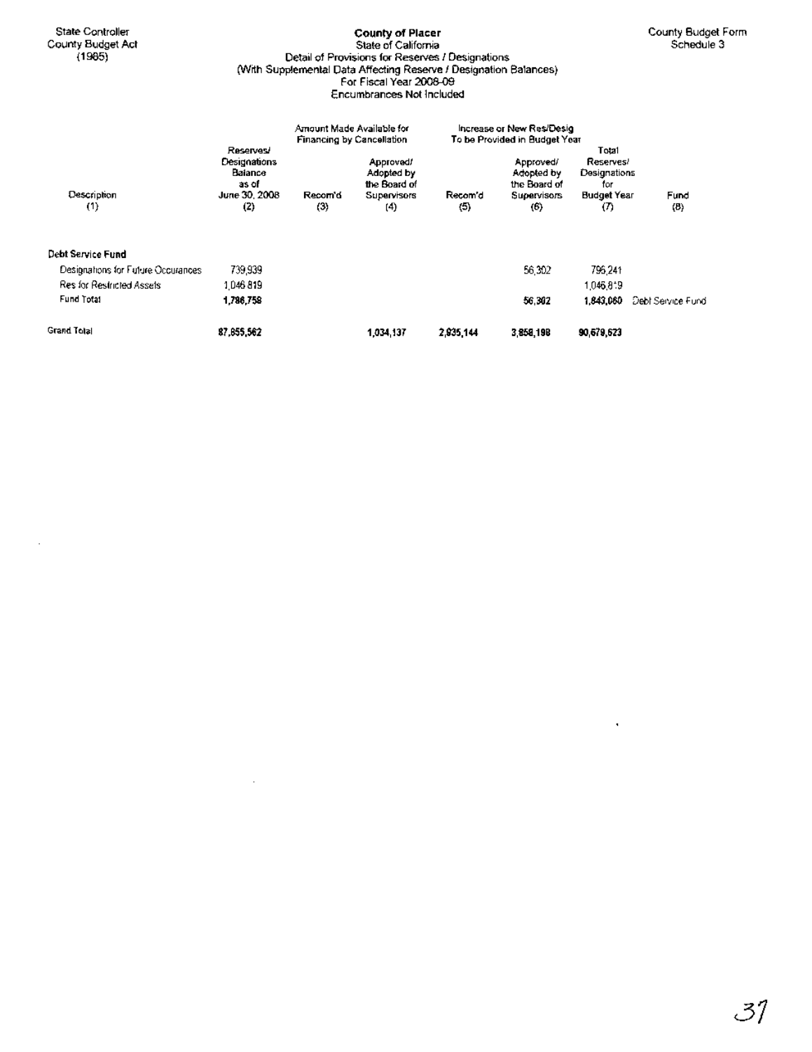State Controller
County Budget Act
(1985)

**County of Placer**
State of California
Detail of Provisions for Reserves / Designations
(With Supplemental Data Affecting Reserve / Designation Balances)
For Fiscal Year 2008-09
Encumbrances Not Included

County Budget Form
Schedule 3

| Description (1) | Reserves/ Designations Balance as of June 30, 2008 (2) | Amount Made Available for Financing by Cancellation Recom'd (3) | Approved/ Adopted by the Board of Supervisors (4) | Increase or New Res/Desig To be Provided in Budget Year Recom'd (5) | Approved/ Adopted by the Board of Supervisors (6) | Total Reserves/ Designations for Budget Year (7) | Fund (8) |
|---|---|---|---|---|---|---|---|
| **Debt Service Fund** | | | | | | | |
| Designations for Future Occurances | 739,939 | | | | 56,302 | 796,241 | |
| Res for Restricted Assets | 1,046,819 | | | | | 1,046,819 | |
| Fund Total | **1,786,758** | | | | **56,302** | **1,843,060** | Debt Service Fund |
| Grand Total | **87,855,562** | | **1,034,137** | **2,935,144** | **3,858,198** | **90,679,623** | |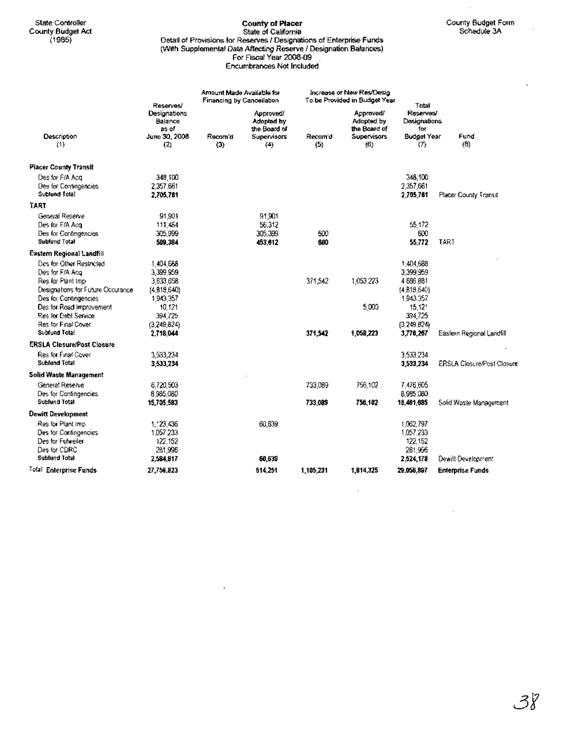State Controller
County Budget Act
(1985)

**County of Placer**
State of California
Detail of Provisions for Reserves / Designations of Enterprise Funds
(With Supplemental Data Affecting Reserve / Designation Balances)
For Fiscal Year 2008-09
Encumbrances Not Included

County Budget Form
Schedule 3A

| Description (1) | Reserves/ Designations Balance as of June 30, 2008 (2) | Amount Made Available for Financing by Cancellation Recom'd (3) | Approved/ Adopted by the Board of Supervisors (4) | Increase or New Res/Desig To be Provided in Budget Year Recom'd (5) | Approved/ Adopted by the Board of Supervisors (6) | Total Reserves/ Designations for Budget Year (7) | Fund (8) |
|---|---|---|---|---|---|---|---|
| **Placer County Transit** | | | | | | | |
| Des for F/A Acq | 348,100 | | | | | 348,100 | |
| Des for Contingencies | 2,357,661 | | | | | 2,357,661 | |
| **Subfund Total** | **2,705,761** | | | | | **2,705,761** | Placer County Transit |
| **TART** | | | | | | | |
| General Reserve | 91,901 | | 91,901 | | | | |
| Des for F/A Acq | 111,484 | | 56,312 | | | 55,172 | |
| Des for Contingencies | 305,999 | | 305,399 | 600 | | 600 | |
| **Subfund Total** | **509,384** | | **453,612** | **600** | | **55,772** | TART |
| **Eastern Regional Landfill** | | | | | | | |
| Des for Other Restricted | 1,404,688 | | | | | 1,404,688 | |
| Des for F/A Acq | 3,399,959 | | | | | 3,399,959 | |
| Res for Plant Imp | 3,633,658 | | | 371,542 | 1,053,223 | 4,686,881 | |
| Designations for Future Occurance | (4,818,640) | | | | | (4,818,640) | |
| Des for Contingencies | 1,943,357 | | | | | 1,943,357 | |
| Des for Road Improvement | 10,121 | | | | 5,000 | 15,121 | |
| Res for Debt Service | 394,725 | | | | | 394,725 | |
| Res for Final Cover | (3,249,824) | | | | | (3,249,824) | |
| **Subfund Total** | **2,718,044** | | | **371,542** | **1,058,223** | **3,776,267** | Eastern Regional Landfill |
| **ERSLA Closure/Post Closure** | | | | | | | |
| Res for Final Cover | 3,533,234 | | | | | 3,533,234 | |
| **Subfund Total** | **3,533,234** | | | | | **3,533,234** | ERSLA Closure/Post Closure |
| **Solid Waste Management** | | | | | | | |
| General Reserve | 6,720,503 | | | 733,089 | 756,102 | 7,476,605 | |
| Des for Contingencies | 8,985,080 | | | | | 8,985,080 | |
| **Subfund Total** | **15,705,583** | | | **733,089** | **756,102** | **16,461,685** | Solid Waste Management |
| **Dewitt Development** | | | | | | | |
| Res for Plant Imp | 1,123,436 | | 60,639 | | | 1,062,797 | |
| Des for Contingencies | 1,057,233 | | | | | 1,057,233 | |
| Des for Fulweiler | 122,152 | | | | | 122,152 | |
| Des for CDRC | 281,996 | | | | | 281,996 | |
| **Subfund Total** | **2,584,817** | | **60,639** | | | **2,524,178** | Dewitt Development |
| **Total Enterprise Funds** | **27,756,823** | | **514,251** | **1,105,231** | **1,814,325** | **29,056,897** | **Enterprise Funds** |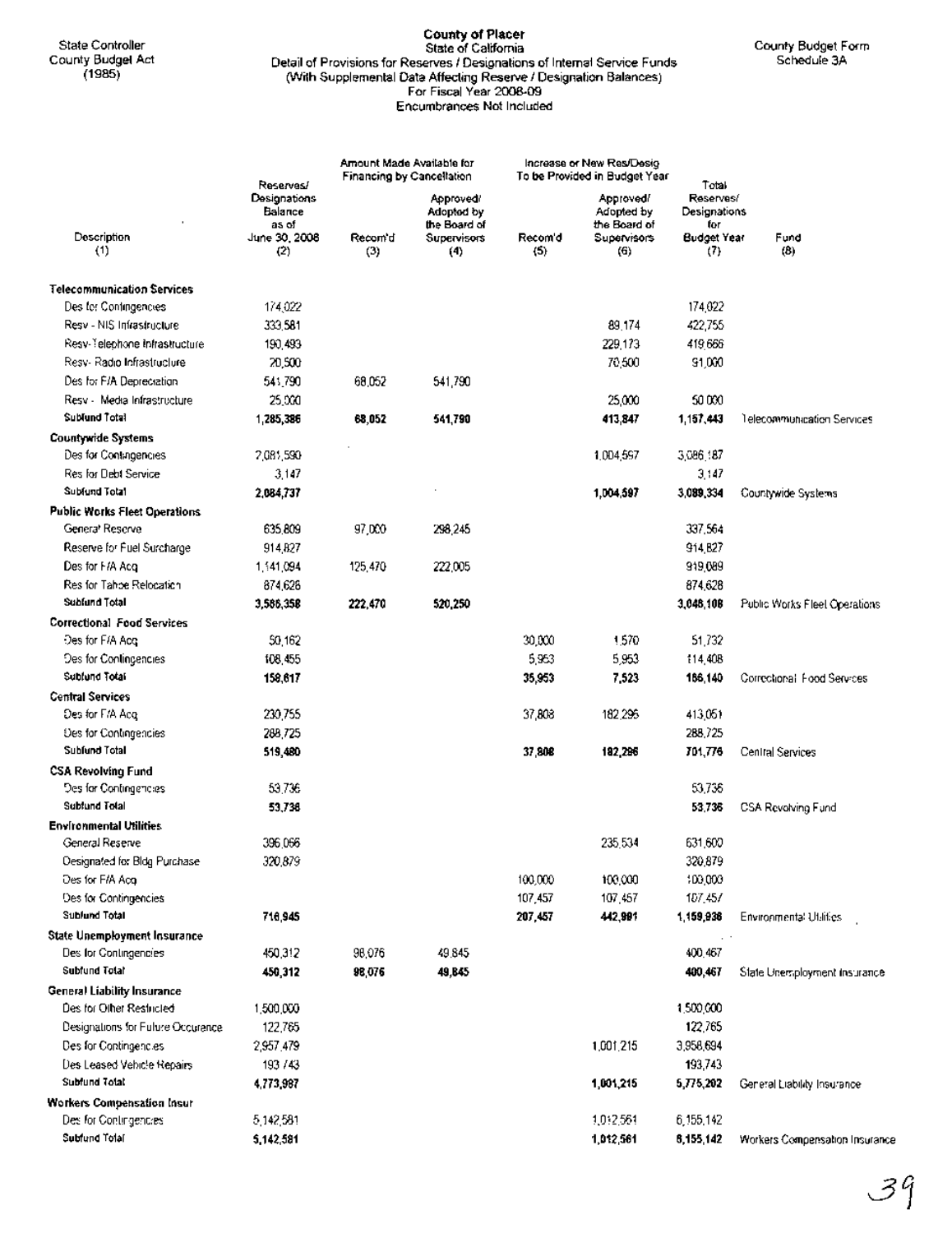State Controller
County Budget Act
(1985)

**County of Placer**
State of California
Detail of Provisions for Reserves / Designations of Internal Service Funds
(With Supplemental Data Affecting Reserve / Designation Balances)
For Fiscal Year 2008-09
Encumbrances Not Included

County Budget Form
Schedule 3A

| Description (1) | Reserves/ Designations Balance as of June 30, 2008 (2) | Amount Made Available for Financing by Cancellation: Recom'd (3) | Amount Made Available for Financing by Cancellation: Approved/ Adopted by the Board of Supervisors (4) | Increase or New Res/Desig To be Provided in Budget Year: Recom'd (5) | Increase or New Res/Desig To be Provided in Budget Year: Approved/ Adopted by the Board of Supervisors (6) | Total Reserves/ Designations for Budget Year (7) | Fund (8) |
|---|---|---|---|---|---|---|---|
| **Telecommunication Services** | | | | | | | |
| Des for Contingencies | 174,022 | | | | | 174,022 | |
| Resv - NIS Infrastructure | 333,581 | | | | 89,174 | 422,755 | |
| Resv-Telephone Infrastructure | 190,493 | | | | 229,173 | 419,666 | |
| Resv- Radio Infrastructure | 20,500 | | | | 70,500 | 91,000 | |
| Des for F/A Depreciation | 541,790 | 68,052 | 541,790 | | | | |
| Resv - Media Infrastructure | 25,000 | | | | 25,000 | 50,000 | |
| **Subfund Total** | **1,285,386** | **68,052** | **541,790** | | **413,847** | **1,157,443** | Telecommunication Services |
| **Countywide Systems** | | | | | | | |
| Des for Contingencies | 2,081,590 | | | | 1,004,597 | 3,086,187 | |
| Res for Debt Service | 3,147 | | | | | 3,147 | |
| **Subfund Total** | **2,084,737** | | | | **1,004,597** | **3,089,334** | Countywide Systems |
| **Public Works Fleet Operations** | | | | | | | |
| General Reserve | 635,809 | 97,000 | 298,245 | | | 337,564 | |
| Reserve for Fuel Surcharge | 914,827 | | | | | 914,827 | |
| Des for F/A Acq | 1,141,094 | 125,470 | 222,005 | | | 919,089 | |
| Res for Tahoe Relocation | 874,628 | | | | | 874,628 | |
| **Subfund Total** | **3,566,358** | **222,470** | **520,250** | | | **3,046,108** | Public Works Fleet Operations |
| **Correctional Food Services** | | | | | | | |
| Des for F/A Acq | 50,162 | | | 30,000 | 1,570 | 51,732 | |
| Des for Contingencies | 108,455 | | | 5,953 | 5,953 | 114,408 | |
| **Subfund Total** | **158,617** | | | **35,953** | **7,523** | **166,140** | Correctional Food Services |
| **Central Services** | | | | | | | |
| Des for F/A Acq | 230,755 | | | 37,808 | 182,296 | 413,051 | |
| Des for Contingencies | 288,725 | | | | | 288,725 | |
| **Subfund Total** | **519,480** | | | **37,808** | **182,296** | **701,776** | Central Services |
| **CSA Revolving Fund** | | | | | | | |
| Des for Contingencies | 53,736 | | | | | 53,736 | |
| **Subfund Total** | **53,736** | | | | | **53,736** | CSA Revolving Fund |
| **Environmental Utilities** | | | | | | | |
| General Reserve | 396,066 | | | | 235,534 | 631,600 | |
| Designated for Bldg Purchase | 320,879 | | | | | 320,879 | |
| Des for F/A Acq | | | | 100,000 | 100,000 | 100,000 | |
| Des for Contingencies | | | | 107,457 | 107,457 | 107,457 | |
| **Subfund Total** | **716,945** | | | **207,457** | **442,991** | **1,159,936** | Environmental Utilities |
| **State Unemployment Insurance** | | | | | | | |
| Des for Contingencies | 450,312 | 98,076 | 49,845 | | | 400,467 | |
| **Subfund Total** | **450,312** | **98,076** | **49,845** | | | **400,467** | State Unemployment Insurance |
| **General Liability Insurance** | | | | | | | |
| Des for Other Restricted | 1,500,000 | | | | | 1,500,000 | |
| Designations for Future Occurance | 122,765 | | | | | 122,765 | |
| Des for Contingencies | 2,957,479 | | | | 1,001,215 | 3,958,694 | |
| Des Leased Vehicle Repairs | 193,743 | | | | | 193,743 | |
| **Subfund Total** | **4,773,987** | | | | **1,001,215** | **5,775,202** | General Liability Insurance |
| **Workers Compensation Insur** | | | | | | | |
| Des for Contingencies | 5,142,581 | | | | 1,012,561 | 6,155,142 | |
| **Subfund Total** | **5,142,581** | | | | **1,012,561** | **6,155,142** | Workers Compensation Insurance |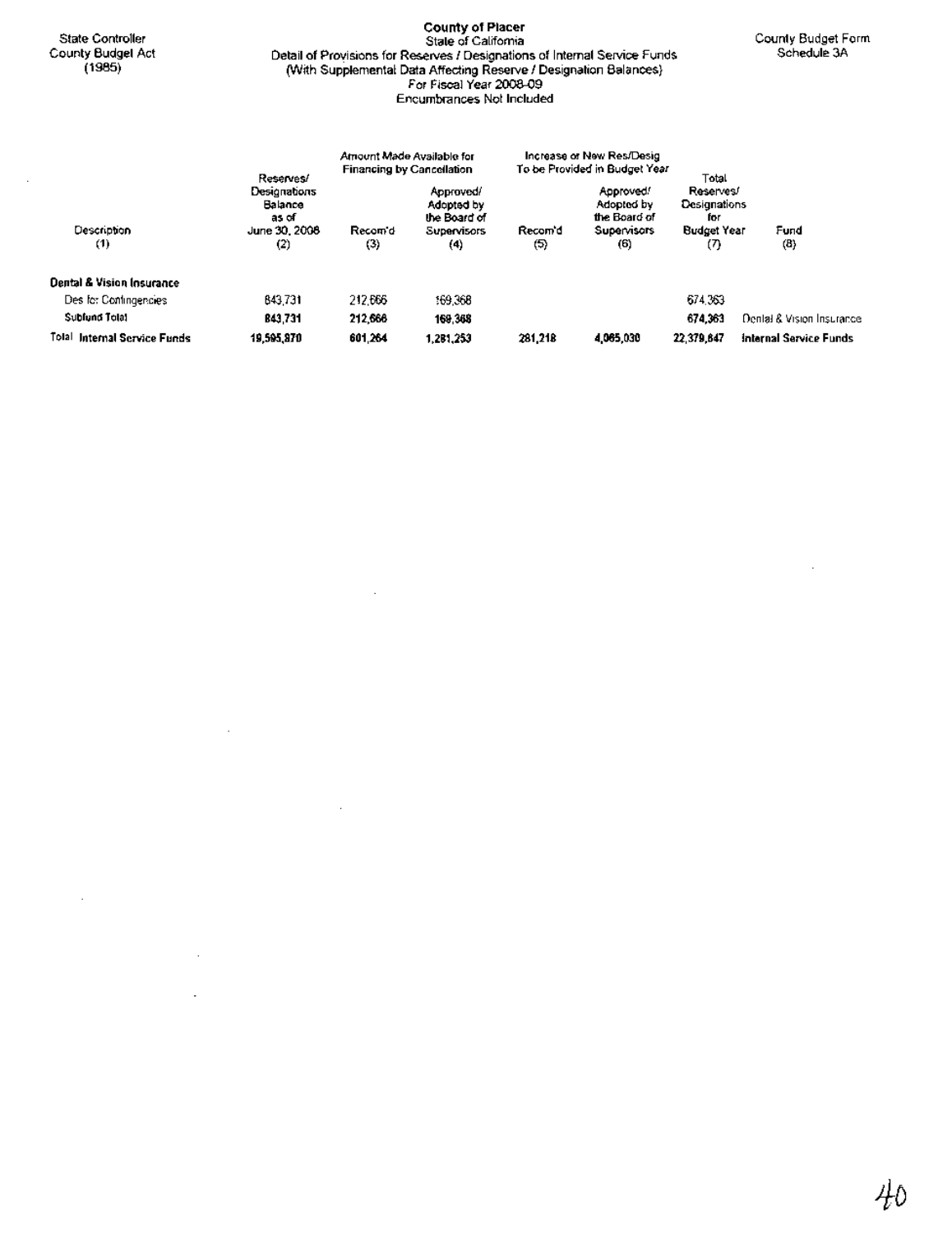State Controller
County Budget Act
(1985)

**County of Placer**
State of California
Detail of Provisions for Reserves / Designations of Internal Service Funds
(With Supplemental Data Affecting Reserve / Designation Balances)
For Fiscal Year 2008-09
Encumbrances Not Included

County Budget Form
Schedule 3A

| Description (1) | Reserves/ Designations Balance as of June 30, 2008 (2) | Amount Made Available for Financing by Cancellation Recom'd (3) | Amount Made Available for Financing by Cancellation Approved/ Adopted by the Board of Supervisors (4) | Increase or New Res/Desig To be Provided in Budget Year Recom'd (5) | Increase or New Res/Desig To be Provided in Budget Year Approved/ Adopted by the Board of Supervisors (6) | Total Reserves/ Designations for Budget Year (7) | Fund (8) |
|---|---|---|---|---|---|---|---|
| **Dental & Vision Insurance** | | | | | | | |
| Des for Contingencies | 843,731 | 212,666 | 169,368 | | | 674,363 | |
| **Subfund Total** | **843,731** | **212,666** | **169,368** | | | **674,363** | Dental & Vision Insurance |
| **Total Internal Service Funds** | **19,595,870** | **601,264** | **1,281,253** | **281,218** | **4,065,030** | **22,379,647** | **Internal Service Funds** |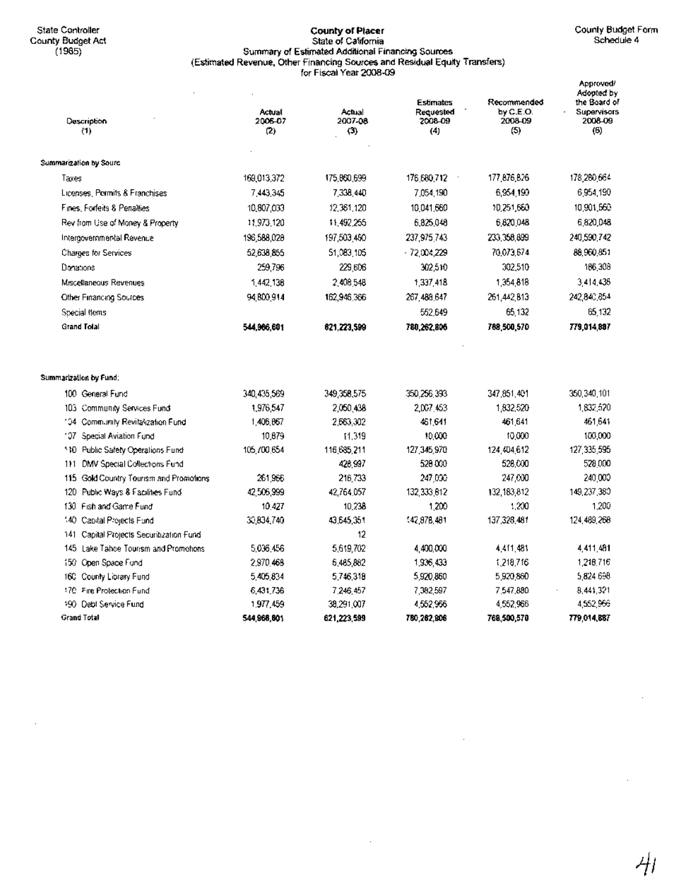State Controller
County Budget Act
(1985)

County Budget Form
Schedule 4

# County of Placer
## State of California
### Summary of Estimated Additional Financing Sources
### (Estimated Revenue, Other Financing Sources and Residual Equity Transfers)
### for Fiscal Year 2008-09

| Description (1) | Actual 2006-07 (2) | Actual 2007-08 (3) | Estimates Requested 2008-09 (4) | Recommended by C.E.O. 2008-09 (5) | Approved/ Adopted by the Board of Supervisors 2008-09 (6) |
|---|---|---|---|---|---|
| **Summarization by Sourc** | | | | | |
| Taxes | 169,013,372 | 175,860,699 | 176,680,712 | 177,876,826 | 178,280,664 |
| Licenses, Permits & Franchises | 7,443,345 | 7,338,440 | 7,054,190 | 6,954,190 | 6,954,190 |
| Fines, Forfeits & Penalties | 10,807,033 | 12,361,120 | 10,041,660 | 10,251,660 | 10,901,660 |
| Rev from Use of Money & Property | 11,973,120 | 11,492,255 | 6,825,048 | 6,820,048 | 6,820,048 |
| Intergovernmental Revenue | 196,588,028 | 197,503,450 | 237,975,743 | 233,358,899 | 240,590,742 |
| Charges for Services | 52,638,855 | 51,083,105 | 72,004,229 | 70,073,674 | 88,960,851 |
| Donations | 259,796 | 229,606 | 302,510 | 302,510 | 186,308 |
| Miscellaneous Revenues | 1,442,138 | 2,408,548 | 1,337,418 | 1,354,818 | 3,414,436 |
| Other Financing Sources | 94,800,914 | 162,946,366 | 267,488,647 | 261,442,813 | 242,840,854 |
| Special Items | | | 552,649 | 65,132 | 65,132 |
| **Grand Total** | **544,966,601** | **621,223,599** | **780,262,806** | **768,500,570** | **779,014,887** |
| **Summarization by Fund:** | | | | | |
| 100 General Fund | 340,435,569 | 349,358,575 | 350,256,393 | 347,851,401 | 350,340,101 |
| 103 Community Services Fund | 1,976,547 | 2,050,438 | 2,007,463 | 1,832,520 | 1,832,520 |
| 104 Community Revitalization Fund | 1,406,867 | 2,663,302 | 461,641 | 461,641 | 461,641 |
| 107 Special Aviation Fund | 10,879 | 11,319 | 10,000 | 10,000 | 100,000 |
| 110 Public Safety Operations Fund | 105,700,654 | 116,685,211 | 127,345,970 | 124,404,612 | 127,335,595 |
| 111 DMV Special Collections Fund | | 428,997 | 528,000 | 528,000 | 528,000 |
| 115 Gold Country Tourism and Promotions | 261,966 | 216,733 | 247,000 | 247,000 | 240,000 |
| 120 Public Ways & Facilities Fund | 42,506,999 | 42,764,057 | 132,333,812 | 132,183,812 | 149,237,380 |
| 130 Fish and Game Fund | 10,427 | 10,238 | 1,200 | 1,200 | 1,200 |
| 140 Capital Projects Fund | 30,834,740 | 43,645,351 | 142,878,481 | 137,328,481 | 124,489,268 |
| 141 Capital Projects Securitization Fund | | 12 | | | |
| 145 Lake Tahoe Tourism and Promotions | 5,036,456 | 5,619,702 | 4,400,000 | 4,411,481 | 4,411,481 |
| 150 Open Space Fund | 2,970,468 | 6,485,882 | 1,936,433 | 1,218,716 | 1,218,716 |
| 160 County Library Fund | 5,405,834 | 5,746,318 | 5,920,860 | 5,920,860 | 5,824,698 |
| 170 Fire Protection Fund | 6,431,736 | 7,246,457 | 7,382,597 | 7,547,880 | 8,441,321 |
| 190 Debt Service Fund | 1,977,459 | 38,291,007 | 4,552,966 | 4,552,966 | 4,552,966 |
| **Grand Total** | **544,966,601** | **621,223,599** | **780,262,806** | **768,500,570** | **779,014,887** |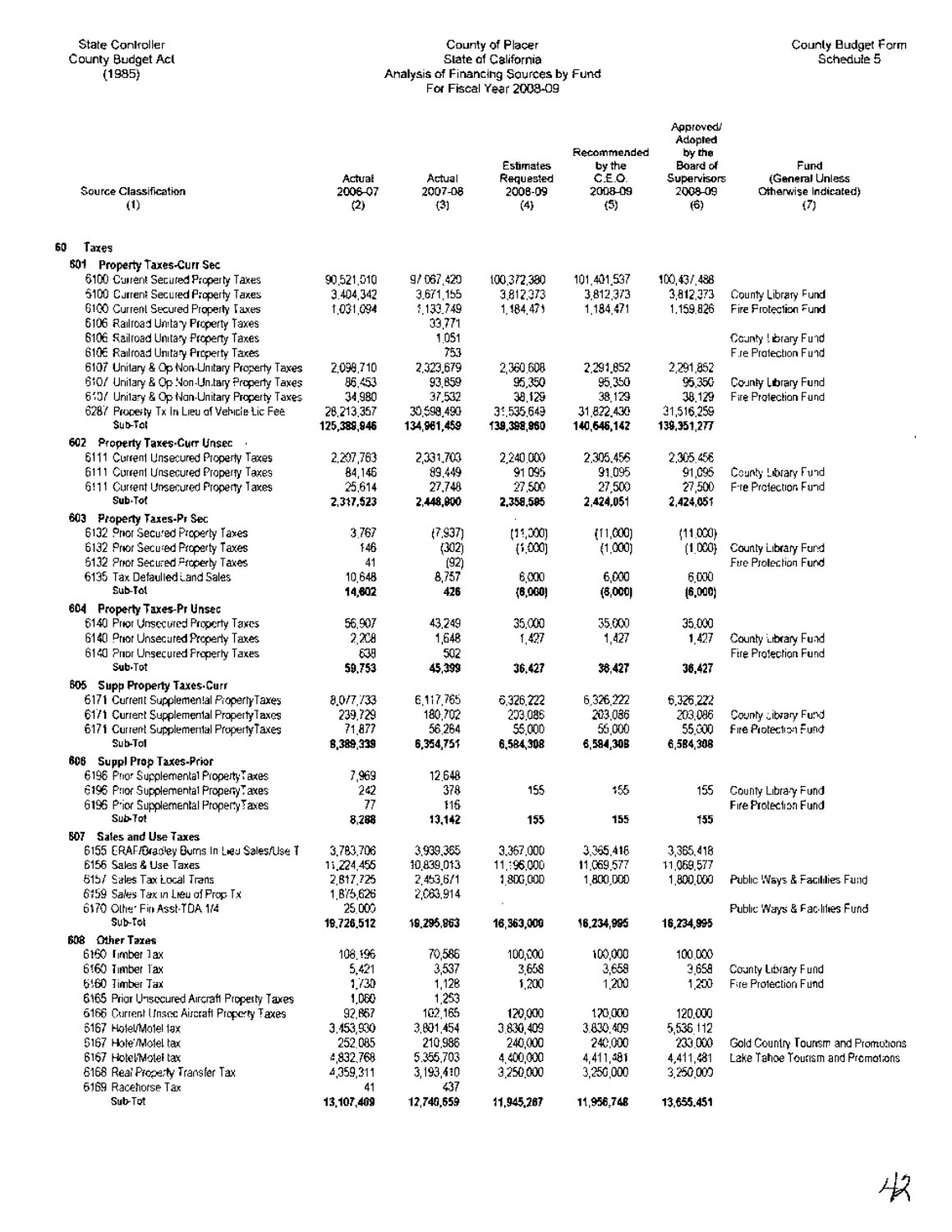State Controller
County Budget Act
(1985)

County of Placer
State of California
Analysis of Financing Sources by Fund
For Fiscal Year 2008-09

County Budget Form
Schedule 5

| Source Classification (1) | Actual 2006-07 (2) | Actual 2007-08 (3) | Estimates Requested 2008-09 (4) | Recommended by the C.E.O. 2008-09 (5) | Approved/ Adopted by the Board of Supervisors 2008-09 (6) | Fund (General Unless Otherwise Indicated) (7) |
|---|---|---|---|---|---|---|
| **60 Taxes** | | | | | | |
| **601 Property Taxes-Curr Sec** | | | | | | |
| 6100 Current Secured Property Taxes | 90,521,510 | 97,067,420 | 100,372,380 | 101,401,537 | 100,437,488 | |
| 6100 Current Secured Property Taxes | 3,404,342 | 3,671,155 | 3,812,373 | 3,812,373 | 3,812,373 | County Library Fund |
| 6100 Current Secured Property Taxes | 1,031,094 | 1,133,749 | 1,184,471 | 1,184,471 | 1,159,826 | Fire Protection Fund |
| 6106 Railroad Unitary Property Taxes | | 33,771 | | | | |
| 6106 Railroad Unitary Property Taxes | | 1,051 | | | | County Library Fund |
| 6106 Railroad Unitary Property Taxes | | 753 | | | | Fire Protection Fund |
| 6107 Unitary & Op Non-Unitary Property Taxes | 2,098,710 | 2,323,679 | 2,360,608 | 2,291,852 | 2,291,852 | |
| 6107 Unitary & Op Non-Unitary Property Taxes | 86,453 | 93,859 | 95,350 | 95,350 | 95,350 | County Library Fund |
| 6107 Unitary & Op Non-Unitary Property Taxes | 34,980 | 37,532 | 38,129 | 38,129 | 38,129 | Fire Protection Fund |
| 6287 Property Tx In Lieu of Vehicle Lic Fee | 28,213,357 | 30,598,490 | 31,535,649 | 31,822,430 | 31,516,259 | |
| **Sub-Tot** | **125,389,946** | **134,961,459** | **139,398,960** | **140,646,142** | **139,351,277** | |
| **602 Property Taxes-Curr Unsec** | | | | | | |
| 6111 Current Unsecured Property Taxes | 2,207,763 | 2,331,703 | 2,240,000 | 2,305,456 | 2,305,456 | |
| 6111 Current Unsecured Property Taxes | 84,146 | 89,449 | 91,095 | 91,095 | 91,095 | County Library Fund |
| 6111 Current Unsecured Property Taxes | 25,614 | 27,748 | 27,500 | 27,500 | 27,500 | Fire Protection Fund |
| **Sub-Tot** | **2,317,523** | **2,448,900** | **2,358,595** | **2,424,051** | **2,424,051** | |
| **603 Property Taxes-Pr Sec** | | | | | | |
| 6132 Prior Secured Property Taxes | 3,767 | (7,937) | (11,000) | (11,000) | (11,000) | |
| 6132 Prior Secured Property Taxes | 146 | (302) | (1,000) | (1,000) | (1,000) | County Library Fund |
| 6132 Prior Secured Property Taxes | 41 | (92) | | | | Fire Protection Fund |
| 6135 Tax Defaulted Land Sales | 10,648 | 8,757 | 6,000 | 6,000 | 6,000 | |
| **Sub-Tot** | **14,602** | **426** | **(6,000)** | **(6,000)** | **(6,000)** | |
| **604 Property Taxes-Pr Unsec** | | | | | | |
| 6140 Prior Unsecured Property Taxes | 56,907 | 43,249 | 35,000 | 35,000 | 35,000 | |
| 6140 Prior Unsecured Property Taxes | 2,208 | 1,648 | 1,427 | 1,427 | 1,427 | County Library Fund |
| 6140 Prior Unsecured Property Taxes | 638 | 502 | | | | Fire Protection Fund |
| **Sub-Tot** | **59,753** | **45,399** | **36,427** | **36,427** | **36,427** | |
| **605 Supp Property Taxes-Curr** | | | | | | |
| 6171 Current Supplemental PropertyTaxes | 8,077,733 | 6,117,765 | 6,326,222 | 6,326,222 | 6,326,222 | |
| 6171 Current Supplemental PropertyTaxes | 239,729 | 180,702 | 203,086 | 203,086 | 203,086 | County Library Fund |
| 6171 Current Supplemental PropertyTaxes | 71,877 | 56,284 | 55,000 | 55,000 | 55,000 | Fire Protection Fund |
| **Sub-Tot** | **8,389,339** | **6,354,751** | **6,584,308** | **6,584,308** | **6,584,308** | |
| **606 Suppl Prop Taxes-Prior** | | | | | | |
| 6196 Prior Supplemental PropertyTaxes | 7,969 | 12,648 | | | | |
| 6196 Prior Supplemental PropertyTaxes | 242 | 378 | 155 | 155 | 155 | County Library Fund |
| 6196 Prior Supplemental PropertyTaxes | 77 | 116 | | | | Fire Protection Fund |
| **Sub-Tot** | **8,288** | **13,142** | **155** | **155** | **155** | |
| **607 Sales and Use Taxes** | | | | | | |
| 6155 ERAF/Bradley Burns In Lieu Sales/Use T | 3,783,706 | 3,938,365 | 3,367,000 | 3,365,418 | 3,365,418 | |
| 6156 Sales & Use Taxes | 11,224,455 | 10,839,013 | 11,196,000 | 11,069,577 | 11,069,577 | |
| 6157 Sales Tax Local Trans | 2,817,725 | 2,453,671 | 1,800,000 | 1,800,000 | 1,800,000 | Public Ways & Facilities Fund |
| 6159 Sales Tax in Lieu of Prop Tx | 1,875,626 | 2,063,914 | | | | |
| 6170 Other Fin Asst-TDA 1/4 | 25,000 | | | | | Public Ways & Facilities Fund |
| **Sub-Tot** | **19,726,512** | **19,295,963** | **16,363,000** | **16,234,995** | **16,234,995** | |
| **608 Other Taxes** | | | | | | |
| 6160 Timber Tax | 108,196 | 70,586 | 100,000 | 100,000 | 100,000 | |
| 6160 Timber Tax | 5,421 | 3,537 | 3,658 | 3,658 | 3,658 | County Library Fund |
| 6160 Timber Tax | 1,730 | 1,128 | 1,200 | 1,200 | 1,200 | Fire Protection Fund |
| 6165 Prior Unsecured Aircraft Property Taxes | 1,060 | 1,253 | | | | |
| 6166 Current Unsec Aircraft Property Taxes | 92,867 | 102,165 | 120,000 | 120,000 | 120,000 | |
| 6167 Hotel/Motel tax | 3,453,930 | 3,801,454 | 3,830,409 | 3,830,409 | 5,536,112 | |
| 6167 Hotel/Motel tax | 252,085 | 210,986 | 240,000 | 240,000 | 233,000 | Gold Country Tourism and Promotions |
| 6167 Hotel/Motel tax | 4,832,768 | 5,355,703 | 4,400,000 | 4,411,481 | 4,411,481 | Lake Tahoe Tourism and Promotions |
| 6168 Real Property Transfer Tax | 4,359,311 | 3,193,410 | 3,250,000 | 3,250,000 | 3,250,000 | |
| 6169 Racehorse Tax | 41 | 437 | | | | |
| **Sub-Tot** | **13,107,409** | **12,740,659** | **11,945,267** | **11,956,748** | **13,655,451** | |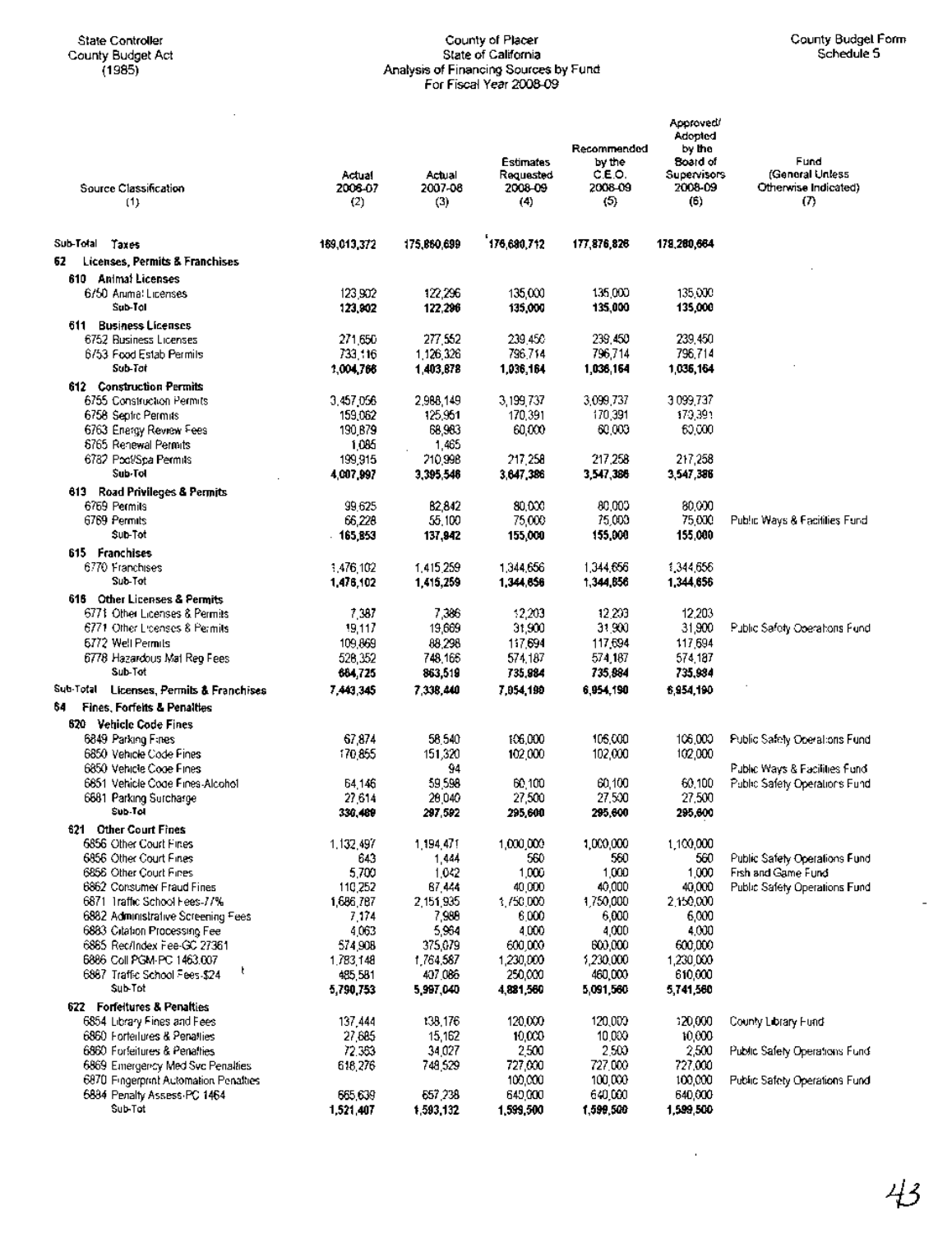State Controller
County Budget Act
(1985)

# County of Placer
## State of California
## Analysis of Financing Sources by Fund
## For Fiscal Year 2008-09

County Budget Form
Schedule 5

| Source Classification (1) | Actual 2006-07 (2) | Actual 2007-08 (3) | Estimates Requested 2008-09 (4) | Recommended by the C.E.O. 2008-09 (5) | Approved/ Adopted by the Board of Supervisors 2008-09 (6) | Fund (General Unless Otherwise Indicated) (7) |
|---|---|---|---|---|---|---|
| **Sub-Total Taxes** | **169,013,372** | **175,860,699** | **176,680,712** | **177,876,826** | **178,280,664** | |
| **62 Licenses, Permits & Franchises** | | | | | | |
| **610 Animal Licenses** | | | | | | |
| 6750 Animal Licenses | 123,902 | 122,296 | 135,000 | 135,000 | 135,000 | |
| Sub-Tot | **123,902** | **122,296** | **135,000** | **135,000** | **135,000** | |
| **611 Business Licenses** | | | | | | |
| 6752 Business Licenses | 271,650 | 277,552 | 239,450 | 239,450 | 239,450 | |
| 6753 Food Estab Permits | 733,116 | 1,126,326 | 796,714 | 796,714 | 796,714 | |
| Sub-Tot | **1,004,766** | **1,403,878** | **1,036,164** | **1,036,164** | **1,036,164** | |
| **612 Construction Permits** | | | | | | |
| 6755 Construction Permits | 3,457,056 | 2,988,149 | 3,199,737 | 3,099,737 | 3,099,737 | |
| 6758 Septic Permits | 159,062 | 125,951 | 170,391 | 170,391 | 170,391 | |
| 6763 Energy Review Fees | 190,879 | 68,983 | 60,000 | 60,000 | 60,000 | |
| 6765 Renewal Permits | 1,085 | 1,465 | | | | |
| 6782 Pool/Spa Permits | 199,915 | 210,998 | 217,258 | 217,258 | 217,258 | |
| Sub-Tot | **4,007,997** | **3,395,546** | **3,647,386** | **3,547,386** | **3,547,386** | |
| **613 Road Privileges & Permits** | | | | | | |
| 6769 Permits | 99,625 | 82,842 | 80,000 | 80,000 | 80,000 | |
| 6769 Permits | 66,228 | 55,100 | 75,000 | 75,000 | 75,000 | Public Ways & Facilities Fund |
| Sub-Tot | **165,853** | **137,942** | **155,000** | **155,000** | **155,000** | |
| **615 Franchises** | | | | | | |
| 6770 Franchises | 1,476,102 | 1,415,259 | 1,344,656 | 1,344,656 | 1,344,656 | |
| Sub-Tot | **1,476,102** | **1,415,259** | **1,344,656** | **1,344,656** | **1,344,656** | |
| **616 Other Licenses & Permits** | | | | | | |
| 6771 Other Licenses & Permits | 7,387 | 7,386 | 12,203 | 12,203 | 12,203 | |
| 6771 Other Licenses & Permits | 19,117 | 19,669 | 31,900 | 31,900 | 31,900 | Public Safety Operations Fund |
| 6772 Well Permits | 109,869 | 88,298 | 117,694 | 117,694 | 117,694 | |
| 6778 Hazardous Mat Reg Fees | 528,352 | 748,166 | 574,187 | 574,187 | 574,187 | |
| Sub-Tot | **664,725** | **863,519** | **735,984** | **735,984** | **735,984** | |
| **Sub-Total Licenses, Permits & Franchises** | **7,443,345** | **7,338,440** | **7,054,190** | **6,954,190** | **6,954,190** | |
| **64 Fines, Forfeits & Penalties** | | | | | | |
| **620 Vehicle Code Fines** | | | | | | |
| 6849 Parking Fines | 67,874 | 58,540 | 106,000 | 106,000 | 106,000 | Public Safety Operations Fund |
| 6850 Vehicle Code Fines | 170,855 | 151,320 | 102,000 | 102,000 | 102,000 | |
| 6850 Vehicle Code Fines | | 94 | | | | Public Ways & Facilities Fund |
| 6851 Vehicle Code Fines-Alcohol | 64,146 | 59,598 | 60,100 | 60,100 | 60,100 | Public Safety Operations Fund |
| 6881 Parking Surcharge | 27,614 | 28,040 | 27,500 | 27,500 | 27,500 | |
| Sub-Tot | **330,489** | **297,592** | **295,600** | **295,600** | **295,600** | |
| **621 Other Court Fines** | | | | | | |
| 6856 Other Court Fines | 1,132,497 | 1,194,471 | 1,000,000 | 1,000,000 | 1,100,000 | |
| 6856 Other Court Fines | 643 | 1,444 | 560 | 560 | 560 | Public Safety Operations Fund |
| 6856 Other Court Fines | 5,700 | 1,042 | 1,000 | 1,000 | 1,000 | Fish and Game Fund |
| 6862 Consumer Fraud Fines | 110,252 | 87,444 | 40,000 | 40,000 | 40,000 | Public Safety Operations Fund |
| 6871 Traffic School Fees-77% | 1,686,787 | 2,151,935 | 1,750,000 | 1,750,000 | 2,150,000 | |
| 6882 Administrative Screening Fees | 7,174 | 7,988 | 6,000 | 6,000 | 6,000 | |
| 6883 Citation Processing Fee | 4,063 | 5,994 | 4,000 | 4,000 | 4,000 | |
| 6885 Rec/Index Fee-GC 27361 | 574,908 | 375,079 | 600,000 | 600,000 | 600,000 | |
| 6886 Coll PGM-PC 1463.007 | 1,783,148 | 1,764,587 | 1,230,000 | 1,230,000 | 1,230,000 | |
| 6887 Traffic School Fees-$24 | 485,581 | 407,086 | 250,000 | 460,000 | 610,000 | |
| Sub-Tot | **5,790,753** | **5,997,040** | **4,881,560** | **5,091,560** | **5,741,560** | |
| **622 Forfeitures & Penalties** | | | | | | |
| 6854 Library Fines and Fees | 137,444 | 138,176 | 120,000 | 120,000 | 120,000 | County Library Fund |
| 6860 Forfeitures & Penalties | 27,685 | 15,162 | 10,000 | 10,000 | 10,000 | |
| 6860 Forfeitures & Penalties | 72,363 | 34,027 | 2,500 | 2,500 | 2,500 | Public Safety Operations Fund |
| 6869 Emergency Med Svc Penalties | 618,276 | 748,529 | 727,000 | 727,000 | 727,000 | |
| 6870 Fingerprint Automation Penalties | | | 100,000 | 100,000 | 100,000 | Public Safety Operations Fund |
| 6884 Penalty Assess-PC 1464 | 665,639 | 657,238 | 640,000 | 640,000 | 640,000 | |
| Sub-Tot | **1,521,407** | **1,593,132** | **1,599,500** | **1,599,500** | **1,599,500** | |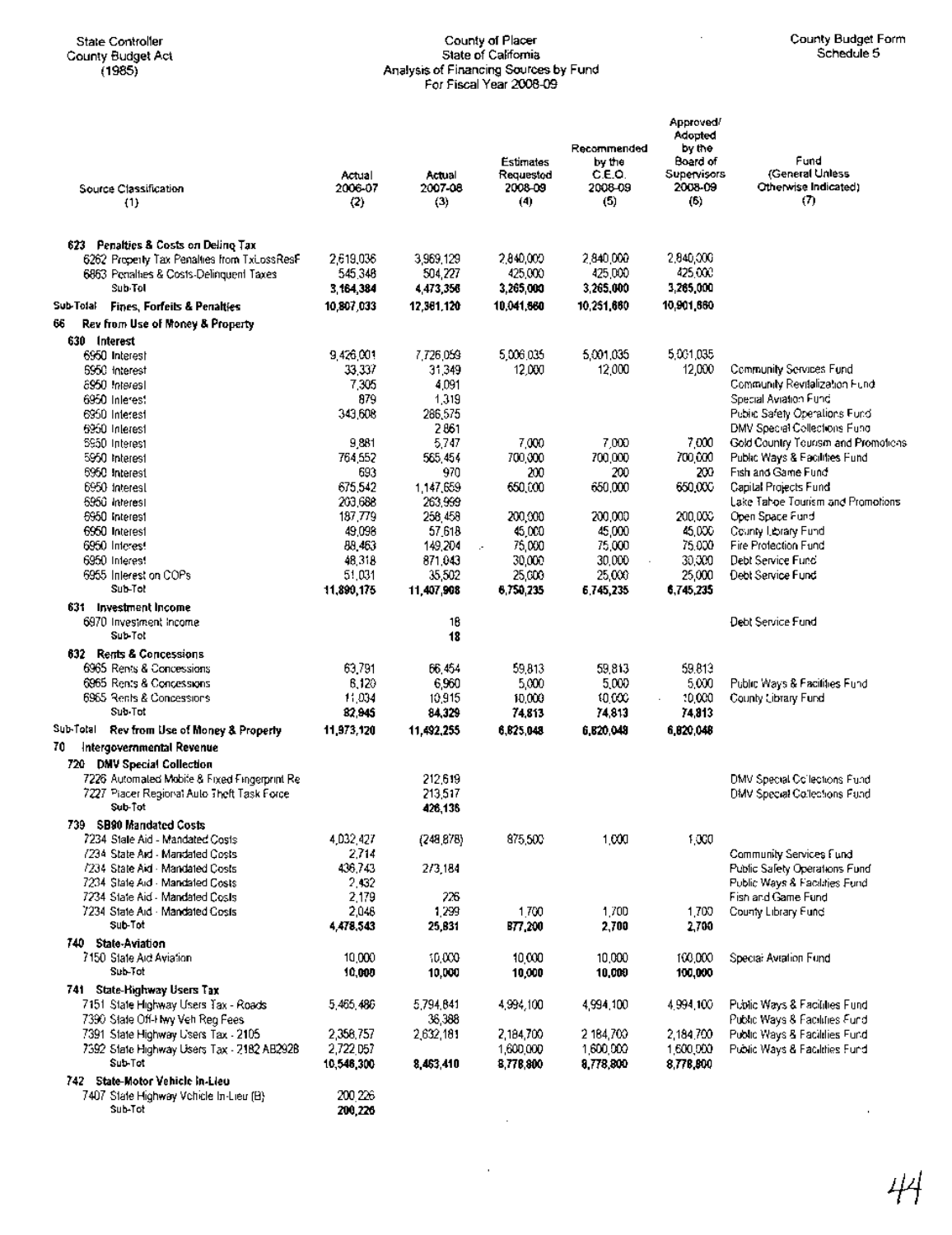State Controller
County Budget Act
(1985)

County of Placer
State of California
Analysis of Financing Sources by Fund
For Fiscal Year 2008-09

County Budget Form
Schedule 5

| Source Classification (1) | Actual 2006-07 (2) | Actual 2007-08 (3) | Estimates Requested 2008-09 (4) | Recommended by the C.E.O. 2008-09 (5) | Approved/ Adopted by the Board of Supervisors 2008-09 (6) | Fund (General Unless Otherwise Indicated) (7) |
|---|---|---|---|---|---|---|
| **623 Penalties & Costs on Delinq Tax** | | | | | | |
| 6262 Property Tax Penalties from TxLossResF | 2,619,036 | 3,969,129 | 2,840,000 | 2,840,000 | 2,840,000 | |
| 6863 Penalties & Costs-Delinquent Taxes | 545,348 | 504,227 | 425,000 | 425,000 | 425,000 | |
| **Sub-Tot** | **3,164,384** | **4,473,356** | **3,265,000** | **3,265,000** | **3,265,000** | |
| **Sub-Total Fines, Forfeits & Penalties** | **10,807,033** | **12,361,120** | **10,041,660** | **10,251,660** | **10,901,660** | |
| **66 Rev from Use of Money & Property** | | | | | | |
| **630 Interest** | | | | | | |
| 6950 Interest | 9,426,001 | 7,726,059 | 5,006,035 | 5,001,035 | 5,001,035 | |
| 6950 Interest | 33,337 | 31,349 | 12,000 | 12,000 | 12,000 | Community Services Fund |
| 6950 Interest | 7,305 | 4,091 | | | | Community Revitalization Fund |
| 6950 Interest | 879 | 1,319 | | | | Special Aviation Fund |
| 6950 Interest | 343,608 | 286,575 | | | | Public Safety Operations Fund |
| 6950 Interest | | 2,861 | | | | DMV Special Collections Fund |
| 6950 Interest | 9,881 | 5,747 | 7,000 | 7,000 | 7,000 | Gold Country Tourism and Promotions |
| 6950 Interest | 764,552 | 565,454 | 700,000 | 700,000 | 700,000 | Public Ways & Facilities Fund |
| 6950 Interest | 693 | 970 | 200 | 200 | 200 | Fish and Game Fund |
| 6950 Interest | 675,542 | 1,147,659 | 650,000 | 650,000 | 650,000 | Capital Projects Fund |
| 6950 Interest | 203,688 | 263,999 | | | | Lake Tahoe Tourism and Promotions |
| 6950 Interest | 187,779 | 258,458 | 200,000 | 200,000 | 200,000 | Open Space Fund |
| 6950 Interest | 49,098 | 57,618 | 45,000 | 45,000 | 45,000 | County Library Fund |
| 6950 Interest | 88,463 | 149,204 | 75,000 | 75,000 | 75,000 | Fire Protection Fund |
| 6950 Interest | 48,318 | 871,043 | 30,000 | 30,000 | 30,000 | Debt Service Fund |
| 6955 Interest on COPs | 51,031 | 35,502 | 25,000 | 25,000 | 25,000 | Debt Service Fund |
| **Sub-Tot** | **11,890,175** | **11,407,908** | **6,750,235** | **6,745,235** | **6,745,235** | |
| **631 Investment Income** | | | | | | |
| 6970 Investment Income | | 18 | | | | Debt Service Fund |
| **Sub-Tot** | | **18** | | | | |
| **632 Rents & Concessions** | | | | | | |
| 6965 Rents & Concessions | 63,791 | 66,454 | 59,813 | 59,813 | 59,813 | |
| 6965 Rents & Concessions | 8,120 | 6,960 | 5,000 | 5,000 | 5,000 | Public Ways & Facilities Fund |
| 6965 Rents & Concessions | 11,034 | 10,915 | 10,000 | 10,000 | 10,000 | County Library Fund |
| **Sub-Tot** | **82,945** | **84,329** | **74,813** | **74,813** | **74,813** | |
| **Sub-Total Rev from Use of Money & Property** | **11,973,120** | **11,492,255** | **6,825,048** | **6,820,048** | **6,820,048** | |
| **70 Intergovernmental Revenue** | | | | | | |
| **720 DMV Special Collection** | | | | | | |
| 7226 Automated Mobile & Fixed Fingerprint Re | | 212,619 | | | | DMV Special Collections Fund |
| 7227 Placer Regional Auto Theft Task Force | | 213,517 | | | | DMV Special Collections Fund |
| **Sub-Tot** | | **426,136** | | | | |
| **739 SB90 Mandated Costs** | | | | | | |
| 7234 State Aid - Mandated Costs | 4,032,427 | (248,878) | 875,500 | 1,000 | 1,000 | |
| 7234 State Aid - Mandated Costs | 2,714 | | | | | Community Services Fund |
| 7234 State Aid - Mandated Costs | 436,743 | 273,184 | | | | Public Safety Operations Fund |
| 7234 State Aid - Mandated Costs | 2,432 | | | | | Public Ways & Facilities Fund |
| 7234 State Aid - Mandated Costs | 2,179 | 226 | | | | Fish and Game Fund |
| 7234 State Aid - Mandated Costs | 2,048 | 1,299 | 1,700 | 1,700 | 1,700 | County Library Fund |
| **Sub-Tot** | **4,478,543** | **25,831** | **877,200** | **2,700** | **2,700** | |
| **740 State-Aviation** | | | | | | |
| 7150 State Aid Aviation | 10,000 | 10,000 | 10,000 | 10,000 | 100,000 | Special Aviation Fund |
| **Sub-Tot** | **10,000** | **10,000** | **10,000** | **10,000** | **100,000** | |
| **741 State-Highway Users Tax** | | | | | | |
| 7151 State Highway Users Tax - Roads | 5,465,486 | 5,794,841 | 4,994,100 | 4,994,100 | 4,994,100 | Public Ways & Facilities Fund |
| 7390 State Off-Hwy Veh Reg Fees | | 36,388 | | | | Public Ways & Facilities Fund |
| 7391 State Highway Users Tax - 2105 | 2,358,757 | 2,632,181 | 2,184,700 | 2,184,700 | 2,184,700 | Public Ways & Facilities Fund |
| 7392 State Highway Users Tax - 2182 AB2928 | 2,722,057 | | 1,600,000 | 1,600,000 | 1,600,000 | Public Ways & Facilities Fund |
| **Sub-Tot** | **10,546,300** | **8,463,410** | **8,778,800** | **8,778,800** | **8,778,800** | |
| **742 State-Motor Vehicle In-Lieu** | | | | | | |
| 7407 State Highway Vehicle In-Lieu (B) | 200,226 | | | | | |
| **Sub-Tot** | **200,226** | | | | | |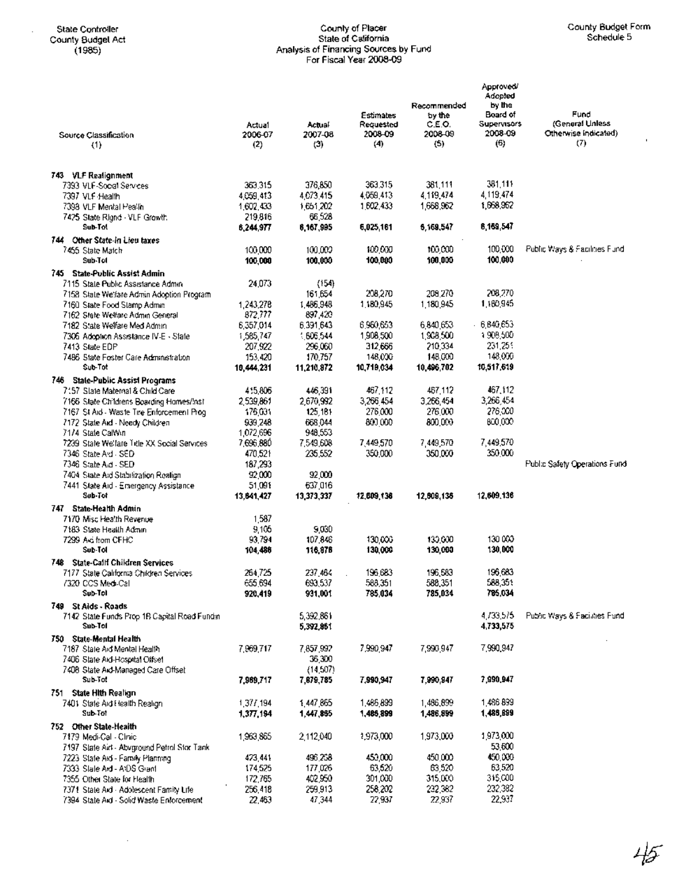State Controller
County Budget Act
(1985)

County of Placer
State of California
Analysis of Financing Sources by Fund
For Fiscal Year 2008-09

County Budget Form
Schedule 5

| Source Classification (1) | Actual 2006-07 (2) | Actual 2007-08 (3) | Estimates Requested 2008-09 (4) | Recommended by the C.E.O. 2008-09 (5) | Approved/ Adopted by the Board of Supervisors 2008-09 (6) | Fund (General Unless Otherwise Indicated) (7) |
|---|---|---|---|---|---|---|
| **743 VLF Realignment** | | | | | | |
| 7393 VLF-Social Services | 363,315 | 376,850 | 363,315 | 381,111 | 381,111 | |
| 7397 VLF-Health | 4,059,413 | 4,073,415 | 4,059,413 | 4,119,474 | 4,119,474 | |
| 7398 VLF Mental Health | 1,602,433 | 1,651,202 | 1,602,433 | 1,668,962 | 1,668,962 | |
| 7425 State Rlgnd - VLF Growth | 219,816 | 66,528 | | | | |
| **Sub-Tot** | **6,244,977** | **6,167,995** | **6,025,161** | **6,169,547** | **6,169,547** | |
| **744 Other State-in Lieu taxes** | | | | | | |
| 7455 State Match | 100,000 | 100,000 | 100,000 | 100,000 | 100,000 | Public Ways & Facilities Fund |
| **Sub-Tot** | **100,000** | **100,000** | **100,000** | **100,000** | **100,000** | |
| **745 State-Public Assist Admin** | | | | | | |
| 7115 State Public Assistance Admin | 24,073 | (154) | | | | |
| 7158 State Welfare Admin Adoption Program | | 161,654 | 208,270 | 208,270 | 208,270 | |
| 7160 State Food Stamp Admin | 1,243,278 | 1,486,948 | 1,180,945 | 1,180,945 | 1,180,945 | |
| 7162 State Welfare Admin General | 872,777 | 897,420 | | | | |
| 7182 State Welfare Med Admin | 6,357,014 | 6,391,643 | 6,960,653 | 6,840,653 | 6,840,653 | |
| 7306 Adoption Assistance IV-E - State | 1,585,747 | 1,806,544 | 1,908,500 | 1,908,500 | 1,908,500 | |
| 7413 State EDP | 207,922 | 296,060 | 312,666 | 210,334 | 231,251 | |
| 7486 State Foster Care Administration | 153,420 | 170,757 | 148,000 | 148,000 | 148,000 | |
| **Sub-Tot** | **10,444,231** | **11,210,872** | **10,719,034** | **10,496,702** | **10,517,619** | |
| **746 State-Public Assist Programs** | | | | | | |
| 7157 State Maternal & Child Care | 415,806 | 446,391 | 467,112 | 467,112 | 467,112 | |
| 7166 State Childrens Boarding Homes/Inst | 2,539,861 | 2,670,992 | 3,266,454 | 3,266,454 | 3,266,454 | |
| 7167 St Aid - Waste Tire Enforcement Prog | 176,031 | 125,181 | 276,000 | 276,000 | 276,000 | |
| 7172 State Aid - Needy Children | 939,248 | 668,044 | 800,000 | 800,000 | 800,000 | |
| 7174 State CalWin | 1,072,696 | 948,553 | | | | |
| 7239 State Welfare Title XX Social Services | 7,696,880 | 7,549,608 | 7,449,570 | 7,449,570 | 7,449,570 | |
| 7346 State Aid - SED | 470,521 | 235,552 | 350,000 | 350,000 | 350,000 | |
| 7346 State Aid - SED | 187,293 | | | | | Public Safety Operations Fund |
| 7404 State Aid Stabilization Realign | 92,000 | 92,000 | | | | |
| 7441 State Aid - Emergency Assistance | 51,091 | 637,016 | | | | |
| **Sub-Tot** | **13,641,427** | **13,373,337** | **12,609,136** | **12,609,136** | **12,609,136** | |
| **747 State-Health Admin** | | | | | | |
| 7170 Misc Health Revenue | 1,587 | | | | | |
| 7183 State Health Admin | 9,105 | 9,030 | | | | |
| 7299 Aid from CFHC | 93,794 | 107,846 | 130,000 | 130,000 | 130,000 | |
| **Sub-Tot** | **104,486** | **116,876** | **130,000** | **130,000** | **130,000** | |
| **748 State-Calif Children Services** | | | | | | |
| 7177 State California Children Services | 264,725 | 237,464 | 196,683 | 196,683 | 196,683 | |
| 7320 CCS Medi-Cal | 655,694 | 693,537 | 588,351 | 588,351 | 588,351 | |
| **Sub-Tot** | **920,419** | **931,001** | **785,034** | **785,034** | **785,034** | |
| **749 St Aids - Roads** | | | | | | |
| 7142 State Funds Prop 1B Capital Road Fundin | | 5,392,861 | | | 4,733,575 | Public Ways & Facilities Fund |
| **Sub-Tot** | | **5,392,861** | | | **4,733,575** | |
| **750 State-Mental Health** | | | | | | |
| 7187 State Aid Mental Health | 7,969,717 | 7,857,992 | 7,990,947 | 7,990,947 | 7,990,947 | |
| 7406 State Aid-Hospital Offset | | 36,300 | | | | |
| 7408 State Aid-Managed Care Offset | | (14,507) | | | | |
| **Sub-Tot** | **7,969,717** | **7,879,785** | **7,990,947** | **7,990,947** | **7,990,947** | |
| **751 State Hlth Realign** | | | | | | |
| 7401 State Aid Health Realign | 1,377,194 | 1,447,865 | 1,486,899 | 1,486,899 | 1,486,899 | |
| **Sub-Tot** | **1,377,194** | **1,447,865** | **1,486,899** | **1,486,899** | **1,486,899** | |
| **752 Other State-Health** | | | | | | |
| 7179 Medi-Cal - Clinic | 1,963,865 | 2,112,040 | 1,973,000 | 1,973,000 | 1,973,000 | |
| 7197 State Aid - Abvground Petrol Stor Tank | | | | | 53,600 | |
| 7223 State Aid - Family Planning | 473,441 | 496,258 | 450,000 | 450,000 | 450,000 | |
| 7333 State Aid - AIDS Grant | 174,525 | 177,026 | 63,520 | 63,520 | 63,520 | |
| 7355 Other State for Health | 172,765 | 402,950 | 301,000 | 315,000 | 315,000 | |
| 7371 State Aid - Adolescent Family Life | 256,418 | 259,913 | 258,202 | 232,382 | 232,382 | |
| 7394 State Aid - Solid Waste Enforcement | 22,463 | 47,344 | 22,937 | 22,937 | 22,937 | |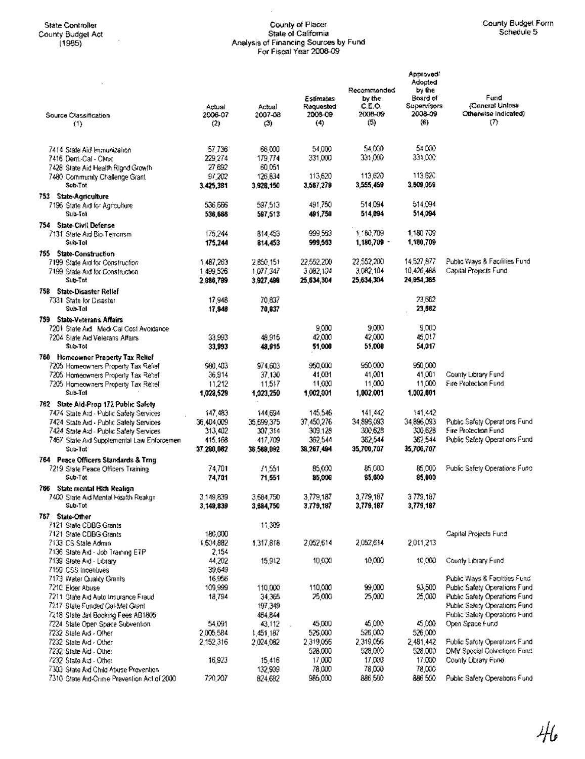State Controller
County Budget Act
(1985)

County of Placer
State of California
Analysis of Financing Sources by Fund
For Fiscal Year 2008-09

County Budget Form
Schedule 5

| Source Classification (1) | Actual 2006-07 (2) | Actual 2007-08 (3) | Estimates Requested 2008-09 (4) | Recommended by the C.E.O. 2008-09 (5) | Approved/ Adopted by the Board of Supervisors 2008-09 (6) | Fund (General Unless Otherwise Indicated) (7) |
|---|---|---|---|---|---|---|
| 7414 State Aid Immunization | 57,736 | 66,000 | 54,000 | 54,000 | 54,000 | |
| 7416 Denti-Cal - Clinic | 229,274 | 179,774 | 331,000 | 331,000 | 331,000 | |
| 7428 State Aid Health Rlgnd Growth | 27,692 | 60,051 | | | | |
| 7480 Community Challenge Grant | 97,202 | 126,834 | 113,620 | 113,620 | 113,620 | |
| **Sub-Tot** | **3,425,381** | **3,928,150** | **3,567,279** | **3,555,459** | **3,609,059** | |
| **753 State-Agriculture** | | | | | | |
| 7196 State Aid for Agriculture | 536,666 | 597,513 | 491,750 | 514,094 | 514,094 | |
| **Sub-Tot** | **536,666** | **597,513** | **491,750** | **514,094** | **514,094** | |
| **754 State-Civil Defense** | | | | | | |
| 7131 State Aid Bio-Terrorism | 175,244 | 814,453 | 999,563 | 1,180,709 | 1,180,709 | |
| **Sub-Tot** | **175,244** | **814,453** | **999,563** | **1,180,709** | **1,180,709** | |
| **755 State-Construction** | | | | | | |
| 7199 State Aid for Construction | 1,487,263 | 2,850,151 | 22,552,200 | 22,552,200 | 14,527,877 | Public Ways & Facilities Fund |
| 7199 State Aid for Construction | 1,499,526 | 1,077,347 | 3,082,104 | 3,082,104 | 10,426,488 | Capital Projects Fund |
| **Sub-Tot** | **2,986,789** | **3,927,498** | **25,634,304** | **25,634,304** | **24,954,365** | |
| **758 State-Disaster Relief** | | | | | | |
| 7331 State for Disaster | 17,948 | 70,837 | | | 23,662 | |
| **Sub-Tot** | **17,948** | **70,837** | | | **23,662** | |
| **759 State-Veterans Affairs** | | | | | | |
| 7201 State Aid Medi-Cal Cost Avoidance | | | 9,000 | 9,000 | 9,000 | |
| 7204 State Aid Veterans Affairs | 33,993 | 48,915 | 42,000 | 42,000 | 45,017 | |
| **Sub-Tot** | **33,993** | **48,915** | **51,000** | **51,000** | **54,017** | |
| **760 Homeowner Property Tax Relief** | | | | | | |
| 7205 Homeowners Property Tax Relief | 980,403 | 974,603 | 950,000 | 950,000 | 950,000 | |
| 7205 Homeowners Property Tax Relief | 36,914 | 37,130 | 41,001 | 41,001 | 41,001 | County Library Fund |
| 7205 Homeowners Property Tax Relief | 11,212 | 11,517 | 11,000 | 11,000 | 11,000 | Fire Protection Fund |
| **Sub-Tot** | **1,028,529** | **1,023,250** | **1,002,001** | **1,002,001** | **1,002,001** | |
| **762 State Aid-Prop 172 Public Safety** | | | | | | |
| 7424 State Aid - Public Safety Services | 147,483 | 144,694 | 145,546 | 141,442 | 141,442 | |
| 7424 State Aid - Public Safety Services | 36,404,009 | 35,699,375 | 37,450,276 | 34,896,093 | 34,896,093 | Public Safety Operations Fund |
| 7424 State Aid - Public Safety Services | 313,402 | 307,314 | 309,128 | 300,628 | 300,628 | Fire Protection Fund |
| 7467 State Aid Supplemental Law Enforcemen | 415,168 | 417,709 | 362,544 | 362,544 | 362,544 | Public Safety Operations Fund |
| **Sub-Tot** | **37,280,062** | **36,569,092** | **38,267,494** | **35,700,707** | **35,700,707** | |
| **764 Peace Officers Standards & Trng** | | | | | | |
| 7219 State Peace Officers Training | 74,701 | 71,551 | 85,000 | 85,000 | 85,000 | Public Safety Operations Fund |
| **Sub-Tot** | **74,701** | **71,551** | **85,000** | **85,000** | **85,000** | |
| **766 State mental Hlth Realign** | | | | | | |
| 7400 State Aid Mental Health Realign | 3,149,839 | 3,684,750 | 3,779,187 | 3,779,187 | 3,779,187 | |
| **Sub-Tot** | **3,149,839** | **3,684,750** | **3,779,187** | **3,779,187** | **3,779,187** | |
| **767 State-Other** | | | | | | |
| 7121 State CDBG Grants | | 11,309 | | | | |
| 7121 State CDBG Grants | 180,000 | | | | | Capital Projects Fund |
| 7133 CS State Admin | 1,604,882 | 1,317,818 | 2,052,614 | 2,052,614 | 2,011,213 | |
| 7136 State Aid - Job Training ETP | 2,154 | | | | | |
| 7139 State Aid - Library | 44,202 | 15,912 | 10,000 | 10,000 | 10,000 | County Library Fund |
| 7159 CSS Incentives | 39,649 | | | | | |
| 7173 Water Quality Grants | 16,956 | | | | | Public Ways & Facilities Fund |
| 7210 Elder Abuse | 109,999 | 110,000 | 110,000 | 99,000 | 93,500 | Public Safety Operations Fund |
| 7211 State Aid Auto Insurance Fraud | 18,794 | 34,365 | 25,000 | 25,000 | 25,000 | Public Safety Operations Fund |
| 7217 State Funded Cal-Met Grant | | 197,349 | | | | Public Safety Operations Fund |
| 7218 State Jail Booking Fees AB1805 | | 464,844 | | | | Public Safety Operations Fund |
| 7224 State Open Space Subvention | 54,091 | 43,112 | 45,000 | 45,000 | 45,000 | Open Space Fund |
| 7232 State Aid - Other | 2,005,584 | 1,451,187 | 526,000 | 526,000 | 526,000 | |
| 7232 State Aid - Other | 2,152,316 | 2,024,082 | 2,319,056 | 2,319,056 | 2,481,442 | Public Safety Operations Fund |
| 7232 State Aid - Other | | | 528,000 | 528,000 | 528,000 | DMV Special Collections Fund |
| 7232 State Aid - Other | 16,923 | 15,416 | 17,000 | 17,000 | 17,000 | County Library Fund |
| 7303 State Aid Child Abuse Prevention | | 132,939 | 78,000 | 78,000 | 78,000 | |
| 7310 State Aid-Crime Prevention Act of 2000 | 720,207 | 824,682 | 985,000 | 886,500 | 886,500 | Public Safety Operations Fund |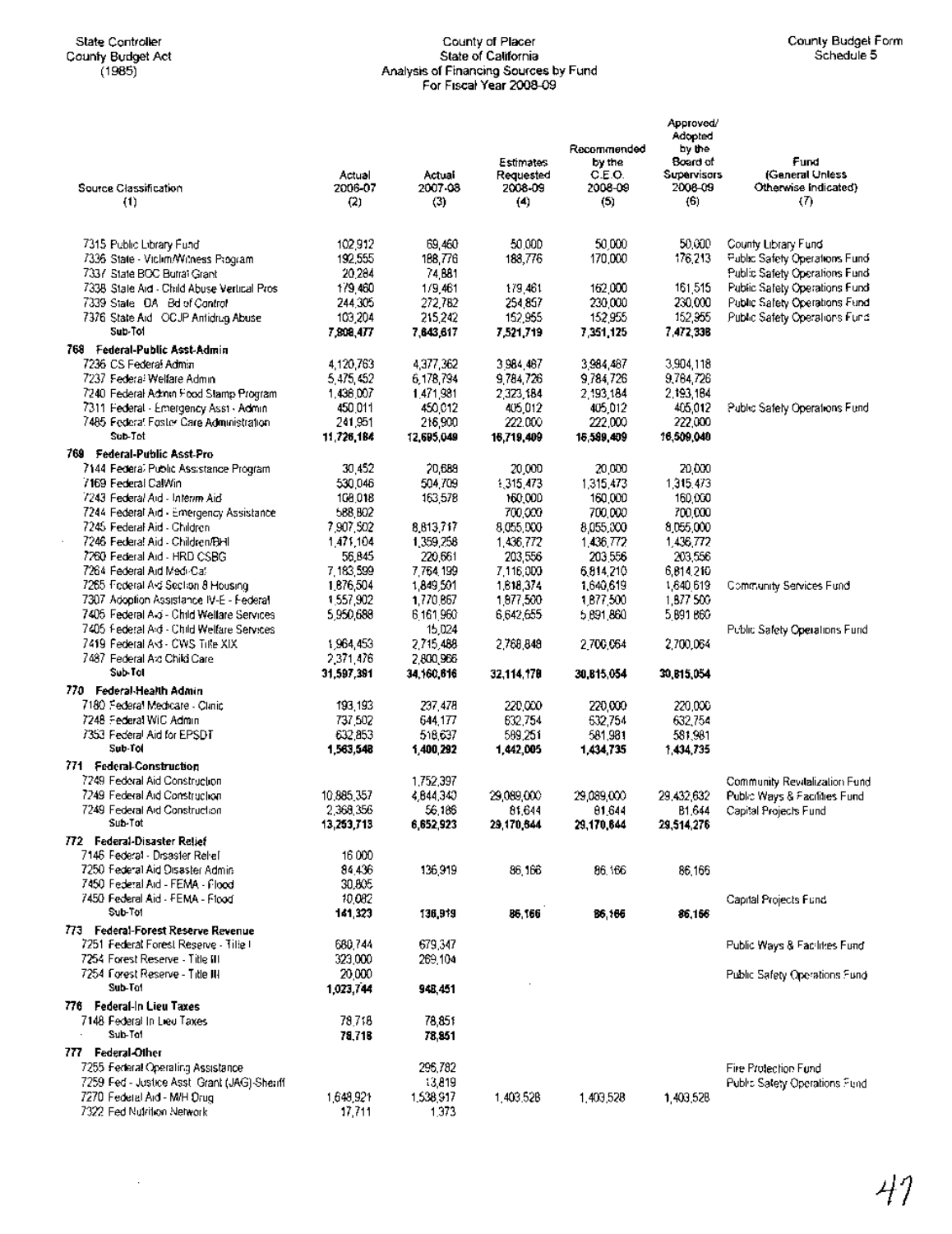State Controller
County Budget Act
(1985)

County of Placer
State of California
Analysis of Financing Sources by Fund
For Fiscal Year 2008-09

County Budget Form
Schedule 5

| Source Classification (1) | Actual 2006-07 (2) | Actual 2007-08 (3) | Estimates Requested 2008-09 (4) | Recommended by the C.E.O. 2008-09 (5) | Approved/ Adopted by the Board of Supervisors 2008-09 (6) | Fund (General Unless Otherwise Indicated) (7) |
|---|---|---|---|---|---|---|
| 7315 Public Library Fund | 102,912 | 69,460 | 50,000 | 50,000 | 50,000 | County Library Fund |
| 7336 State - Victim/Witness Program | 192,555 | 188,776 | 188,776 | 170,000 | 176,213 | Public Safety Operations Fund |
| 7337 State BOC Burial Grant | 20,284 | 74,881 | | | | Public Safety Operations Fund |
| 7338 State Aid - Child Abuse Vertical Pros | 179,460 | 179,461 | 179,461 | 162,000 | 161,515 | Public Safety Operations Fund |
| 7339 State DA Bd of Control | 244,305 | 272,782 | 254,857 | 230,000 | 230,000 | Public Safety Operations Fund |
| 7376 State Aid OCJP Antidrug Abuse | 103,204 | 215,242 | 152,955 | 152,955 | 152,955 | Public Safety Operations Fund |
| **Sub-Tot** | **7,808,477** | **7,643,617** | **7,521,719** | **7,351,125** | **7,472,338** | |
| **768 Federal-Public Asst-Admin** | | | | | | |
| 7236 CS Federal Admin | 4,120,763 | 4,377,362 | 3,984,487 | 3,984,487 | 3,904,118 | |
| 7237 Federal Welfare Admin | 5,475,452 | 6,178,794 | 9,784,726 | 9,784,726 | 9,784,726 | |
| 7240 Federal Admin Food Stamp Program | 1,438,007 | 1,471,981 | 2,323,184 | 2,193,184 | 2,193,184 | |
| 7311 Federal - Emergency Asst - Admin | 450,011 | 450,012 | 405,012 | 405,012 | 405,012 | Public Safety Operations Fund |
| 7485 Federal Foster Care Administration | 241,951 | 216,900 | 222,000 | 222,000 | 222,000 | |
| **Sub-Tot** | **11,726,184** | **12,695,049** | **16,719,409** | **16,589,409** | **16,509,040** | |
| **769 Federal-Public Asst-Pro** | | | | | | |
| 7144 Federal Public Assistance Program | 30,452 | 20,688 | 20,000 | 20,000 | 20,000 | |
| 7169 Federal CalWin | 530,046 | 504,709 | 1,315,473 | 1,315,473 | 1,315,473 | |
| 7243 Federal Aid - Interim Aid | 108,018 | 163,578 | 160,000 | 160,000 | 160,000 | |
| 7244 Federal Aid - Emergency Assistance | 588,802 | | 700,000 | 700,000 | 700,000 | |
| 7245 Federal Aid - Children | 7,907,502 | 8,813,717 | 8,055,000 | 8,055,000 | 8,055,000 | |
| 7246 Federal Aid - Children/BHI | 1,471,104 | 1,359,258 | 1,436,772 | 1,436,772 | 1,436,772 | |
| 7260 Federal Aid - HRD CSBG | 56,845 | 220,661 | 203,556 | 203,556 | 203,556 | |
| 7264 Federal Aid Medi-Cal | 7,183,599 | 7,764,199 | 7,116,000 | 6,814,210 | 6,814,210 | |
| 7265 Federal Aid Section 8 Housing | 1,876,504 | 1,849,501 | 1,818,374 | 1,640,619 | 1,640,619 | Community Services Fund |
| 7307 Adoption Assistance IV-E - Federal | 1,557,902 | 1,770,867 | 1,877,500 | 1,877,500 | 1,877,500 | |
| 7405 Federal Aid - Child Welfare Services | 5,950,688 | 6,161,960 | 6,642,655 | 5,891,860 | 5,891,860 | |
| 7405 Federal Aid - Child Welfare Services | | 15,024 | | | | Public Safety Operations Fund |
| 7419 Federal Aid - CWS Title XIX | 1,964,453 | 2,715,488 | 2,768,848 | 2,700,064 | 2,700,064 | |
| 7487 Federal Aid Child Care | 2,371,476 | 2,800,966 | | | | |
| **Sub-Tot** | **31,597,391** | **34,160,816** | **32,114,178** | **30,815,054** | **30,815,054** | |
| **770 Federal-Health Admin** | | | | | | |
| 7180 Federal Medicare - Clinic | 193,193 | 237,478 | 220,000 | 220,000 | 220,000 | |
| 7248 Federal WIC Admin | 737,502 | 644,177 | 632,754 | 632,754 | 632,754 | |
| 7353 Federal Aid for EPSDT | 632,853 | 518,637 | 589,251 | 581,981 | 581,981 | |
| **Sub-Tot** | **1,563,548** | **1,400,292** | **1,442,005** | **1,434,735** | **1,434,735** | |
| **771 Federal-Construction** | | | | | | |
| 7249 Federal Aid Construction | | 1,752,397 | | | | Community Revitalization Fund |
| 7249 Federal Aid Construction | 10,885,357 | 4,844,340 | 29,089,000 | 29,089,000 | 29,432,632 | Public Ways & Facilities Fund |
| 7249 Federal Aid Construction | 2,368,356 | 56,186 | 81,644 | 81,644 | 81,644 | Capital Projects Fund |
| **Sub-Tot** | **13,253,713** | **6,652,923** | **29,170,644** | **29,170,644** | **29,514,276** | |
| **772 Federal-Disaster Relief** | | | | | | |
| 7146 Federal - Disaster Relief | 16,000 | | | | | |
| 7250 Federal Aid Disaster Admin | 84,436 | 136,919 | 86,166 | 86,166 | 86,166 | |
| 7450 Federal Aid - FEMA - Flood | 30,805 | | | | | |
| 7450 Federal Aid - FEMA - Flood | 10,082 | | | | | Capital Projects Fund |
| **Sub-Tot** | **141,323** | **136,919** | **86,166** | **86,166** | **86,166** | |
| **773 Federal-Forest Reserve Revenue** | | | | | | |
| 7251 Federal Forest Reserve - Title I | 680,744 | 679,347 | | | | Public Ways & Facilities Fund |
| 7254 Forest Reserve - Title III | 323,000 | 269,104 | | | | |
| 7254 Forest Reserve - Title III | 20,000 | | | | | Public Safety Operations Fund |
| **Sub-Tot** | **1,023,744** | **948,451** | | | | |
| **776 Federal-In Lieu Taxes** | | | | | | |
| 7148 Federal In Lieu Taxes | 78,718 | 78,851 | | | | |
| **Sub-Tot** | **78,718** | **78,851** | | | | |
| **777 Federal-Other** | | | | | | |
| 7255 Federal Operating Assistance | | 296,782 | | | | Fire Protection Fund |
| 7259 Fed - Justice Asst Grant (JAG)-Sheriff | | 13,819 | | | | Public Safety Operations Fund |
| 7270 Federal Aid - M/H Drug | 1,648,921 | 1,538,917 | 1,403,528 | 1,403,528 | 1,403,528 | |
| 7322 Fed Nutrition Network | 17,711 | 1,373 | | | | |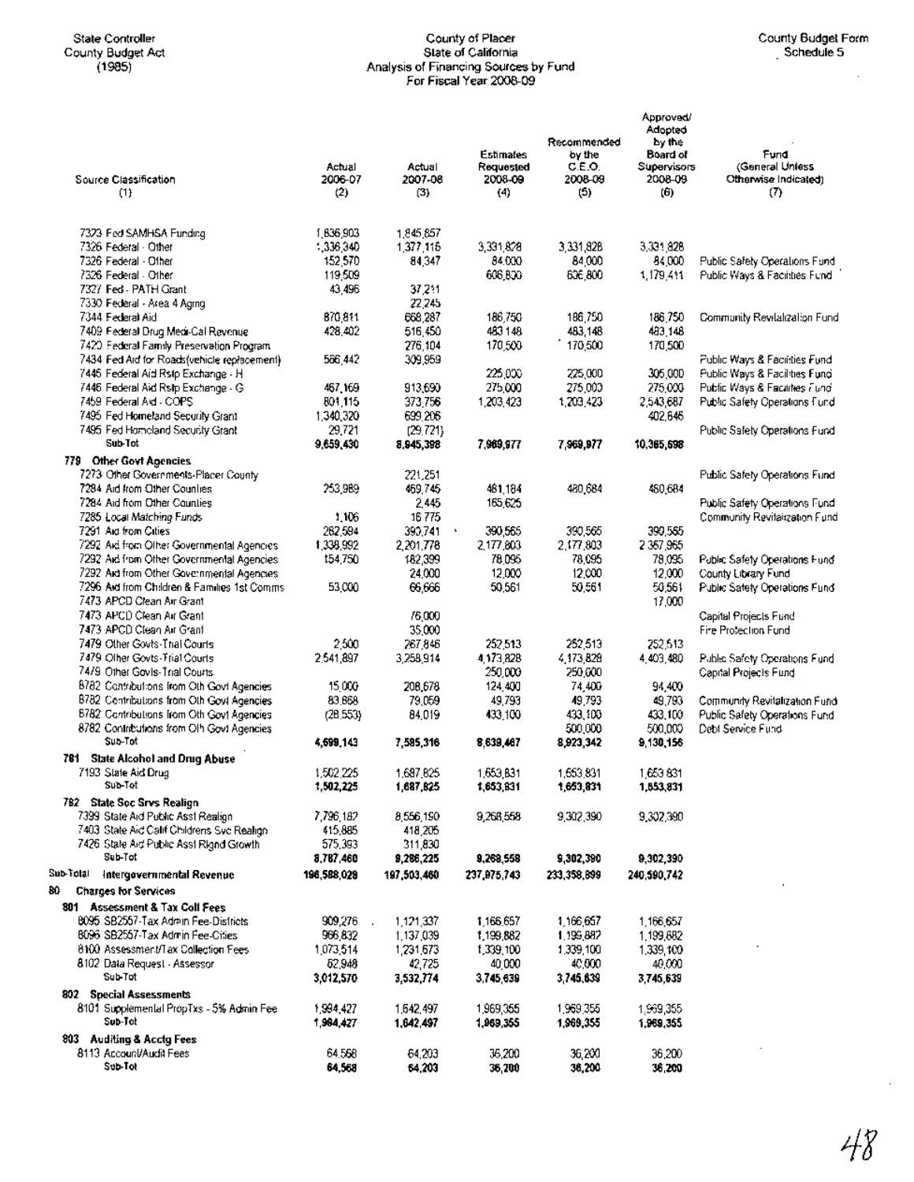State Controller
County Budget Act
(1985)

County of Placer
State of California
Analysis of Financing Sources by Fund
For Fiscal Year 2008-09

County Budget Form
Schedule 5

| Source Classification (1) | Actual 2006-07 (2) | Actual 2007-08 (3) | Estimates Requested 2008-09 (4) | Recommended by the C.E.O. 2008-09 (5) | Approved/ Adopted by the Board of Supervisors 2008-09 (6) | Fund (General Unless Otherwise Indicated) (7) |
|---|---|---|---|---|---|---|
| 7323 Fed SAMHSA Funding | 1,836,903 | 1,845,857 | | | | |
| 7326 Federal - Other | 1,336,340 | 1,377,116 | 3,331,828 | 3,331,828 | 3,331,828 | |
| 7326 Federal - Other | 152,570 | 84,347 | 84,000 | 84,000 | 84,000 | Public Safety Operations Fund |
| 7326 Federal - Other | 119,509 | | 606,800 | 606,800 | 1,179,411 | Public Ways & Facilities Fund |
| 7327 Fed - PATH Grant | 43,496 | 37,211 | | | | |
| 7330 Federal - Area 4 Agng | | 22,245 | | | | |
| 7344 Federal Aid | 870,811 | 668,287 | 186,750 | 186,750 | 186,750 | Community Revitalization Fund |
| 7409 Federal Drug Medi-Cal Revenue | 428,402 | 516,450 | 483,148 | 483,148 | 483,148 | |
| 7420 Federal Family Preservation Program | | 276,104 | 170,500 | 170,500 | 170,500 | |
| 7434 Fed Aid for Roads(vehicle replacement) | 566,442 | 309,959 | | | | Public Ways & Facilities Fund |
| 7445 Federal Aid Rstp Exchange - H | | | 225,000 | 225,000 | 305,000 | Public Ways & Facilities Fund |
| 7446 Federal Aid Rstp Exchange - G | 467,169 | 913,690 | 275,000 | 275,000 | 275,000 | Public Ways & Facilities Fund |
| 7459 Federal Aid - COPS | 801,115 | 373,756 | 1,203,423 | 1,203,423 | 2,543,687 | Public Safety Operations Fund |
| 7495 Fed Homeland Security Grant | 1,340,320 | 699,206 | | | 402,646 | |
| 7495 Fed Homeland Security Grant | 29,721 | (29,721) | | | | Public Safety Operations Fund |
| **Sub-Tot** | **9,659,430** | **8,945,398** | **7,969,977** | **7,969,977** | **10,365,698** | |
| **779 Other Govt Agencies** | | | | | | |
| 7273 Other Governments-Placer County | | 221,251 | | | | Public Safety Operations Fund |
| 7284 Aid from Other Counties | 253,989 | 469,745 | 481,184 | 480,684 | 480,684 | |
| 7284 Aid from Other Counties | | 2,445 | 165,625 | | | Public Safety Operations Fund |
| 7285 Local Matching Funds | 1,106 | 16,775 | | | | Community Revitalization Fund |
| 7291 Aid from Cities | 282,594 | 390,741 | 390,565 | 390,565 | 390,565 | |
| 7292 Aid from Other Governmental Agencies | 1,338,992 | 2,201,778 | 2,177,803 | 2,177,803 | 2,387,965 | |
| 7292 Aid from Other Governmental Agencies | 154,750 | 182,399 | 78,095 | 78,095 | 78,095 | Public Safety Operations Fund |
| 7292 Aid from Other Governmental Agencies | | 24,000 | 12,000 | 12,000 | 12,000 | County Library Fund |
| 7296 Aid from Children & Families 1st Comms | 53,000 | 66,666 | 50,561 | 50,561 | 50,561 | Public Safety Operations Fund |
| 7473 APCD Clean Air Grant | | | | | 17,000 | |
| 7473 APCD Clean Air Grant | | 76,000 | | | | Capital Projects Fund |
| 7473 APCD Clean Air Grant | | 35,000 | | | | Fire Protection Fund |
| 7479 Other Govts-Trial Courts | 2,500 | 267,846 | 252,513 | 252,513 | 252,513 | |
| 7479 Other Govts-Trial Courts | 2,541,897 | 3,258,914 | 4,173,828 | 4,173,828 | 4,403,480 | Public Safety Operations Fund |
| 7479 Other Govts-Trial Courts | | | 250,000 | 250,000 | | Capital Projects Fund |
| 8782 Contributions from Oth Govt Agencies | 15,000 | 208,678 | 124,400 | 74,400 | 94,400 | |
| 8782 Contributions from Oth Govt Agencies | 83,868 | 79,059 | 49,793 | 49,793 | 49,793 | Community Revitalization Fund |
| 8782 Contributions from Oth Govt Agencies | (28,553) | 84,019 | 433,100 | 433,100 | 433,100 | Public Safety Operations Fund |
| 8782 Contributions from Oth Govt Agencies | | | | 500,000 | 500,000 | Debt Service Fund |
| **Sub-Tot** | **4,699,143** | **7,585,316** | **8,639,467** | **8,923,342** | **9,130,156** | |
| **781 State Alcohol and Drug Abuse** | | | | | | |
| 7193 State Aid Drug | 1,502,225 | 1,687,825 | 1,653,831 | 1,653,831 | 1,653,831 | |
| **Sub-Tot** | **1,502,225** | **1,687,825** | **1,653,831** | **1,653,831** | **1,653,831** | |
| **782 State Soc Srvs Realign** | | | | | | |
| 7399 State Aid Public Asst Realign | 7,796,182 | 8,556,190 | 9,268,558 | 9,302,390 | 9,302,390 | |
| 7403 State Aid Calif Childrens Svc Realign | 415,885 | 418,205 | | | | |
| 7426 State Aid Public Asst Rlgnd Growth | 575,393 | 311,830 | | | | |
| **Sub-Tot** | **8,787,460** | **9,286,225** | **9,268,558** | **9,302,390** | **9,302,390** | |
| **Sub-Total Intergovernmental Revenue** | **196,588,028** | **197,503,460** | **237,975,743** | **233,358,899** | **240,590,742** | |
| **80 Charges for Services** | | | | | | |
| **801 Assessment & Tax Coll Fees** | | | | | | |
| 8095 SB2557-Tax Admin Fee-Districts | 909,276 | 1,121,337 | 1,166,657 | 1,166,657 | 1,166,657 | |
| 8096 SB2557-Tax Admin Fee-Cities | 966,832 | 1,137,039 | 1,199,882 | 1,199,882 | 1,199,882 | |
| 8100 Assessment/Tax Collection Fees | 1,073,514 | 1,231,673 | 1,339,100 | 1,339,100 | 1,339,100 | |
| 8102 Data Request - Assessor | 62,948 | 42,725 | 40,000 | 40,000 | 40,000 | |
| **Sub-Tot** | **3,012,570** | **3,532,774** | **3,745,639** | **3,745,639** | **3,745,639** | |
| **802 Special Assessments** | | | | | | |
| 8101 Supplemental PropTxs - 5% Admin Fee | 1,984,427 | 1,642,497 | 1,969,355 | 1,969,355 | 1,969,355 | |
| **Sub-Tot** | **1,984,427** | **1,642,497** | **1,969,355** | **1,969,355** | **1,969,355** | |
| **803 Auditing & Acctg Fees** | | | | | | |
| 8113 Account/Audit Fees | 64,568 | 64,203 | 36,200 | 36,200 | 36,200 | |
| **Sub-Tot** | **64,568** | **64,203** | **36,200** | **36,200** | **36,200** | |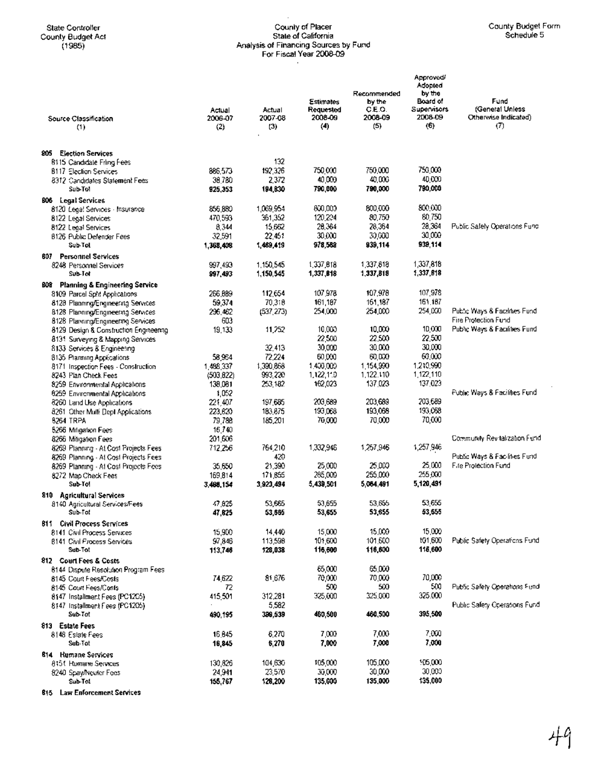State Controller
County Budget Act
(1985)

County of Placer
State of California
Analysis of Financing Sources by Fund
For Fiscal Year 2008-09

County Budget Form
Schedule 5

| Source Classification (1) | Actual 2006-07 (2) | Actual 2007-08 (3) | Estimates Requested 2008-09 (4) | Recommended by the C.E.O. 2008-09 (5) | Approved/ Adopted by the Board of Supervisors 2008-09 (6) | Fund (General Unless Otherwise Indicated) (7) |
|---|---|---|---|---|---|---|
| **805 Election Services** | | | | | | |
| 8115 Candidate Filing Fees | | 132 | | | | |
| 8117 Election Services | 886,573 | 192,326 | 750,000 | 750,000 | 750,000 | |
| 8312 Candidates Statement Fees | 38,780 | 2,372 | 40,000 | 40,000 | 40,000 | |
| **Sub-Tot** | **925,353** | **194,830** | **790,000** | **790,000** | **790,000** | |
| **806 Legal Services** | | | | | | |
| 8120 Legal Services - Insurance | 856,880 | 1,069,954 | 800,000 | 800,000 | 800,000 | |
| 8122 Legal Services | 470,593 | 361,352 | 120,224 | 80,750 | 80,750 | |
| 8122 Legal Services | 8,344 | 15,662 | 28,364 | 28,364 | 28,364 | Public Safety Operations Fund |
| 8126 Public Defender Fees | 32,591 | 22,451 | 30,000 | 30,000 | 30,000 | |
| **Sub-Tot** | **1,368,408** | **1,469,419** | **978,588** | **939,114** | **939,114** | |
| **807 Personnel Services** | | | | | | |
| 8248 Personnel Services | 997,493 | 1,150,545 | 1,337,818 | 1,337,818 | 1,337,818 | |
| **Sub-Tot** | **997,493** | **1,150,545** | **1,337,818** | **1,337,818** | **1,337,818** | |
| **808 Planning & Engineering Service** | | | | | | |
| 8109 Parcel Split Applications | 266,889 | 112,654 | 107,978 | 107,978 | 107,978 | |
| 8128 Planning/Engineering Services | 59,374 | 70,318 | 161,187 | 161,187 | 161,187 | |
| 8128 Planning/Engineering Services | 296,462 | (537,273) | 254,000 | 254,000 | 254,000 | Public Ways & Facilities Fund |
| 8128 Planning/Engineering Services | 603 | | | | | Fire Protection Fund |
| 8129 Design & Construction Engineering | 19,133 | 11,752 | 10,000 | 10,000 | 10,000 | Public Ways & Facilities Fund |
| 8131 Surveying & Mapping Services | | | 22,500 | 22,500 | 22,500 | |
| 8133 Services & Engineering | | 32,413 | 30,000 | 30,000 | 30,000 | |
| 8135 Planning Applications | 58,964 | 72,224 | 60,000 | 60,000 | 60,000 | |
| 8171 Inspection Fees - Construction | 1,488,337 | 1,390,868 | 1,400,000 | 1,154,990 | 1,210,990 | |
| 8243 Plan Check Fees | (503,822) | 993,220 | 1,122,110 | 1,122,110 | 1,122,110 | |
| 8259 Environmental Applications | 138,081 | 253,182 | 162,023 | 137,023 | 137,023 | |
| 8259 Environmental Applications | 1,052 | | | | | Public Ways & Facilities Fund |
| 8260 Land Use Applications | 221,407 | 197,685 | 203,689 | 203,689 | 203,689 | |
| 8261 Other Multi Dept Applications | 223,820 | 183,875 | 193,068 | 193,068 | 193,068 | |
| 8264 TRPA | 79,788 | 185,201 | 70,000 | 70,000 | 70,000 | |
| 8266 Mitigation Fees | 16,740 | | | | | |
| 8266 Mitigation Fees | 201,606 | | | | | Community Revitalization Fund |
| 8269 Planning - At Cost Projects Fees | 712,256 | 764,210 | 1,332,946 | 1,257,946 | 1,257,946 | |
| 8269 Planning - At Cost Projects Fees | | 420 | | | | Public Ways & Facilities Fund |
| 8269 Planning - At Cost Projects Fees | 35,650 | 21,390 | 25,000 | 25,000 | 25,000 | Fire Protection Fund |
| 8272 Map Check Fees | 169,814 | 171,855 | 285,000 | 255,000 | 255,000 | |
| **Sub-Tot** | **3,488,154** | **3,923,494** | **5,439,501** | **5,064,491** | **5,120,491** | |
| **810 Agricultural Services** | | | | | | |
| 8140 Agricultural Services/Fees | 47,825 | 53,665 | 53,655 | 53,655 | 53,655 | |
| **Sub-Tot** | **47,825** | **53,665** | **53,655** | **53,655** | **53,655** | |
| **811 Civil Process Services** | | | | | | |
| 8141 Civil Process Services | 15,900 | 14,440 | 15,000 | 15,000 | 15,000 | |
| 8141 Civil Process Services | 97,846 | 113,598 | 101,600 | 101,600 | 101,600 | Public Safety Operations Fund |
| **Sub-Tot** | **113,746** | **128,038** | **116,600** | **116,600** | **116,600** | |
| **812 Court Fees & Costs** | | | | | | |
| 8144 Dispute Resolution Program Fees | | | 65,000 | 65,000 | | |
| 8145 Court Fees/Costs | 74,622 | 81,676 | 70,000 | 70,000 | 70,000 | |
| 8145 Court Fees/Costs | 72 | | 500 | 500 | 500 | Public Safety Operations Fund |
| 8147 Installment Fees (PC1205) | 415,501 | 312,281 | 325,000 | 325,000 | 325,000 | |
| 8147 Installment Fees (PC1205) | | 5,582 | | | | Public Safety Operations Fund |
| **Sub-Tot** | **490,195** | **399,539** | **460,500** | **460,500** | **395,500** | |
| **813 Estate Fees** | | | | | | |
| 8148 Estate Fees | 16,845 | 6,270 | 7,000 | 7,000 | 7,000 | |
| **Sub-Tot** | **16,845** | **6,270** | **7,000** | **7,000** | **7,000** | |
| **814 Humane Services** | | | | | | |
| 8151 Humane Services | 130,826 | 104,630 | 105,000 | 105,000 | 105,000 | |
| 8240 Spay/Neuter Fees | 24,941 | 23,570 | 30,000 | 30,000 | 30,000 | |
| **Sub-Tot** | **155,767** | **128,200** | **135,000** | **135,000** | **135,000** | |
| **815 Law Enforcement Services** | | | | | | |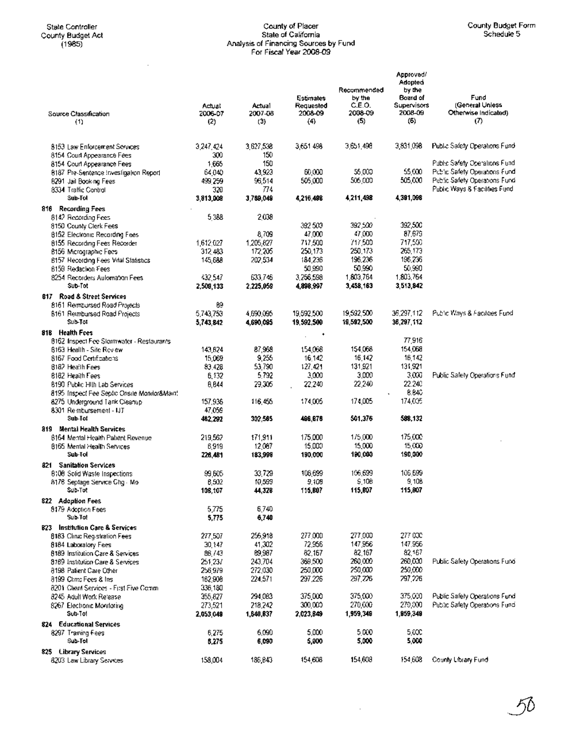State Controller
County Budget Act
(1985)

County of Placer
State of California
Analysis of Financing Sources by Fund
For Fiscal Year 2008-09

County Budget Form
Schedule 5

| Source Classification (1) | Actual 2006-07 (2) | Actual 2007-08 (3) | Estimates Requested 2008-09 (4) | Recommended by the C.E.O. 2008-09 (5) | Approved/ Adopted by the Board of Supervisors 2008-09 (6) | Fund (General Unless Otherwise Indicated) (7) |
|---|---|---|---|---|---|---|
| 8153 Law Enforcement Services | 3,247,424 | 3,627,538 | 3,651,498 | 3,651,498 | 3,831,098 | Public Safety Operations Fund |
| 8154 Court Appearance Fees | 300 | 150 | | | | |
| 8154 Court Appearance Fees | 1,665 | 150 | | | | Public Safety Operations Fund |
| 8187 Pre-Sentence Investigation Report | 64,040 | 43,923 | 60,000 | 55,000 | 55,000 | Public Safety Operations Fund |
| 8291 Jail Booking Fees | 499,259 | 96,514 | 505,000 | 505,000 | 505,000 | Public Safety Operations Fund |
| 8334 Traffic Control | 320 | 774 | | | | Public Ways & Facilities Fund |
| **Sub-Tot** | **3,813,008** | **3,769,049** | **4,216,498** | **4,211,498** | **4,391,098** | |
| **816 Recording Fees** | | | | | | |
| 8142 Recording Fees | 5,388 | 2,038 | | | | |
| 8150 County Clerk Fees | | | 392,500 | 392,500 | 392,500 | |
| 8152 Electronic Recording Fees | | 8,709 | 47,000 | 47,000 | 87,679 | |
| 8155 Recording Fees Recorder | 1,612,027 | 1,205,827 | 717,500 | 717,500 | 717,500 | |
| 8156 Micrographic Fees | 312,483 | 172,205 | 250,173 | 250,173 | 265,173 | |
| 8157 Recording Fees Vital Statistics | 145,688 | 202,534 | 184,236 | 196,236 | 196,236 | |
| 8159 Redaction Fees | | | 50,990 | 50,990 | 50,990 | |
| 8254 Recorders Automation Fees | 432,547 | 633,746 | 3,256,598 | 1,803,764 | 1,803,764 | |
| **Sub-Tot** | **2,508,133** | **2,225,059** | **4,898,997** | **3,458,163** | **3,513,842** | |
| **817 Road & Street Services** | | | | | | |
| 8161 Reimbursed Road Projects | 89 | | | | | |
| 8161 Reimbursed Road Projects | 5,743,753 | 4,690,095 | 19,592,500 | 19,592,500 | 36,297,112 | Public Ways & Facilities Fund |
| **Sub-Tot** | **5,743,842** | **4,690,095** | **19,592,500** | **19,592,500** | **36,297,112** | |
| **818 Health Fees** | | | | | | |
| 8162 Inspect Fee Stormwater - Restaurants | | | | | 77,916 | |
| 8163 Health - Site Review | 143,624 | 87,968 | 154,068 | 154,068 | 154,068 | |
| 8167 Food Certifications | 15,069 | 9,256 | 16,142 | 16,142 | 16,142 | |
| 8182 Health Fees | 83,428 | 53,790 | 127,421 | 131,921 | 131,921 | |
| 8182 Health Fees | 6,132 | 5,792 | 3,000 | 3,000 | 3,000 | Public Safety Operations Fund |
| 8190 Public Hlth Lab Services | 8,844 | 29,305 | 22,240 | 22,240 | 22,240 | |
| 8195 Inspect Fee Septic Onsite Monitor&Maint | | | | | 8,840 | |
| 8275 Underground Tank Cleanup | 157,936 | 116,455 | 174,005 | 174,005 | 174,005 | |
| 8301 Reimbursement - IJT | 47,059 | | | | | |
| **Sub-Tot** | **462,292** | **302,565** | **496,876** | **501,376** | **588,132** | |
| **819 Mental Health Services** | | | | | | |
| 8164 Mental Health Patient Revenue | 219,562 | 171,911 | 175,000 | 175,000 | 175,000 | |
| 8165 Mental Health Services | 6,919 | 12,087 | 15,000 | 15,000 | 15,000 | |
| **Sub-Tot** | **226,481** | **183,998** | **190,000** | **190,000** | **190,000** | |
| **821 Sanitation Services** | | | | | | |
| 8108 Solid Waste Inspections | 99,605 | 33,729 | 106,699 | 106,699 | 106,699 | |
| 8178 Septage Service Chg - Mo | 8,502 | 10,599 | 9,108 | 9,108 | 9,108 | |
| **Sub-Tot** | **108,107** | **44,328** | **115,807** | **115,807** | **115,807** | |
| **822 Adoption Fees** | | | | | | |
| 8179 Adoption Fees | 5,775 | 6,740 | | | | |
| **Sub-Tot** | **5,775** | **6,740** | | | | |
| **823 Institution Care & Services** | | | | | | |
| 8183 Clinic Registration Fees | 277,507 | 256,918 | 277,000 | 277,000 | 277,000 | |
| 8184 Laboratory Fees | 30,147 | 41,302 | 72,956 | 147,956 | 147,956 | |
| 8189 Institution Care & Services | 88,743 | 89,987 | 82,167 | 82,167 | 82,167 | |
| 8189 Institution Care & Services | 251,237 | 243,704 | 369,500 | 260,000 | 260,000 | Public Safety Operations Fund |
| 8198 Patient Care Other | 256,979 | 272,030 | 250,000 | 250,000 | 250,000 | |
| 8199 Clinic Fees & Ins | 182,908 | 224,571 | 297,226 | 297,226 | 297,226 | |
| 8201 Client Services - First Five Comm | 336,180 | | | | | |
| 8245 Adult Work Release | 355,827 | 294,083 | 375,000 | 375,000 | 375,000 | Public Safety Operations Fund |
| 8267 Electronic Monitoring | 273,521 | 218,242 | 300,000 | 270,000 | 270,000 | Public Safety Operations Fund |
| **Sub-Tot** | **2,053,049** | **1,640,837** | **2,023,849** | **1,959,349** | **1,959,349** | |
| **824 Educational Services** | | | | | | |
| 8297 Training Fees | 6,275 | 6,090 | 5,000 | 5,000 | 5,000 | |
| **Sub-Tot** | **6,275** | **6,090** | **5,000** | **5,000** | **5,000** | |
| **825 Library Services** | | | | | | |
| 8203 Law Library Services | 158,004 | 186,843 | 154,608 | 154,608 | 154,608 | County Library Fund |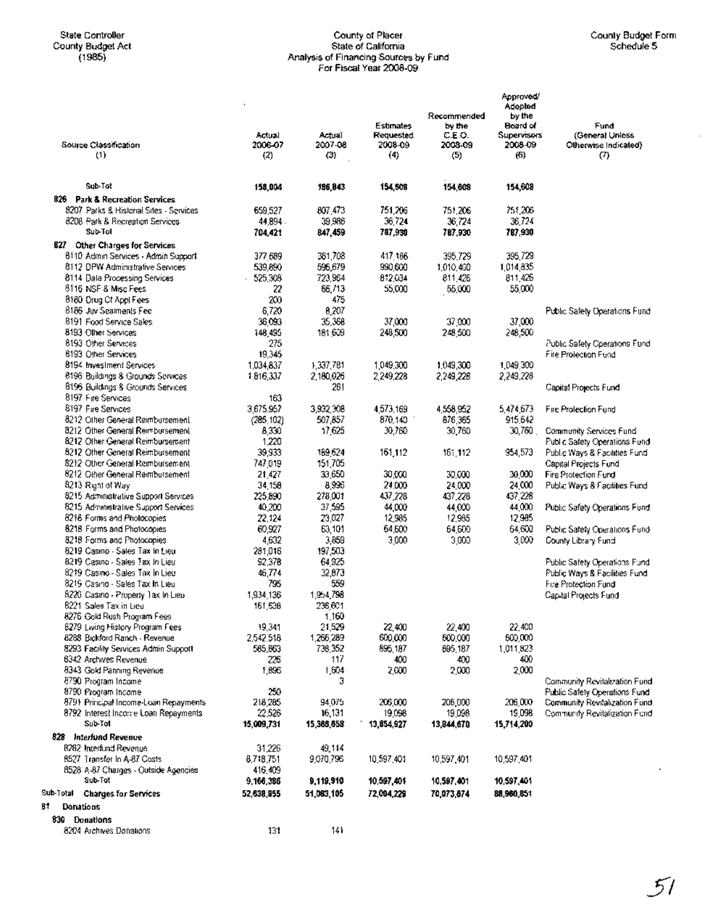State Controller
County Budget Act
(1985)

County of Placer
State of California
Analysis of Financing Sources by Fund
For Fiscal Year 2008-09

County Budget Form
Schedule 5

| Source Classification (1) | Actual 2006-07 (2) | Actual 2007-08 (3) | Estimates Requested 2008-09 (4) | Recommended by the C.E.O. 2008-09 (5) | Approved/ Adopted by the Board of Supervisors 2008-09 (6) | Fund (General Unless Otherwise Indicated) (7) |
|---|---|---|---|---|---|---|
| **Sub-Tot** | **158,004** | **186,843** | **154,608** | **154,608** | **154,608** | |
| **826 Park & Recreation Services** | | | | | | |
| 8207 Parks & Historical Sites - Services | 659,527 | 807,473 | 751,206 | 751,206 | 751,206 | |
| 8208 Park & Recreation Services | 44,894 | 39,986 | 36,724 | 36,724 | 36,724 | |
| **Sub-Tot** | **704,421** | **847,459** | **787,930** | **787,930** | **787,930** | |
| **827 Other Charges for Services** | | | | | | |
| 8110 Admin Services - Admin Support | 377,689 | 361,708 | 417,186 | 395,729 | 395,729 | |
| 8112 DPW Administrative Services | 539,890 | 596,679 | 990,600 | 1,010,400 | 1,014,835 | |
| 8114 Data Processing Services | 525,308 | 723,964 | 812,034 | 811,426 | 811,426 | |
| 8116 NSF & Misc Fees | 22 | 66,713 | 55,000 | 55,000 | 55,000 | |
| 8180 Drug Ct Appl Fees | 200 | 475 | | | | |
| 8186 Juv Sealments Fee | 6,720 | 8,207 | | | | Public Safety Operations Fund |
| 8191 Food Service Sales | 36,093 | 35,368 | 37,000 | 37,000 | 37,000 | |
| 8193 Other Services | 148,495 | 181,609 | 248,500 | 248,500 | 248,500 | |
| 8193 Other Services | 275 | | | | | Public Safety Operations Fund |
| 8193 Other Services | 19,345 | | | | | Fire Protection Fund |
| 8194 Investment Services | 1,034,837 | 1,337,781 | 1,049,300 | 1,049,300 | 1,049,300 | |
| 8196 Buildings & Grounds Services | 1,816,337 | 2,180,026 | 2,249,228 | 2,249,228 | 2,249,228 | |
| 8196 Buildings & Grounds Services | | 261 | | | | Capital Projects Fund |
| 8197 Fire Services | 163 | | | | | |
| 8197 Fire Services | 3,675,957 | 3,932,308 | 4,573,169 | 4,558,952 | 5,474,673 | Fire Protection Fund |
| 8212 Other General Reimbursement | (285,102) | 507,857 | 870,140 | 876,365 | 915,642 | |
| 8212 Other General Reimbursement | 8,330 | 17,625 | 30,760 | 30,760 | 30,760 | Community Services Fund |
| 8212 Other General Reimbursement | 1,220 | | | | | Public Safety Operations Fund |
| 8212 Other General Reimbursement | 39,933 | 169,624 | 161,112 | 161,112 | 954,573 | Public Ways & Facilities Fund |
| 8212 Other General Reimbursement | 747,019 | 151,705 | | | | Capital Projects Fund |
| 8212 Other General Reimbursement | 21,427 | 33,650 | 30,000 | 30,000 | 30,000 | Fire Protection Fund |
| 8213 Right of Way | 34,158 | 8,996 | 24,000 | 24,000 | 24,000 | Public Ways & Facilities Fund |
| 8215 Administrative Support Services | 225,890 | 278,001 | 437,228 | 437,228 | 437,228 | |
| 8215 Administrative Support Services | 40,200 | 37,595 | 44,000 | 44,000 | 44,000 | Public Safety Operations Fund |
| 8218 Forms and Photocopies | 22,124 | 23,027 | 12,985 | 12,985 | 12,985 | |
| 8218 Forms and Photocopies | 60,927 | 63,101 | 64,600 | 64,600 | 64,600 | Public Safety Operations Fund |
| 8218 Forms and Photocopies | 4,632 | 3,859 | 3,000 | 3,000 | 3,000 | County Library Fund |
| 8219 Casino - Sales Tax In Lieu | 281,016 | 197,503 | | | | |
| 8219 Casino - Sales Tax In Lieu | 92,378 | 64,925 | | | | Public Safety Operations Fund |
| 8219 Casino - Sales Tax In Lieu | 46,774 | 32,873 | | | | Public Ways & Facilities Fund |
| 8219 Casino - Sales Tax In Lieu | 795 | 559 | | | | Fire Protection Fund |
| 8220 Casino - Property Tax In Lieu | 1,934,136 | 1,954,798 | | | | Capital Projects Fund |
| 8221 Sales Tax in Lieu | 161,538 | 236,601 | | | | |
| 8276 Gold Rush Program Fees | | 1,160 | | | | |
| 8279 Living History Program Fees | 19,341 | 21,529 | 22,400 | 22,400 | 22,400 | |
| 8288 Bickford Ranch - Revenue | 2,542,518 | 1,266,289 | 600,000 | 600,000 | 600,000 | |
| 8293 Facility Services Admin Support | 585,863 | 738,352 | 895,187 | 895,187 | 1,011,823 | |
| 8342 Archives Revenue | 226 | 117 | 400 | 400 | 400 | |
| 8343 Gold Panning Revenue | 1,896 | 1,604 | 2,000 | 2,000 | 2,000 | |
| 8790 Program Income | | 3 | | | | Community Revitalization Fund |
| 8790 Program Income | 250 | | | | | Public Safety Operations Fund |
| 8791 Principal Income-Loan Repayments | 218,285 | 94,075 | 206,000 | 206,000 | 206,000 | Community Revitalization Fund |
| 8792 Interest Income Loan Repayments | 22,526 | 16,131 | 19,098 | 19,098 | 19,098 | Community Revitalization Fund |
| **Sub-Tot** | **15,009,731** | **15,388,858** | **13,854,927** | **13,844,670** | **15,714,200** | |
| **828 Interfund Revenue** | | | | | | |
| 8282 Interfund Revenue | 31,226 | 49,114 | | | | |
| 8527 Transfer In A-87 Costs | 8,718,751 | 9,070,796 | 10,597,401 | 10,597,401 | 10,597,401 | |
| 8528 A-87 Charges - Outside Agencies | 416,409 | | | | | |
| **Sub-Tot** | **9,166,386** | **9,119,910** | **10,597,401** | **10,597,401** | **10,597,401** | |
| **Sub-Total Charges for Services** | **52,638,955** | **51,083,105** | **72,004,229** | **70,073,674** | **88,960,851** | |
| **81 Donations** | | | | | | |
| **830 Donations** | | | | | | |
| 8204 Archives Donations | 131 | 141 | | | | |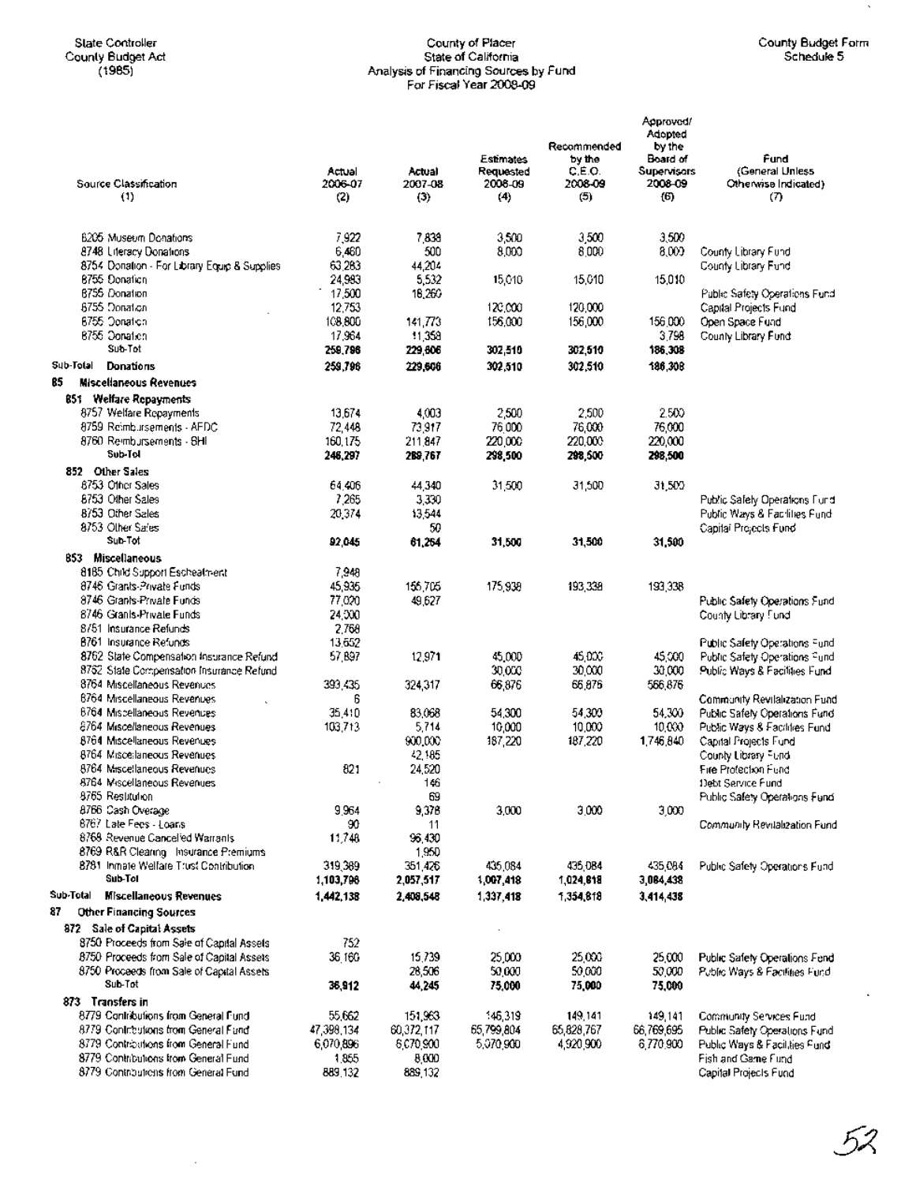State Controller
County Budget Act
(1985)

County of Placer
State of California
Analysis of Financing Sources by Fund
For Fiscal Year 2008-09

County Budget Form
Schedule 5

| Source Classification (1) | Actual 2006-07 (2) | Actual 2007-08 (3) | Estimates Requested 2008-09 (4) | Recommended by the C.E.O. 2008-09 (5) | Approved/ Adopted by the Board of Supervisors 2008-09 (6) | Fund (General Unless Otherwise Indicated) (7) |
|---|---|---|---|---|---|---|
| 8205 Museum Donations | 7,922 | 7,838 | 3,500 | 3,500 | 3,500 | |
| 8748 Literacy Donations | 6,460 | 500 | 8,000 | 8,000 | 8,000 | County Library Fund |
| 8754 Donation - For Library Equip & Supplies | 63,283 | 44,204 | | | | County Library Fund |
| 8755 Donation | 24,983 | 5,532 | 15,010 | 15,010 | 15,010 | |
| 8755 Donation | 17,500 | 18,260 | | | | Public Safety Operations Fund |
| 8755 Donation | 12,753 | | 120,000 | 120,000 | | Capital Projects Fund |
| 8755 Donation | 108,800 | 141,773 | 156,000 | 156,000 | 156,000 | Open Space Fund |
| 8755 Donation | 17,964 | 11,358 | | | 3,798 | County Library Fund |
| **Sub-Tot** | **259,796** | **229,606** | **302,510** | **302,510** | **186,308** | |
| **Sub-Total Donations** | **259,796** | **229,606** | **302,510** | **302,510** | **186,308** | |
| **85 Miscellaneous Revenues** | | | | | | |
| **851 Welfare Repayments** | | | | | | |
| 8757 Welfare Repayments | 13,674 | 4,003 | 2,500 | 2,500 | 2,500 | |
| 8759 Reimbursements - AFDC | 72,448 | 73,917 | 76,000 | 76,000 | 76,000 | |
| 8760 Reimbursements - BHI | 160,175 | 211,847 | 220,000 | 220,000 | 220,000 | |
| **Sub-Tot** | **246,297** | **289,767** | **298,500** | **298,500** | **298,500** | |
| **852 Other Sales** | | | | | | |
| 8753 Other Sales | 64,406 | 44,340 | 31,500 | 31,500 | 31,500 | |
| 8753 Other Sales | 7,265 | 3,330 | | | | Public Safety Operations Fund |
| 8753 Other Sales | 20,374 | 13,544 | | | | Public Ways & Facilities Fund |
| 8753 Other Sales | | 50 | | | | Capital Projects Fund |
| **Sub-Tot** | **92,045** | **61,264** | **31,500** | **31,500** | **31,500** | |
| **853 Miscellaneous** | | | | | | |
| 8185 Child Support Escheatment | 7,948 | | | | | |
| 8746 Grants-Private Funds | 45,935 | 156,705 | 175,938 | 193,338 | 193,338 | |
| 8746 Grants-Private Funds | 77,020 | 49,627 | | | | Public Safety Operations Fund |
| 8746 Grants-Private Funds | 24,000 | | | | | County Library Fund |
| 8761 Insurance Refunds | 2,768 | | | | | |
| 8761 Insurance Refunds | 13,652 | | | | | Public Safety Operations Fund |
| 8762 State Compensation Insurance Refund | 57,897 | 12,971 | 45,000 | 45,000 | 45,000 | Public Safety Operations Fund |
| 8762 State Compensation Insurance Refund | | | 30,000 | 30,000 | 30,000 | Public Ways & Facilities Fund |
| 8764 Miscellaneous Revenues | 393,435 | 324,317 | 66,876 | 66,876 | 566,876 | |
| 8764 Miscellaneous Revenues | 6 | | | | | Community Revitalization Fund |
| 8764 Miscellaneous Revenues | 35,410 | 83,068 | 54,300 | 54,300 | 54,300 | Public Safety Operations Fund |
| 8764 Miscellaneous Revenues | 103,713 | 5,714 | 10,000 | 10,000 | 10,000 | Public Ways & Facilities Fund |
| 8764 Miscellaneous Revenues | | 900,000 | 187,220 | 187,220 | 1,746,840 | Capital Projects Fund |
| 8764 Miscellaneous Revenues | | 42,185 | | | | County Library Fund |
| 8764 Miscellaneous Revenues | 821 | 24,520 | | | | Fire Protection Fund |
| 8764 Miscellaneous Revenues | | 146 | | | | Debt Service Fund |
| 8765 Restitution | | 69 | | | | Public Safety Operations Fund |
| 8766 Cash Overage | 9,964 | 9,378 | 3,000 | 3,000 | 3,000 | |
| 8767 Late Fees - Loans | 90 | 11 | | | | Community Revitalization Fund |
| 8768 Revenue Cancelled Warrants | 11,748 | 96,430 | | | | |
| 8769 R&R Clearing Insurance Premiums | | 1,950 | | | | |
| 8781 Inmate Welfare Trust Contribution | 319,389 | 351,426 | 435,084 | 435,084 | 435,084 | Public Safety Operations Fund |
| **Sub-Tot** | **1,103,796** | **2,057,517** | **1,007,418** | **1,024,818** | **3,084,438** | |
| **Sub-Total Miscellaneous Revenues** | **1,442,138** | **2,408,548** | **1,337,418** | **1,354,818** | **3,414,438** | |
| **87 Other Financing Sources** | | | | | | |
| **872 Sale of Capital Assets** | | | | | | |
| 8750 Proceeds from Sale of Capital Assets | 752 | | | | | |
| 8750 Proceeds from Sale of Capital Assets | 36,160 | 15,739 | 25,000 | 25,000 | 25,000 | Public Safety Operations Fund |
| 8750 Proceeds from Sale of Capital Assets | | 28,506 | 50,000 | 50,000 | 50,000 | Public Ways & Facilities Fund |
| **Sub-Tot** | **36,912** | **44,245** | **75,000** | **75,000** | **75,000** | |
| **873 Transfers in** | | | | | | |
| 8779 Contributions from General Fund | 55,662 | 151,963 | 146,319 | 149,141 | 149,141 | Community Services Fund |
| 8779 Contributions from General Fund | 47,398,134 | 60,372,117 | 65,799,804 | 65,828,767 | 66,769,695 | Public Safety Operations Fund |
| 8779 Contributions from General Fund | 6,070,896 | 6,070,900 | 5,070,900 | 4,920,900 | 6,770,900 | Public Ways & Facilities Fund |
| 8779 Contributions from General Fund | 1,855 | 8,000 | | | | Fish and Game Fund |
| 8779 Contributions from General Fund | 889,132 | 889,132 | | | | Capital Projects Fund |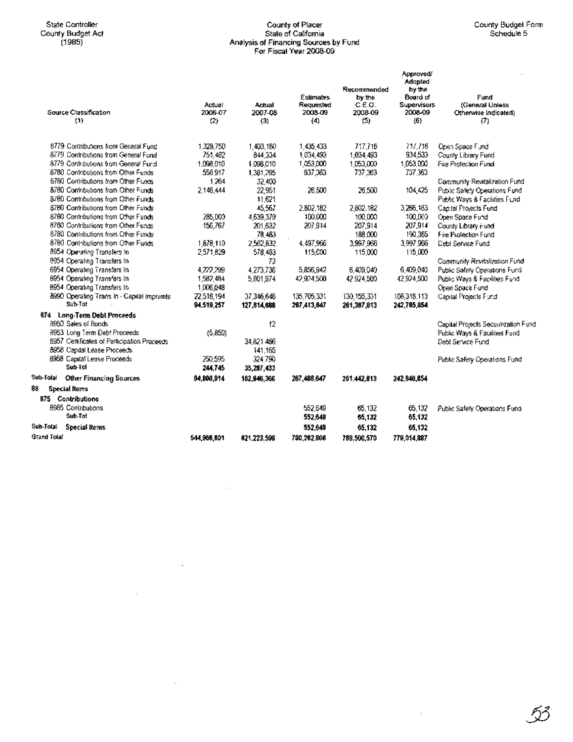State Controller
County Budget Act
(1985)

County of Placer
State of California
Analysis of Financing Sources by Fund
For Fiscal Year 2008-09

County Budget Form
Schedule 5

| Source Classification (1) | Actual 2006-07 (2) | Actual 2007-08 (3) | Estimates Requested 2008-09 (4) | Recommended by the C.E.O. 2008-09 (5) | Approved/ Adopted by the Board of Supervisors 2008-09 (6) | Fund (General Unless Otherwise Indicated) (7) |
|---|---|---|---|---|---|---|
| 8779 Contributions from General Fund | 1,328,750 | 1,403,160 | 1,435,433 | 717,716 | 717,716 | Open Space Fund |
| 8779 Contributions from General Fund | 751,462 | 844,334 | 1,034,493 | 1,034,493 | 934,533 | County Library Fund |
| 8779 Contributions from General Fund | 1,098,010 | 1,098,010 | 1,053,000 | 1,053,000 | 1,053,000 | Fire Protection Fund |
| 8780 Contributions from Other Funds | 556,917 | 1,381,295 | 637,363 | 737,363 | 737,363 | |
| 8780 Contributions from Other Funds | 1,264 | 32,400 | | | | Community Revitalization Fund |
| 8780 Contributions from Other Funds | 2,146,444 | 22,951 | 26,500 | 26,500 | 104,425 | Public Safety Operations Fund |
| 8780 Contributions from Other Funds | | 11,621 | | | | Public Ways & Facilities Fund |
| 8780 Contributions from Other Funds | | 45,567 | 2,802,182 | 2,802,182 | 3,266,183 | Capital Projects Fund |
| 8780 Contributions from Other Funds | 285,000 | 4,639,379 | 100,000 | 100,000 | 100,000 | Open Space Fund |
| 8780 Contributions from Other Funds | 156,767 | 201,632 | 207,914 | 207,914 | 207,914 | County Library Fund |
| 8780 Contributions from Other Funds | | 78,483 | | 188,000 | 190,365 | Fire Protection Fund |
| 8780 Contributions from Other Funds | 1,878,110 | 2,562,632 | 4,497,966 | 3,997,966 | 3,997,966 | Debt Service Fund |
| 8954 Operating Transfers In | 2,571,829 | 578,483 | 115,000 | 115,000 | 115,000 | |
| 8954 Operating Transfers In | | 73 | | | | Community Revitalization Fund |
| 8954 Operating Transfers In | 4,272,299 | 4,273,736 | 5,856,942 | 6,409,040 | 6,409,040 | Public Safety Operations Fund |
| 8954 Operating Transfers In | 1,582,484 | 5,601,974 | 42,924,500 | 42,924,500 | 42,924,500 | Public Ways & Facilities Fund |
| 8954 Operating Transfers In | 1,006,048 | | | | | Open Space Fund |
| 8990 Operating Trans In - Capital Imprvmts | 22,516,194 | 37,346,646 | 135,705,331 | 130,155,331 | 108,318,113 | Capital Projects Fund |
| **Sub-Tot** | **94,519,257** | **127,614,688** | **267,413,647** | **261,387,813** | **242,785,854** | |
| **874 Long-Term Debt Proceeds** | | | | | | |
| 8950 Sales of Bonds | | 12 | | | | Capital Projects Securitization Fund |
| 8953 Long Term Debt Proceeds | (5,850) | | | | | Public Ways & Facilities Fund |
| 8957 Certificates of Participation Proceeds | | 34,821,466 | | | | Debt Service Fund |
| 8958 Capital Lease Proceeds | | 141,165 | | | | |
| 8958 Capital Lease Proceeds | 250,595 | 324,790 | | | | Public Safety Operations Fund |
| **Sub-Tot** | **244,745** | **35,287,433** | | | | |
| **Sub-Total Other Financing Sources** | **94,800,914** | **162,946,366** | **267,488,647** | **261,442,813** | **242,840,854** | |
| **88 Special Items** | | | | | | |
| **875 Contributions** | | | | | | |
| 8985 Contributions | | | 552,649 | 65,132 | 65,132 | Public Safety Operations Fund |
| **Sub-Tot** | | | **552,649** | **65,132** | **65,132** | |
| **Sub-Total Special Items** | | | **552,649** | **65,132** | **65,132** | |
| **Grand Total** | **544,966,601** | **621,223,599** | **780,262,866** | **768,500,570** | **779,014,887** | |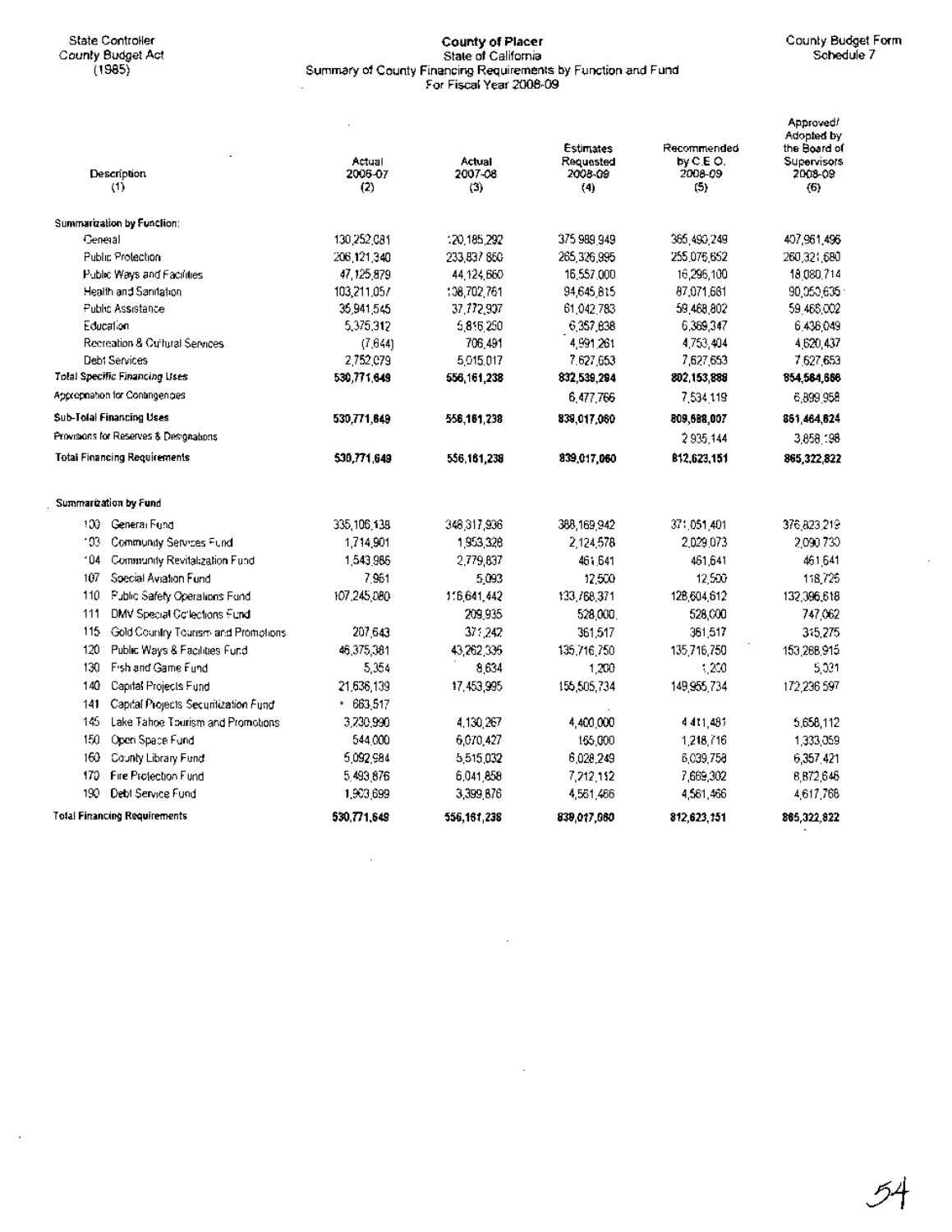State Controller
County Budget Act
(1985)

**County of Placer**
State of California
Summary of County Financing Requirements by Function and Fund
For Fiscal Year 2008-09

County Budget Form
Schedule 7

| Description (1) | Actual 2006-07 (2) | Actual 2007-08 (3) | Estimates Requested 2008-09 (4) | Recommended by C.E.O. 2008-09 (5) | Approved/ Adopted by the Board of Supervisors 2008-09 (6) |
|---|---|---|---|---|---|
| **Summarization by Function:** | | | | | |
| General | 130,252,081 | 120,185,292 | 375,989,949 | 365,493,249 | 407,961,496 |
| Public Protection | 206,121,340 | 233,837,860 | 265,326,995 | 255,075,652 | 260,321,680 |
| Public Ways and Facilities | 47,125,879 | 44,124,660 | 16,557,000 | 16,296,100 | 18,080,714 |
| Health and Sanitation | 103,211,057 | 138,702,761 | 94,645,815 | 87,071,681 | 90,050,635 |
| Public Assistance | 35,941,545 | 37,772,937 | 61,042,783 | 59,468,802 | 59,468,002 |
| Education | 5,375,312 | 5,816,250 | 6,357,838 | 6,369,347 | 6,436,049 |
| Recreation & Cultural Services | (7,644) | 706,491 | 4,991,261 | 4,753,404 | 4,620,437 |
| Debt Services | 2,752,079 | 5,015,017 | 7,627,653 | 7,627,653 | 7,627,653 |
| **Total Specific Financing Uses** | **530,771,649** | **556,161,238** | **832,539,294** | **802,153,888** | **854,564,666** |
| Appropriation for Contingencies | | | 6,477,766 | 7,534,119 | 6,899,958 |
| **Sub-Total Financing Uses** | **530,771,649** | **556,161,238** | **839,017,060** | **809,688,007** | **861,464,624** |
| Provisions for Reserves & Designations | | | | 2,935,144 | 3,858,198 |
| **Total Financing Requirements** | **530,771,649** | **556,161,238** | **839,017,060** | **812,623,151** | **865,322,822** |
| **Summarization by Fund** | | | | | |
| 100 General Fund | 335,106,138 | 348,317,936 | 388,169,942 | 371,051,401 | 376,823,219 |
| 103 Community Services Fund | 1,714,901 | 1,953,328 | 2,124,578 | 2,029,073 | 2,090,730 |
| 104 Community Revitalization Fund | 1,543,985 | 2,779,837 | 461,641 | 461,641 | 461,641 |
| 107 Special Aviation Fund | 7,961 | 5,093 | 12,500 | 12,500 | 118,725 |
| 110 Public Safety Operations Fund | 107,245,080 | 116,641,442 | 133,768,371 | 128,604,612 | 132,396,618 |
| 111 DMV Special Collections Fund | | 209,935 | 528,000 | 528,000 | 747,062 |
| 115 Gold Country Tourism and Promotions | 207,643 | 371,242 | 361,517 | 361,517 | 315,275 |
| 120 Public Ways & Facilities Fund | 46,375,381 | 43,262,336 | 135,716,750 | 135,716,750 | 153,288,915 |
| 130 Fish and Game Fund | 5,354 | 8,634 | 1,200 | 1,200 | 5,031 |
| 140 Capital Projects Fund | 21,636,139 | 17,453,995 | 155,505,734 | 149,955,734 | 172,236,597 |
| 141 Capital Projects Securitization Fund | 663,517 | | | | |
| 145 Lake Tahoe Tourism and Promotions | 3,230,990 | 4,130,267 | 4,400,000 | 4,411,481 | 5,658,112 |
| 150 Open Space Fund | 544,000 | 6,070,427 | 165,000 | 1,218,716 | 1,333,059 |
| 160 County Library Fund | 5,092,984 | 5,515,032 | 6,028,249 | 6,039,758 | 6,357,421 |
| 170 Fire Protection Fund | 5,493,876 | 6,041,858 | 7,212,112 | 7,669,302 | 8,872,646 |
| 190 Debt Service Fund | 1,903,699 | 3,399,876 | 4,561,466 | 4,561,466 | 4,617,766 |
| **Total Financing Requirements** | **530,771,649** | **556,161,238** | **839,017,060** | **812,623,151** | **865,322,822** |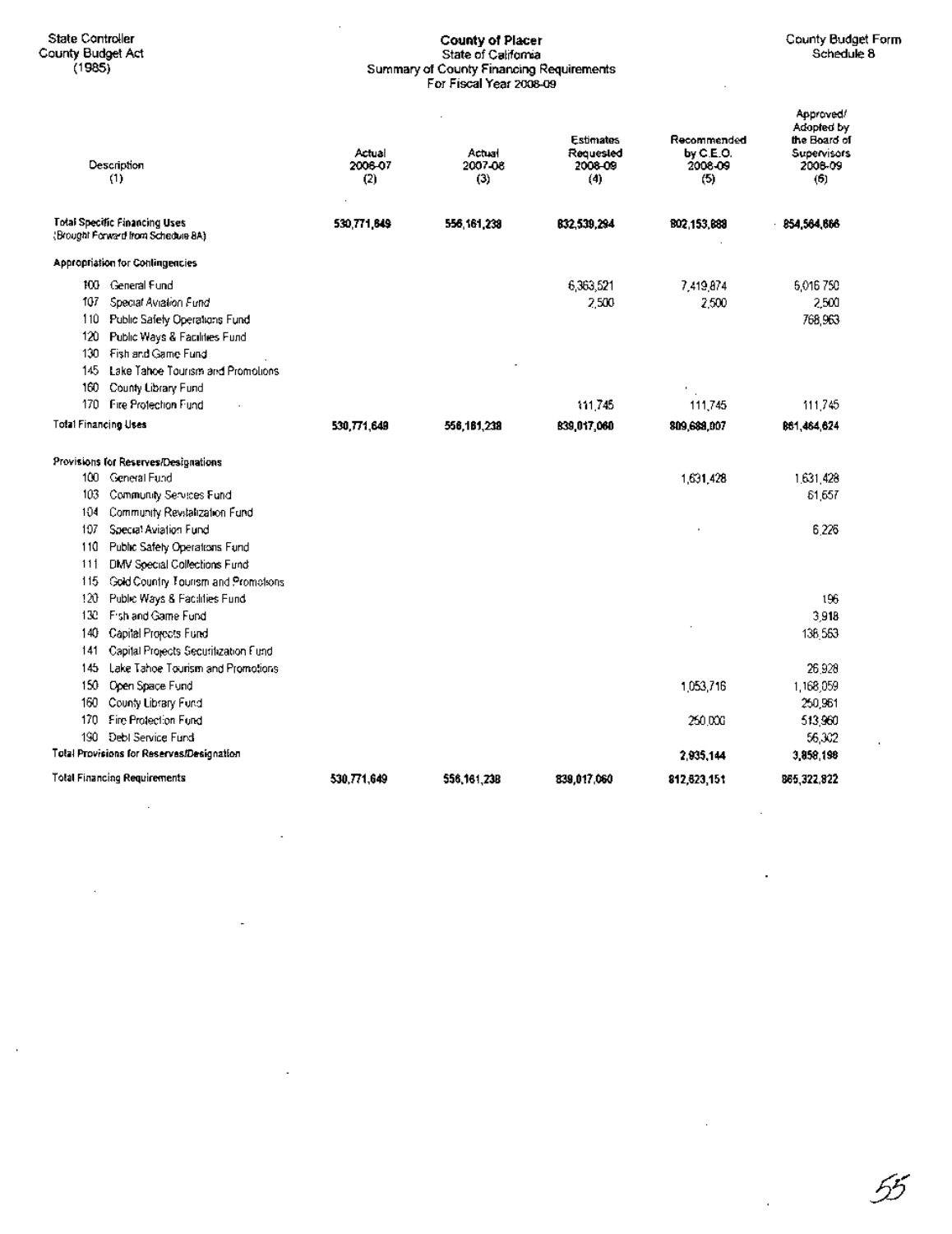State Controller
County Budget Act
(1985)

**County of Placer**
State of California
Summary of County Financing Requirements
For Fiscal Year 2008-09

County Budget Form
Schedule 8

| Description (1) | Actual 2006-07 (2) | Actual 2007-08 (3) | Estimates Requested 2008-09 (4) | Recommended by C.E.O. 2008-09 (5) | Approved/ Adopted by the Board of Supervisors 2008-09 (6) |
|---|---|---|---|---|---|
| **Total Specific Financing Uses** (Brought Forward from Schedule 8A) | **530,771,649** | **556,161,238** | **832,539,294** | **802,153,888** | **854,564,666** |
| **Appropriation for Contingencies** | | | | | |
| 100 General Fund | | | 6,363,521 | 7,419,874 | 6,016,750 |
| 107 Special Aviation Fund | | | 2,500 | 2,500 | 2,500 |
| 110 Public Safety Operations Fund | | | | | 768,963 |
| 120 Public Ways & Facilities Fund | | | | | |
| 130 Fish and Game Fund | | | | | |
| 145 Lake Tahoe Tourism and Promotions | | | | | |
| 160 County Library Fund | | | | | |
| 170 Fire Protection Fund | | | 111,745 | 111,745 | 111,745 |
| **Total Financing Uses** | **530,771,649** | **556,161,238** | **839,017,060** | **809,688,007** | **861,464,624** |
| **Provisions for Reserves/Designations** | | | | | |
| 100 General Fund | | | | 1,631,428 | 1,631,428 |
| 103 Community Services Fund | | | | | 61,657 |
| 104 Community Revitalization Fund | | | | | |
| 107 Special Aviation Fund | | | | | 6,226 |
| 110 Public Safety Operations Fund | | | | | |
| 111 DMV Special Collections Fund | | | | | |
| 115 Gold Country Tourism and Promotions | | | | | |
| 120 Public Ways & Facilities Fund | | | | | 196 |
| 130 Fish and Game Fund | | | | | 3,918 |
| 140 Capital Projects Fund | | | | | 136,563 |
| 141 Capital Projects Securitization Fund | | | | | |
| 145 Lake Tahoe Tourism and Promotions | | | | | 26,928 |
| 150 Open Space Fund | | | | 1,053,716 | 1,168,059 |
| 160 County Library Fund | | | | | 250,961 |
| 170 Fire Protection Fund | | | | 250,000 | 513,960 |
| 190 Debt Service Fund | | | | | 56,302 |
| **Total Provisions for Reserves/Designation** | | | | **2,935,144** | **3,858,198** |
| **Total Financing Requirements** | **530,771,649** | **556,161,238** | **839,017,060** | **812,623,151** | **865,322,822** |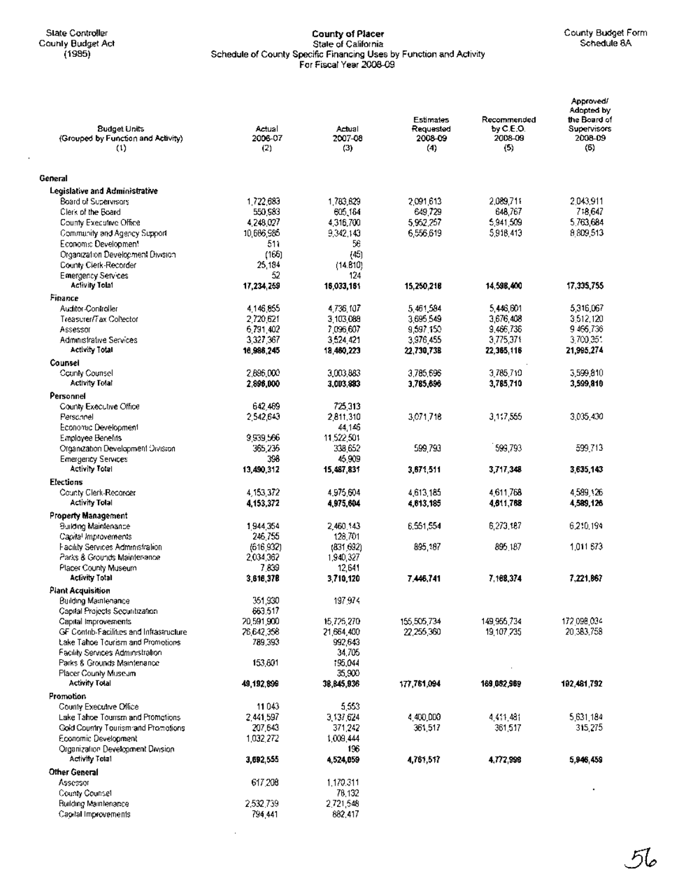State Controller
County Budget Act
(1985)

**County of Placer**
State of California
Schedule of County Specific Financing Uses by Function and Activity
For Fiscal Year 2008-09

County Budget Form
Schedule 8A

| Budget Units (Grouped by Function and Activity) (1) | Actual 2006-07 (2) | Actual 2007-08 (3) | Estimates Requested 2008-09 (4) | Recommended by C.E.O. 2008-09 (5) | Approved/ Adopted by the Board of Supervisors 2008-09 (6) |
|---|---|---|---|---|---|
| **General** | | | | | |
| **Legislative and Administrative** | | | | | |
| Board of Supervisors | 1,722,683 | 1,783,829 | 2,091,613 | 2,089,711 | 2,043,911 |
| Clerk of the Board | 550,983 | 605,164 | 649,729 | 648,767 | 718,647 |
| County Executive Office | 4,248,027 | 4,316,700 | 5,952,257 | 5,941,509 | 5,763,684 |
| Community and Agency Support | 10,686,985 | 9,342,143 | 6,556,619 | 5,918,413 | 8,809,513 |
| Economic Development | 511 | 56 | | | |
| Organization Development Division | (166) | (45) | | | |
| County Clerk-Recorder | 25,184 | (14,810) | | | |
| Emergency Services | 52 | 124 | | | |
| **Activity Total** | **17,234,259** | **16,033,161** | **15,250,218** | **14,598,400** | **17,335,755** |
| **Finance** | | | | | |
| Auditor-Controller | 4,146,855 | 4,736,107 | 5,461,584 | 5,446,601 | 5,316,067 |
| Treasurer/Tax Collector | 2,720,621 | 3,103,088 | 3,695,549 | 3,676,408 | 3,512,120 |
| Assessor | 6,791,402 | 7,096,607 | 9,597,150 | 9,466,736 | 9,466,736 |
| Administrative Services | 3,327,367 | 3,524,421 | 3,976,455 | 3,775,371 | 3,700,351 |
| **Activity Total** | **16,986,245** | **18,460,223** | **22,730,738** | **22,365,116** | **21,995,274** |
| **Counsel** | | | | | |
| County Counsel | 2,896,000 | 3,003,883 | 3,785,696 | 3,785,710 | 3,599,810 |
| **Activity Total** | **2,896,000** | **3,003,883** | **3,785,696** | **3,785,710** | **3,599,810** |
| **Personnel** | | | | | |
| County Executive Office | 642,469 | 725,313 | | | |
| Personnel | 2,542,643 | 2,811,310 | 3,071,718 | 3,117,555 | 3,035,430 |
| Economic Development | | 44,146 | | | |
| Employee Benefits | 9,939,566 | 11,522,501 | | | |
| Organization Development Division | 365,236 | 338,652 | 599,793 | 599,793 | 599,713 |
| Emergency Services | 398 | 45,909 | | | |
| **Activity Total** | **13,490,312** | **15,487,831** | **3,671,511** | **3,717,348** | **3,635,143** |
| **Elections** | | | | | |
| County Clerk-Recorder | 4,153,372 | 4,975,604 | 4,613,185 | 4,611,768 | 4,589,126 |
| **Activity Total** | **4,153,372** | **4,975,604** | **4,613,185** | **4,611,768** | **4,589,126** |
| **Property Management** | | | | | |
| Building Maintenance | 1,944,354 | 2,460,143 | 6,551,554 | 6,273,187 | 6,210,194 |
| Capital Improvements | 246,755 | 128,701 | | | |
| Facility Services Administration | (616,932) | (831,692) | 895,187 | 895,187 | 1,011,673 |
| Parks & Grounds Maintenance | 2,034,362 | 1,940,327 | | | |
| Placer County Museum | 7,839 | 12,641 | | | |
| **Activity Total** | **3,616,378** | **3,710,120** | **7,446,741** | **7,168,374** | **7,221,867** |
| **Plant Acquisition** | | | | | |
| Building Maintenance | 351,930 | 197,974 | | | |
| Capital Projects Securitization | 663,517 | | | | |
| Capital Improvements | 20,591,900 | 15,725,270 | 155,505,734 | 149,955,734 | 172,098,034 |
| GF Contrib-Facilities and Infrastructure | 26,642,358 | 21,664,400 | 22,255,360 | 19,107,235 | 20,383,758 |
| Lake Tahoe Tourism and Promotions | 789,393 | 992,643 | | | |
| Facility Services Administration | | 34,705 | | | |
| Parks & Grounds Maintenance | 153,601 | 195,044 | | | |
| Placer County Museum | | 35,900 | | | |
| **Activity Total** | **49,192,699** | **38,845,936** | **177,761,094** | **169,062,969** | **192,481,792** |
| **Promotion** | | | | | |
| County Executive Office | 11,043 | 5,553 | | | |
| Lake Tahoe Tourism and Promotions | 2,441,597 | 3,137,624 | 4,400,000 | 4,411,481 | 5,631,184 |
| Gold Country Tourism and Promotions | 207,643 | 371,242 | 361,517 | 361,517 | 315,275 |
| Economic Development | 1,032,272 | 1,009,444 | | | |
| Organization Development Division | | 196 | | | |
| **Activity Total** | **3,692,555** | **4,524,059** | **4,761,517** | **4,772,998** | **5,946,459** |
| **Other General** | | | | | |
| Assessor | 617,208 | 1,170,311 | | | |
| County Counsel | | 78,132 | | | |
| Building Maintenance | 2,532,739 | 2,721,548 | | | |
| Capital Improvements | 794,441 | 882,417 | | | |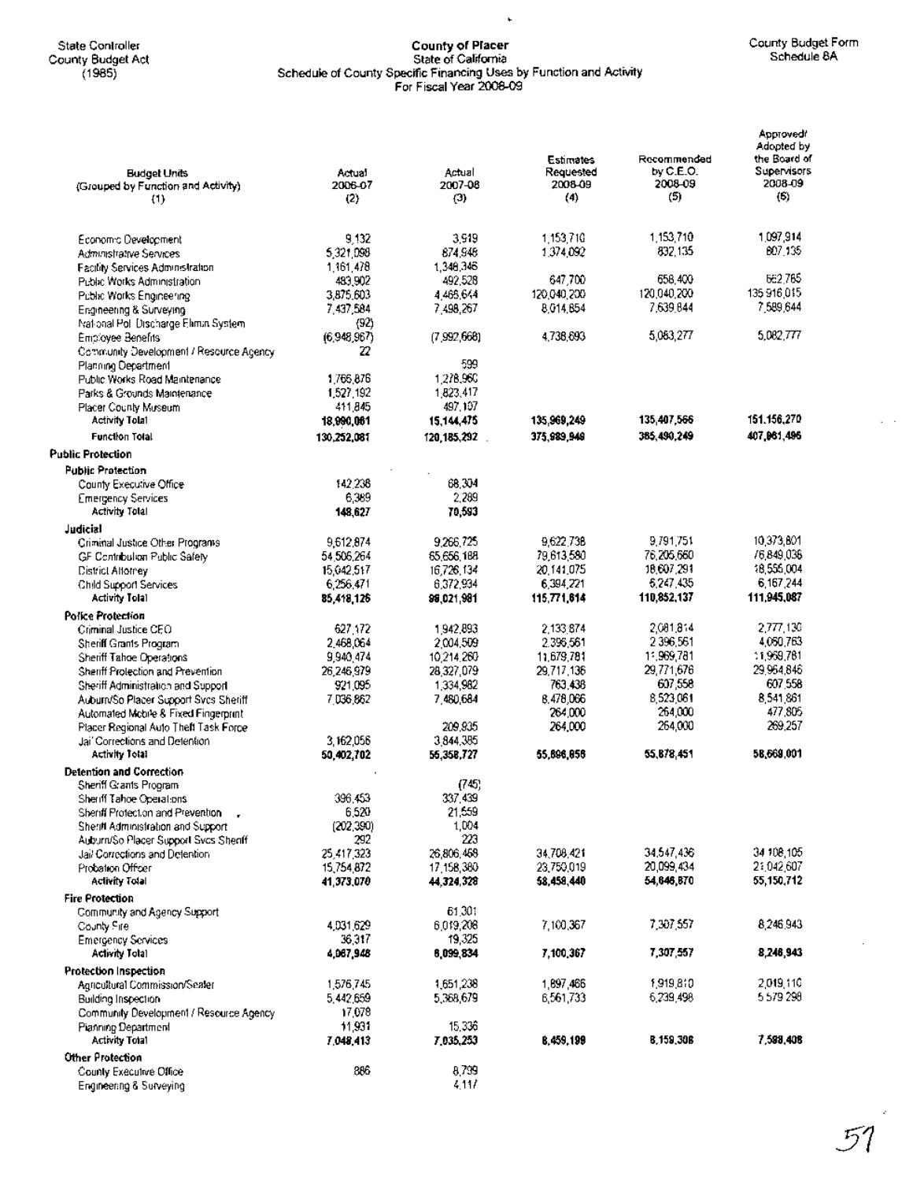State Controller
County Budget Act
(1985)

**County of Placer**
State of California
Schedule of County Specific Financing Uses by Function and Activity
For Fiscal Year 2008-09

County Budget Form
Schedule 8A

| Budget Units (Grouped by Function and Activity) (1) | Actual 2006-07 (2) | Actual 2007-08 (3) | Estimates Requested 2008-09 (4) | Recommended by C.E.O. 2008-09 (5) | Approved/ Adopted by the Board of Supervisors 2008-09 (6) |
|---|---|---|---|---|---|
| Economic Development | 9,132 | 3,919 | 1,153,710 | 1,153,710 | 1,097,914 |
| Administrative Services | 5,321,098 | 874,948 | 1,374,092 | 832,135 | 807,135 |
| Facility Services Administration | 1,161,478 | 1,348,346 | | | |
| Public Works Administration | 483,902 | 492,528 | 647,700 | 658,400 | 662,765 |
| Public Works Engineering | 3,875,603 | 4,466,644 | 120,040,200 | 120,040,200 | 135,916,015 |
| Engineering & Surveying | 7,437,584 | 7,498,267 | 8,014,854 | 7,639,844 | 7,589,644 |
| National Pol Discharge Elimin System | (92) | | | | |
| Employee Benefits | (6,948,967) | (7,992,668) | 4,738,693 | 5,083,277 | 5,082,777 |
| Community Development / Resource Agency | 22 | | | | |
| Planning Department | | 599 | | | |
| Public Works Road Maintenance | 1,766,876 | 1,278,960 | | | |
| Parks & Grounds Maintenance | 1,527,192 | 1,823,417 | | | |
| Placer County Museum | 411,845 | 497,107 | | | |
| **Activity Total** | **18,090,061** | **15,144,475** | **135,969,249** | **135,407,566** | **151,156,270** |
| **Function Total** | **130,252,081** | **120,185,292** | **375,989,948** | **385,490,249** | **407,861,496** |
| **Public Protection** | | | | | |
| **Public Protection** | | | | | |
| County Executive Office | 142,238 | 68,304 | | | |
| Emergency Services | 6,389 | 2,289 | | | |
| **Activity Total** | **148,627** | **70,593** | | | |
| **Judicial** | | | | | |
| Criminal Justice Other Programs | 9,612,874 | 9,266,725 | 9,622,738 | 9,791,751 | 10,373,801 |
| GF Contribution Public Safety | 54,506,264 | 65,656,188 | 79,613,580 | 76,205,660 | 76,849,036 |
| District Attorney | 15,042,517 | 16,726,134 | 20,141,075 | 18,607,291 | 18,555,004 |
| Child Support Services | 6,256,471 | 6,372,934 | 6,394,221 | 6,247,435 | 6,167,244 |
| **Activity Total** | **85,418,126** | **98,021,981** | **115,771,614** | **110,852,137** | **111,945,087** |
| **Police Protection** | | | | | |
| Criminal Justice CEO | 627,172 | 1,942,893 | 2,133,874 | 2,081,814 | 2,777,130 |
| Sheriff Grants Program | 2,468,064 | 2,004,509 | 2,396,561 | 2,396,561 | 4,060,763 |
| Sheriff Tahoe Operations | 9,940,474 | 10,214,260 | 11,679,781 | 11,969,781 | 11,969,781 |
| Sheriff Protection and Prevention | 26,246,979 | 28,327,079 | 29,717,136 | 29,771,676 | 29,964,846 |
| Sheriff Administration and Support | 921,095 | 1,334,982 | 763,438 | 607,558 | 607,558 |
| Auburn/So Placer Support Svcs Sheriff | 7,036,862 | 7,480,684 | 8,478,066 | 8,523,061 | 8,541,861 |
| Automated Mobile & Fixed Fingerprint | | | 264,000 | 264,000 | 477,805 |
| Placer Regional Auto Theft Task Force | | 209,935 | 264,000 | 264,000 | 269,257 |
| Jail Corrections and Detention | 3,162,056 | 3,844,385 | | | |
| **Activity Total** | **50,402,702** | **55,358,727** | **55,696,856** | **55,878,451** | **58,669,001** |
| **Detention and Correction** | | | | | |
| Sheriff Grants Program | | (745) | | | |
| Sheriff Tahoe Operations | 396,453 | 337,439 | | | |
| Sheriff Protection and Prevention | 6,520 | 21,559 | | | |
| Sheriff Administration and Support | (202,390) | 1,004 | | | |
| Auburn/So Placer Support Svcs Sheriff | 292 | 223 | | | |
| Jail Corrections and Detention | 25,417,323 | 26,806,468 | 34,708,421 | 34,547,436 | 34,108,105 |
| Probation Officer | 15,754,872 | 17,158,380 | 23,750,019 | 20,099,434 | 21,042,607 |
| **Activity Total** | **41,373,070** | **44,324,328** | **58,458,440** | **54,646,870** | **55,150,712** |
| **Fire Protection** | | | | | |
| Community and Agency Support | | 61,301 | | | |
| County Fire | 4,031,629 | 6,019,208 | 7,100,367 | 7,307,557 | 8,246,943 |
| Emergency Services | 36,317 | 19,325 | | | |
| **Activity Total** | **4,067,946** | **6,099,834** | **7,100,367** | **7,307,557** | **8,246,943** |
| **Protection Inspection** | | | | | |
| Agricultural Commission/Sealer | 1,576,745 | 1,651,238 | 1,897,466 | 1,919,810 | 2,019,110 |
| Building Inspection | 5,442,659 | 5,368,679 | 6,561,733 | 6,239,498 | 5,579,298 |
| Community Development / Resource Agency | 17,078 | | | | |
| Planning Department | 11,931 | 15,336 | | | |
| **Activity Total** | **7,048,413** | **7,035,253** | **8,459,199** | **8,159,308** | **7,598,408** |
| **Other Protection** | | | | | |
| County Executive Office | 886 | 8,799 | | | |
| Engineering & Surveying | | 4,117 | | | |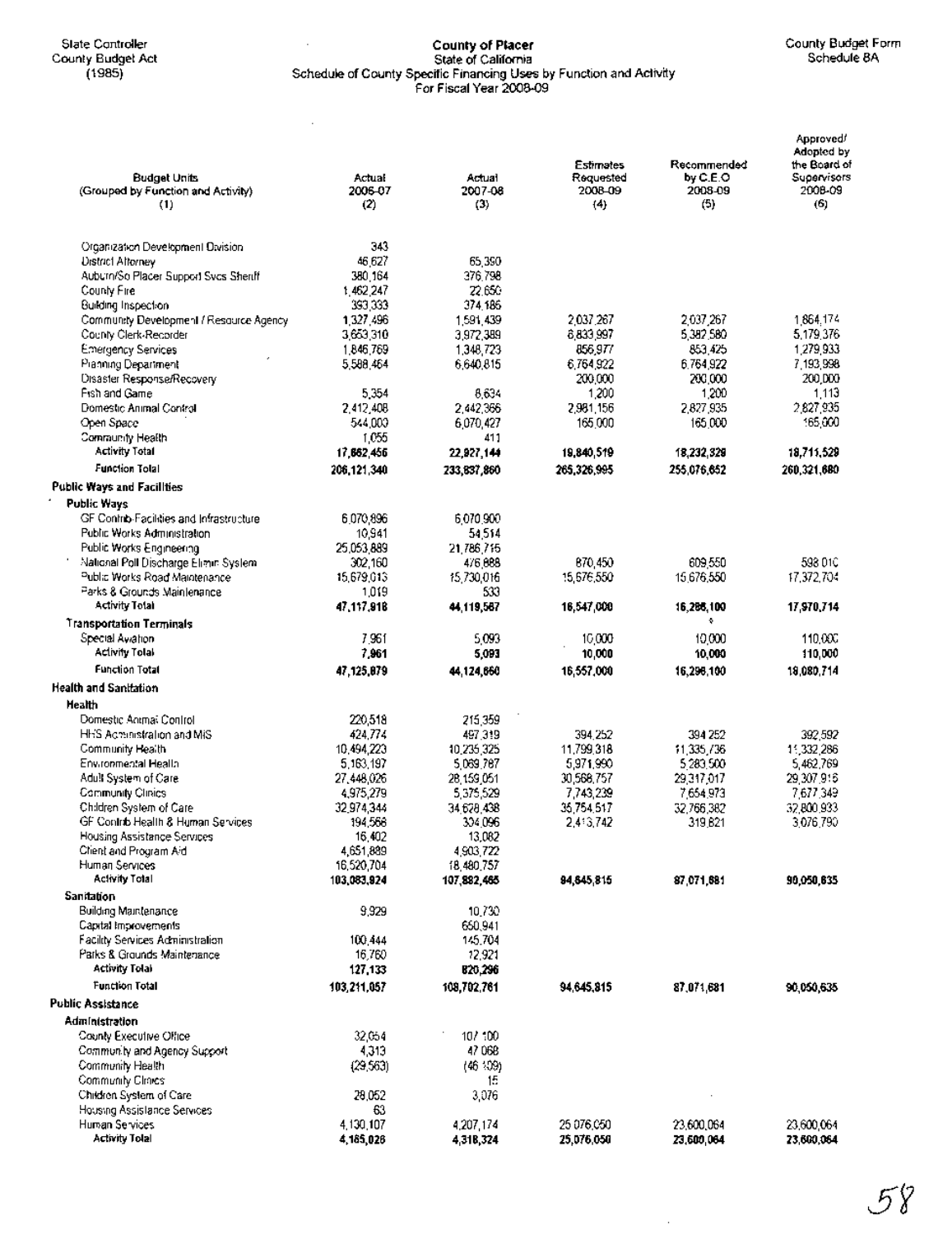State Controller
County Budget Act
(1985)

**County of Placer**
State of California
Schedule of County Specific Financing Uses by Function and Activity
For Fiscal Year 2008-09

County Budget Form
Schedule 8A

| Budget Units (Grouped by Function and Activity) (1) | Actual 2006-07 (2) | Actual 2007-08 (3) | Estimates Requested 2008-09 (4) | Recommended by C.E.O 2008-09 (5) | Approved/ Adopted by the Board of Supervisors 2008-09 (6) |
|---|---|---|---|---|---|
| Organization Development Division | 343 | | | | |
| District Attorney | 46,627 | 65,390 | | | |
| Auburn/So Placer Support Svcs Sheriff | 380,164 | 376,798 | | | |
| County Fire | 1,462,247 | 22,650 | | | |
| Building Inspection | 393,333 | 374,185 | | | |
| Community Development / Resource Agency | 1,327,496 | 1,591,439 | 2,037,267 | 2,037,267 | 1,864,174 |
| County Clerk-Recorder | 3,653,310 | 3,972,389 | 6,833,997 | 5,382,580 | 5,179,376 |
| Emergency Services | 1,846,769 | 1,348,723 | 856,977 | 853,425 | 1,279,933 |
| Planning Department | 5,588,464 | 6,640,815 | 6,764,922 | 6,764,922 | 7,193,998 |
| Disaster Response/Recovery | | | 200,000 | 200,000 | 200,000 |
| Fish and Game | 5,354 | 8,634 | 1,200 | 1,200 | 1,113 |
| Domestic Animal Control | 2,412,408 | 2,442,366 | 2,981,156 | 2,827,935 | 2,827,935 |
| Open Space | 544,000 | 6,070,427 | 165,000 | 165,000 | 165,000 |
| Community Health | 1,055 | 411 | | | |
| **Activity Total** | **17,662,456** | **22,927,144** | **19,840,519** | **18,232,329** | **18,711,529** |
| **Function Total** | **206,121,340** | **233,837,860** | **265,326,995** | **255,076,652** | **260,321,680** |
| **Public Ways and Facilities** | | | | | |
| **Public Ways** | | | | | |
| GF Contrib-Facilities and Infrastructure | 6,070,896 | 6,070,900 | | | |
| Public Works Administration | 10,941 | 54,514 | | | |
| Public Works Engineering | 25,053,889 | 21,786,715 | | | |
| National Poll Discharge Elimin System | 302,160 | 476,888 | 870,450 | 609,550 | 598,010 |
| Public Works Road Maintenance | 15,679,013 | 15,730,016 | 15,676,550 | 15,676,550 | 17,372,704 |
| Parks & Grounds Maintenance | 1,019 | 533 | | | |
| **Activity Total** | **47,117,918** | **44,119,567** | **16,547,000** | **16,286,100** | **17,970,714** |
| **Transportation Terminals** | | | | | |
| Special Aviation | 7,961 | 5,093 | 10,000 | 10,000 | 110,000 |
| **Activity Total** | **7,961** | **5,093** | **10,000** | **10,000** | **110,000** |
| **Function Total** | **47,125,879** | **44,124,660** | **16,557,000** | **16,296,100** | **18,080,714** |
| **Health and Sanitation** | | | | | |
| **Health** | | | | | |
| Domestic Animal Control | 220,518 | 215,359 | | | |
| HHS Administration and MIS | 424,774 | 497,319 | 394,252 | 394,252 | 392,592 |
| Community Health | 10,494,223 | 10,235,325 | 11,799,318 | 11,335,736 | 11,332,286 |
| Environmental Health | 5,163,197 | 5,069,787 | 5,971,990 | 5,283,500 | 5,462,769 |
| Adult System of Care | 27,448,026 | 28,159,051 | 30,568,757 | 29,317,017 | 29,307,916 |
| Community Clinics | 4,975,279 | 5,375,529 | 7,743,239 | 7,654,973 | 7,677,349 |
| Children System of Care | 32,974,344 | 34,678,438 | 35,754,517 | 32,766,382 | 32,800,933 |
| GF Contrib Health & Human Services | 194,568 | 304,096 | 2,413,742 | 319,821 | 3,076,790 |
| Housing Assistance Services | 16,402 | 13,082 | | | |
| Client and Program Aid | 4,651,889 | 4,903,722 | | | |
| Human Services | 16,520,704 | 18,480,757 | | | |
| **Activity Total** | **103,083,924** | **107,882,465** | **94,645,815** | **87,071,681** | **90,050,635** |
| **Sanitation** | | | | | |
| Building Maintenance | 9,929 | 10,730 | | | |
| Capital Improvements | | 650,941 | | | |
| Facility Services Administration | 100,444 | 145,704 | | | |
| Parks & Grounds Maintenance | 16,760 | 12,921 | | | |
| **Activity Total** | **127,133** | **820,296** | | | |
| **Function Total** | **103,211,057** | **108,702,761** | **94,645,815** | **87,071,681** | **90,050,635** |
| **Public Assistance** | | | | | |
| **Administration** | | | | | |
| County Executive Office | 32,054 | 107,100 | | | |
| Community and Agency Support | 4,313 | 47,068 | | | |
| Community Health | (29,563) | (46,109) | | | |
| Community Clinics | | 15 | | | |
| Children System of Care | 28,052 | 3,076 | | | |
| Housing Assistance Services | 63 | | | | |
| Human Services | 4,130,107 | 4,207,174 | 25,076,050 | 23,600,064 | 23,600,064 |
| **Activity Total** | **4,165,026** | **4,318,324** | **25,076,050** | **23,600,064** | **23,600,064** |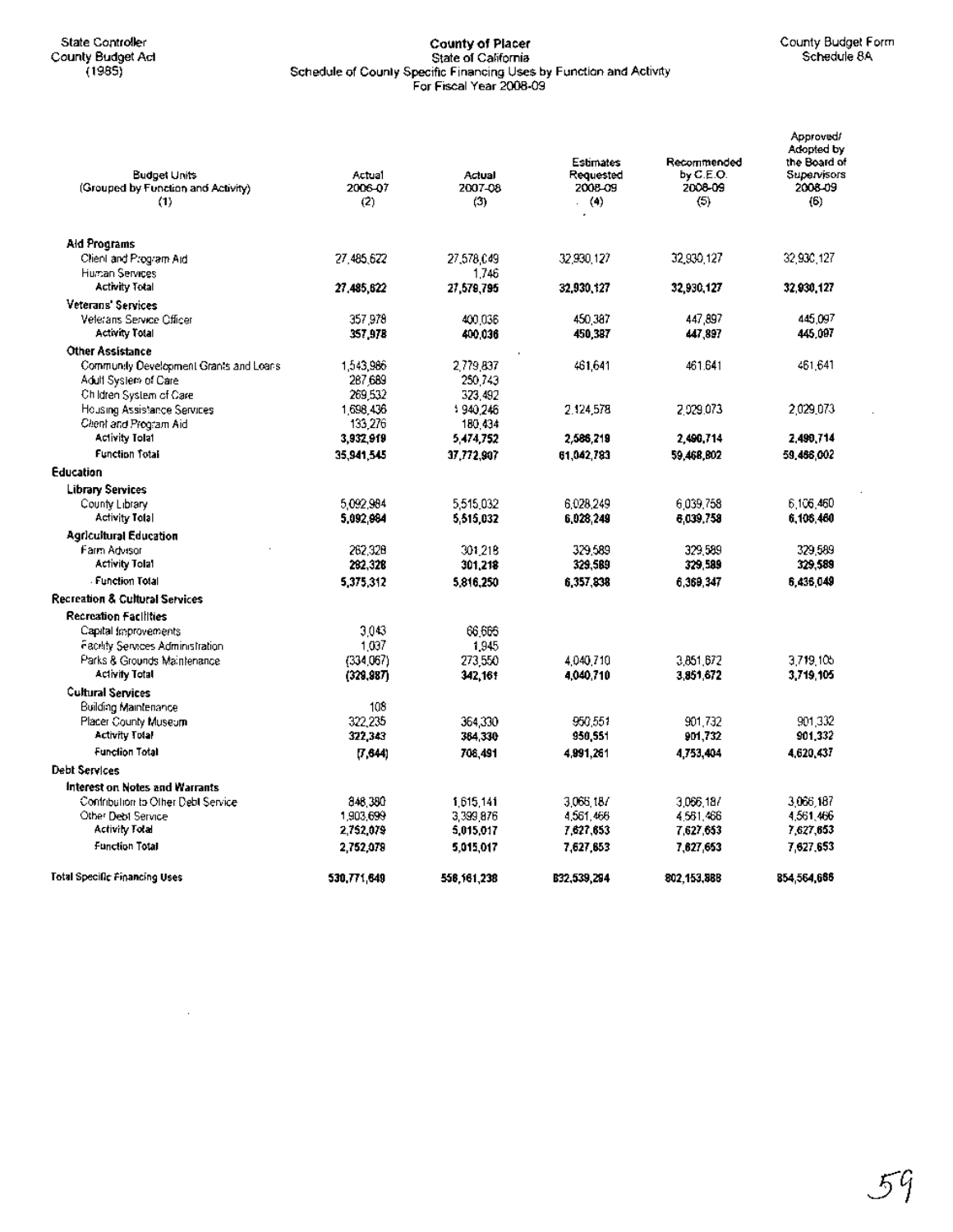State Controller
County Budget Act
(1985)

**County of Placer**
State of California
Schedule of County Specific Financing Uses by Function and Activity
For Fiscal Year 2008-09

County Budget Form
Schedule 8A

| Budget Units (Grouped by Function and Activity) (1) | Actual 2006-07 (2) | Actual 2007-08 (3) | Estimates Requested 2008-09 (4) | Recommended by C.E.O. 2008-09 (5) | Approved/ Adopted by the Board of Supervisors 2008-09 (6) |
|---|---|---|---|---|---|
| **Aid Programs** | | | | | |
| Client and Program Aid | 27,485,622 | 27,578,049 | 32,930,127 | 32,930,127 | 32,930,127 |
| Human Services | | 1,746 | | | |
| **Activity Total** | **27,485,622** | **27,579,795** | **32,930,127** | **32,930,127** | **32,930,127** |
| **Veterans' Services** | | | | | |
| Veterans Service Officer | 357,978 | 400,036 | 450,387 | 447,897 | 445,097 |
| **Activity Total** | **357,978** | **400,036** | **450,387** | **447,897** | **445,097** |
| **Other Assistance** | | | | | |
| Community Development Grants and Loans | 1,543,986 | 2,779,837 | 461,641 | 461,641 | 461,641 |
| Adult System of Care | 287,689 | 250,743 | | | |
| Children System of Care | 269,532 | 323,492 | | | |
| Housing Assistance Services | 1,698,436 | 1,940,246 | 2,124,578 | 2,029,073 | 2,029,073 |
| Client and Program Aid | 133,276 | 180,434 | | | |
| **Activity Total** | **3,932,919** | **5,474,752** | **2,586,219** | **2,490,714** | **2,490,714** |
| **Function Total** | **35,941,545** | **37,772,907** | **61,042,783** | **59,468,802** | **59,466,002** |
| **Education** | | | | | |
| **Library Services** | | | | | |
| County Library | 5,092,984 | 5,515,032 | 6,028,249 | 6,039,758 | 6,106,460 |
| **Activity Total** | **5,092,984** | **5,515,032** | **6,028,249** | **6,039,758** | **6,106,460** |
| **Agricultural Education** | | | | | |
| Farm Advisor | 282,328 | 301,218 | 329,589 | 329,589 | 329,589 |
| **Activity Total** | **282,328** | **301,218** | **329,589** | **329,589** | **329,589** |
| **Function Total** | **5,375,312** | **5,816,250** | **6,357,838** | **6,369,347** | **6,436,049** |
| **Recreation & Cultural Services** | | | | | |
| **Recreation Facilities** | | | | | |
| Capital Improvements | 3,043 | 66,666 | | | |
| Facility Services Administration | 1,037 | 1,945 | | | |
| Parks & Grounds Maintenance | (334,067) | 273,550 | 4,040,710 | 3,851,672 | 3,719,105 |
| **Activity Total** | **(329,987)** | **342,161** | **4,040,710** | **3,851,672** | **3,719,105** |
| **Cultural Services** | | | | | |
| Building Maintenance | 108 | | | | |
| Placer County Museum | 322,235 | 364,330 | 950,551 | 901,732 | 901,332 |
| **Activity Total** | **322,343** | **364,330** | **950,551** | **901,732** | **901,332** |
| **Function Total** | **(7,644)** | **706,491** | **4,991,261** | **4,753,404** | **4,620,437** |
| **Debt Services** | | | | | |
| **Interest on Notes and Warrants** | | | | | |
| Contribution to Other Debt Service | 848,380 | 1,615,141 | 3,066,187 | 3,066,187 | 3,066,187 |
| Other Debt Service | 1,903,699 | 3,399,876 | 4,561,466 | 4,561,466 | 4,561,466 |
| **Activity Total** | **2,752,079** | **5,015,017** | **7,627,653** | **7,627,653** | **7,627,653** |
| **Function Total** | **2,752,079** | **5,015,017** | **7,627,653** | **7,627,653** | **7,627,653** |
| **Total Specific Financing Uses** | **530,771,649** | **556,161,238** | **832,539,294** | **802,153,888** | **854,564,686** |